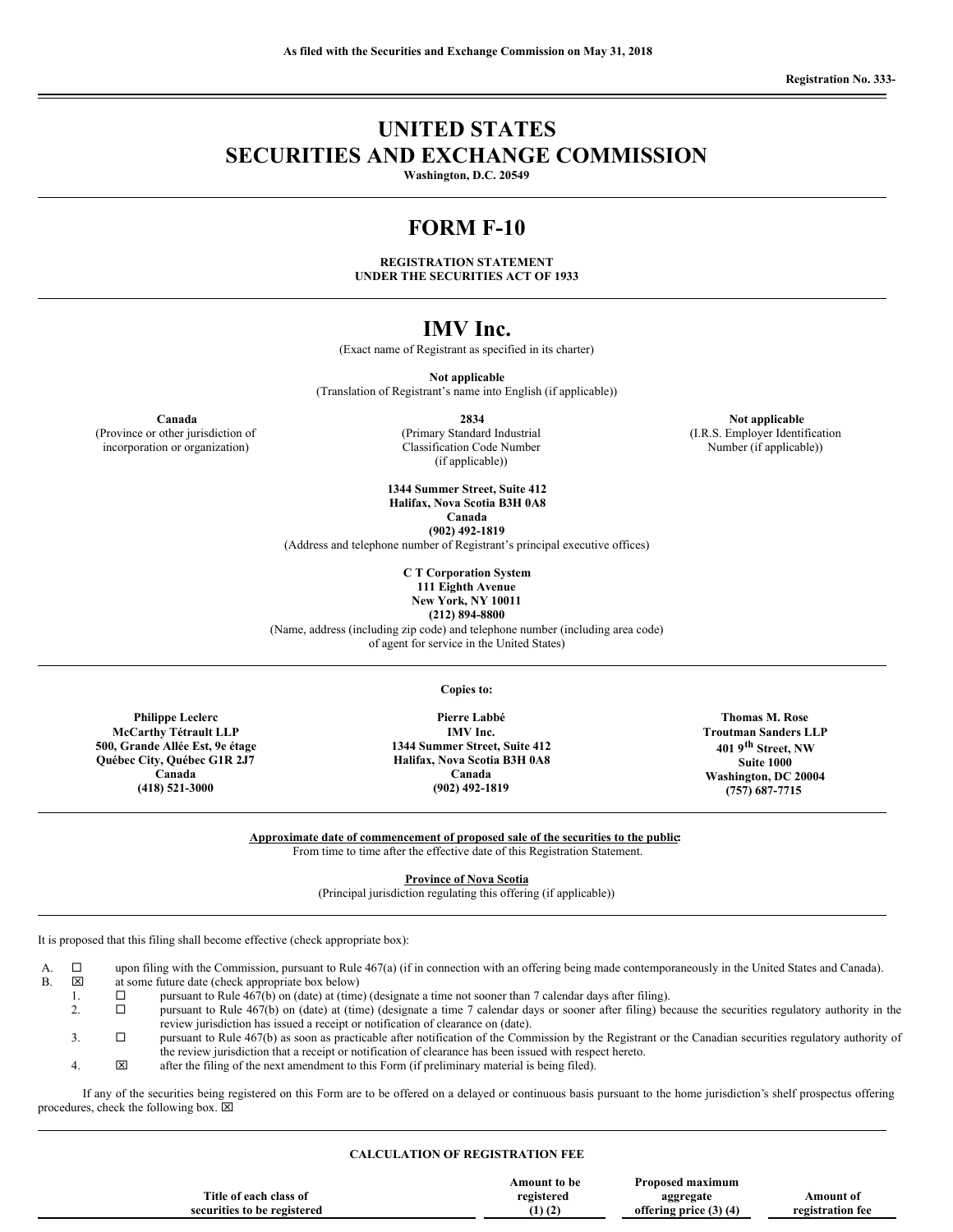As filed with the Securities and Exchange Commission on May 31, 2018

Registration No. 333-

# UNITED STATES
# SECURITIES AND EXCHANGE COMMISSION

**Washington, D.C. 20549**

# FORM F-10

**REGISTRATION STATEMENT**
**UNDER THE SECURITIES ACT OF 1933**

# IMV Inc.

(Exact name of Registrant as specified in its charter)

**Not applicable**
(Translation of Registrant's name into English (if applicable))

| **Canada** | **2834** | **Not applicable** |
|---|---|---|
| (Province or other jurisdiction of incorporation or organization) | (Primary Standard Industrial Classification Code Number (if applicable)) | (I.R.S. Employer Identification Number (if applicable)) |

**1344 Summer Street, Suite 412**
**Halifax, Nova Scotia B3H 0A8**
**Canada**
**(902) 492-1819**
(Address and telephone number of Registrant's principal executive offices)

**C T Corporation System**
**111 Eighth Avenue**
**New York, NY 10011**
**(212) 894-8800**
(Name, address (including zip code) and telephone number (including area code) of agent for service in the United States)

**Copies to:**

| Philippe Leclerc | Pierre Labbé | Thomas M. Rose |
|---|---|---|
| McCarthy Tétrault LLP | IMV Inc. | Troutman Sanders LLP |
| 500, Grande Allée Est, 9e étage | 1344 Summer Street, Suite 412 | 401 9th Street, NW |
| Québec City, Québec G1R 2J7 | Halifax, Nova Scotia B3H 0A8 | Suite 1000 |
| Canada | Canada | Washington, DC 20004 |
| (418) 521-3000 | (902) 492-1819 | (757) 687-7715 |

**Approximate date of commencement of proposed sale of the securities to the public:**
From time to time after the effective date of this Registration Statement.

**Province of Nova Scotia**
(Principal jurisdiction regulating this offering (if applicable))

It is proposed that this filing shall become effective (check appropriate box):

A. ☐ upon filing with the Commission, pursuant to Rule 467(a) (if in connection with an offering being made contemporaneously in the United States and Canada).

B. ☒ at some future date (check appropriate box below)

1. ☐ pursuant to Rule 467(b) on (date) at (time) (designate a time not sooner than 7 calendar days after filing).
2. ☐ pursuant to Rule 467(b) on (date) at (time) (designate a time 7 calendar days or sooner after filing) because the securities regulatory authority in the review jurisdiction has issued a receipt or notification of clearance on (date).
3. ☐ pursuant to Rule 467(b) as soon as practicable after notification of the Commission by the Registrant or the Canadian securities regulatory authority of the review jurisdiction that a receipt or notification of clearance has been issued with respect hereto.
4. ☒ after the filing of the next amendment to this Form (if preliminary material is being filed).

If any of the securities being registered on this Form are to be offered on a delayed or continuous basis pursuant to the home jurisdiction's shelf prospectus offering procedures, check the following box. ☒

**CALCULATION OF REGISTRATION FEE**

| Title of each class of securities to be registered | Amount to be registered (1) (2) | Proposed maximum aggregate offering price (3) (4) | Amount of registration fee |
|---|---|---|---|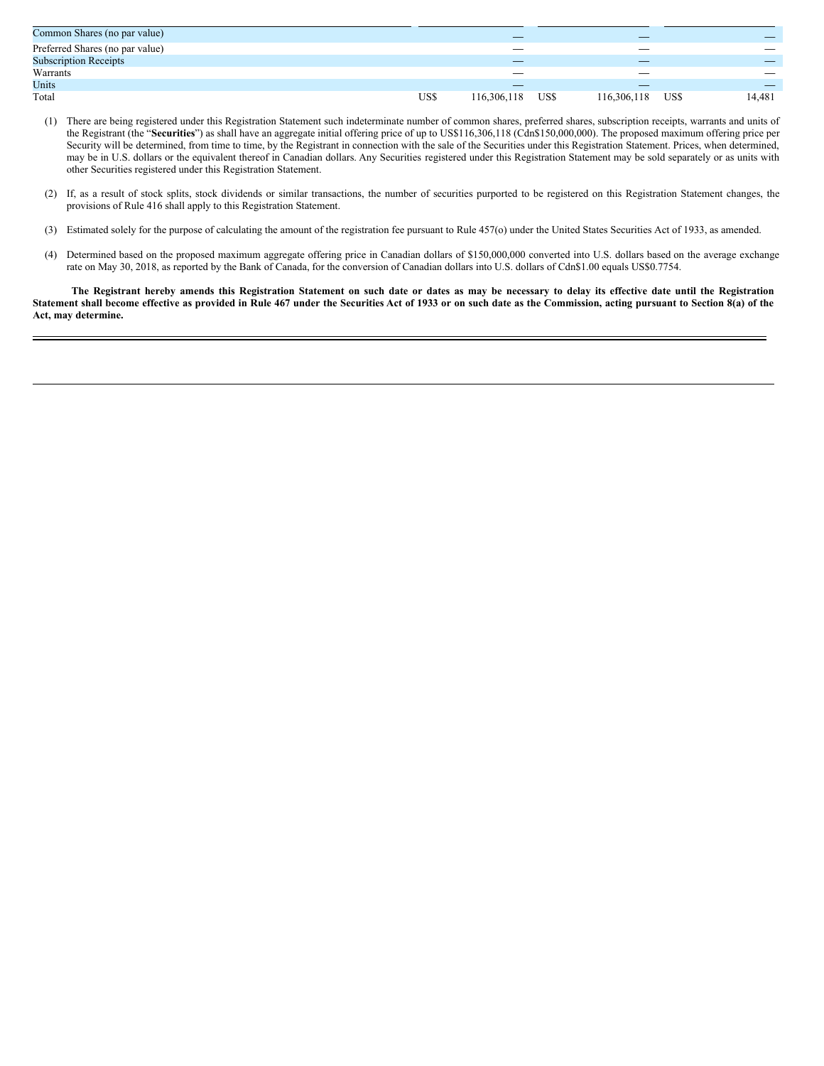| | | | |
|---|---|---|---|
| Common Shares (no par value) | — | — | — |
| Preferred Shares (no par value) | — | — | — |
| Subscription Receipts | — | — | — |
| Warrants | — | — | — |
| Units | — | — | — |
| Total | US$ 116,306,118 | US$ 116,306,118 | US$ 14,481 |

(1) There are being registered under this Registration Statement such indeterminate number of common shares, preferred shares, subscription receipts, warrants and units of the Registrant (the "**Securities**") as shall have an aggregate initial offering price of up to US$116,306,118 (Cdn$150,000,000). The proposed maximum offering price per Security will be determined, from time to time, by the Registrant in connection with the sale of the Securities under this Registration Statement. Prices, when determined, may be in U.S. dollars or the equivalent thereof in Canadian dollars. Any Securities registered under this Registration Statement may be sold separately or as units with other Securities registered under this Registration Statement.

(2) If, as a result of stock splits, stock dividends or similar transactions, the number of securities purported to be registered on this Registration Statement changes, the provisions of Rule 416 shall apply to this Registration Statement.

(3) Estimated solely for the purpose of calculating the amount of the registration fee pursuant to Rule 457(o) under the United States Securities Act of 1933, as amended.

(4) Determined based on the proposed maximum aggregate offering price in Canadian dollars of $150,000,000 converted into U.S. dollars based on the average exchange rate on May 30, 2018, as reported by the Bank of Canada, for the conversion of Canadian dollars into U.S. dollars of Cdn$1.00 equals US$0.7754.

**The Registrant hereby amends this Registration Statement on such date or dates as may be necessary to delay its effective date until the Registration Statement shall become effective as provided in Rule 467 under the Securities Act of 1933 or on such date as the Commission, acting pursuant to Section 8(a) of the Act, may determine.**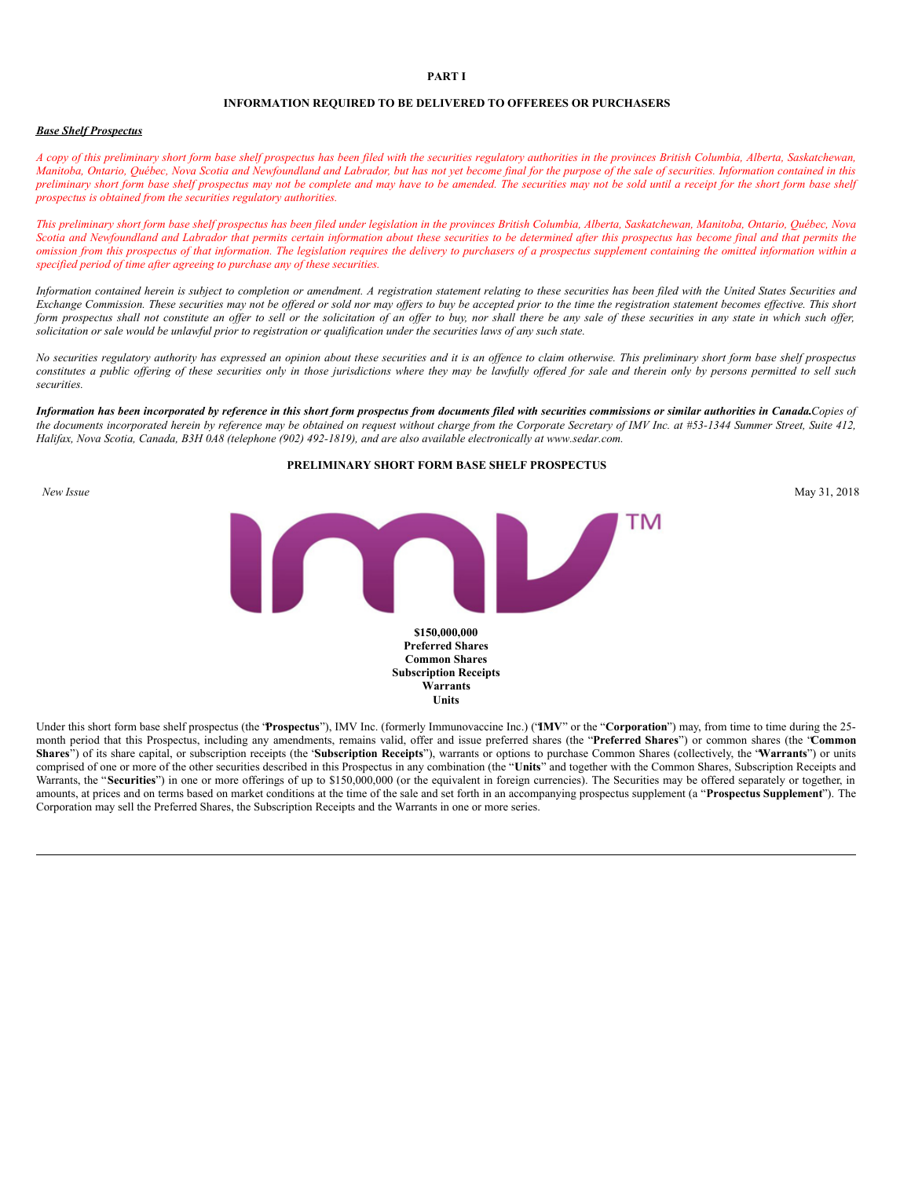**PART I**

**INFORMATION REQUIRED TO BE DELIVERED TO OFFEREES OR PURCHASERS**

***Base Shelf Prospectus***

*A copy of this preliminary short form base shelf prospectus has been filed with the securities regulatory authorities in the provinces British Columbia, Alberta, Saskatchewan, Manitoba, Ontario, Québec, Nova Scotia and Newfoundland and Labrador, but has not yet become final for the purpose of the sale of securities. Information contained in this preliminary short form base shelf prospectus may not be complete and may have to be amended. The securities may not be sold until a receipt for the short form base shelf prospectus is obtained from the securities regulatory authorities.*

*This preliminary short form base shelf prospectus has been filed under legislation in the provinces British Columbia, Alberta, Saskatchewan, Manitoba, Ontario, Québec, Nova Scotia and Newfoundland and Labrador that permits certain information about these securities to be determined after this prospectus has become final and that permits the omission from this prospectus of that information. The legislation requires the delivery to purchasers of a prospectus supplement containing the omitted information within a specified period of time after agreeing to purchase any of these securities.*

*Information contained herein is subject to completion or amendment. A registration statement relating to these securities has been filed with the United States Securities and Exchange Commission. These securities may not be offered or sold nor may offers to buy be accepted prior to the time the registration statement becomes effective. This short form prospectus shall not constitute an offer to sell or the solicitation of an offer to buy, nor shall there be any sale of these securities in any state in which such offer, solicitation or sale would be unlawful prior to registration or qualification under the securities laws of any such state.*

*No securities regulatory authority has expressed an opinion about these securities and it is an offence to claim otherwise. This preliminary short form base shelf prospectus constitutes a public offering of these securities only in those jurisdictions where they may be lawfully offered for sale and therein only by persons permitted to sell such securities.*

***Information has been incorporated by reference in this short form prospectus from documents filed with securities commissions or similar authorities in Canada.****Copies of the documents incorporated herein by reference may be obtained on request without charge from the Corporate Secretary of IMV Inc. at #53-1344 Summer Street, Suite 412, Halifax, Nova Scotia, Canada, B3H 0A8 (telephone (902) 492-1819), and are also available electronically at www.sedar.com.*

**PRELIMINARY SHORT FORM BASE SHELF PROSPECTUS**

*New Issue* May 31, 2018

IMV™

**$150,000,000**
**Preferred Shares**
**Common Shares**
**Subscription Receipts**
**Warrants**
**Units**

Under this short form base shelf prospectus (the "**Prospectus**"), IMV Inc. (formerly Immunovaccine Inc.) ("**IMV**" or the "**Corporation**") may, from time to time during the 25-month period that this Prospectus, including any amendments, remains valid, offer and issue preferred shares (the "**Preferred Shares**") or common shares (the "**Common Shares**") of its share capital, or subscription receipts (the "**Subscription Receipts**"), warrants or options to purchase Common Shares (collectively, the "**Warrants**") or units comprised of one or more of the other securities described in this Prospectus in any combination (the "**Units**" and together with the Common Shares, Subscription Receipts and Warrants, the "**Securities**") in one or more offerings of up to $150,000,000 (or the equivalent in foreign currencies). The Securities may be offered separately or together, in amounts, at prices and on terms based on market conditions at the time of the sale and set forth in an accompanying prospectus supplement (a "**Prospectus Supplement**"). The Corporation may sell the Preferred Shares, the Subscription Receipts and the Warrants in one or more series.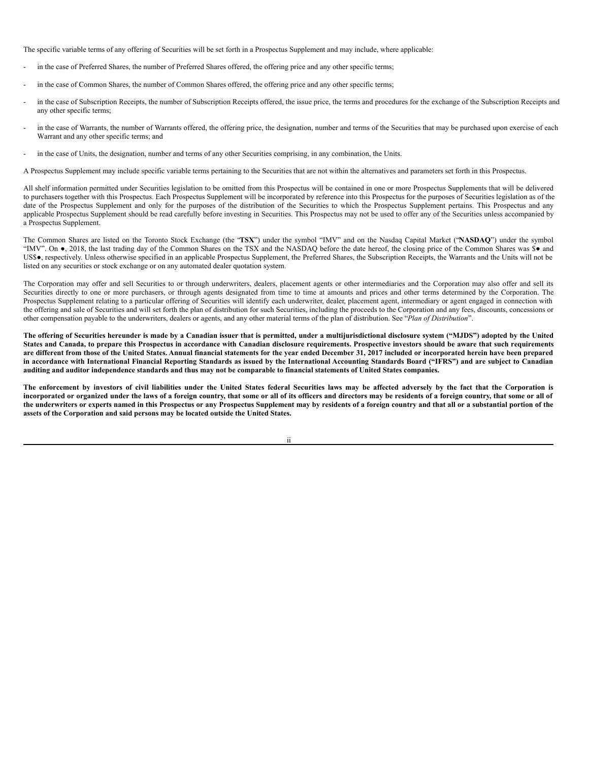The specific variable terms of any offering of Securities will be set forth in a Prospectus Supplement and may include, where applicable:

- in the case of Preferred Shares, the number of Preferred Shares offered, the offering price and any other specific terms;
- in the case of Common Shares, the number of Common Shares offered, the offering price and any other specific terms;
- in the case of Subscription Receipts, the number of Subscription Receipts offered, the issue price, the terms and procedures for the exchange of the Subscription Receipts and any other specific terms;
- in the case of Warrants, the number of Warrants offered, the offering price, the designation, number and terms of the Securities that may be purchased upon exercise of each Warrant and any other specific terms; and
- in the case of Units, the designation, number and terms of any other Securities comprising, in any combination, the Units.

A Prospectus Supplement may include specific variable terms pertaining to the Securities that are not within the alternatives and parameters set forth in this Prospectus.

All shelf information permitted under Securities legislation to be omitted from this Prospectus will be contained in one or more Prospectus Supplements that will be delivered to purchasers together with this Prospectus. Each Prospectus Supplement will be incorporated by reference into this Prospectus for the purposes of Securities legislation as of the date of the Prospectus Supplement and only for the purposes of the distribution of the Securities to which the Prospectus Supplement pertains. This Prospectus and any applicable Prospectus Supplement should be read carefully before investing in Securities. This Prospectus may not be used to offer any of the Securities unless accompanied by a Prospectus Supplement.

The Common Shares are listed on the Toronto Stock Exchange (the "**TSX**") under the symbol "IMV" and on the Nasdaq Capital Market ("**NASDAQ**") under the symbol "IMV". On ●, 2018, the last trading day of the Common Shares on the TSX and the NASDAQ before the date hereof, the closing price of the Common Shares was $● and US$●, respectively. Unless otherwise specified in an applicable Prospectus Supplement, the Preferred Shares, the Subscription Receipts, the Warrants and the Units will not be listed on any securities or stock exchange or on any automated dealer quotation system.

The Corporation may offer and sell Securities to or through underwriters, dealers, placement agents or other intermediaries and the Corporation may also offer and sell its Securities directly to one or more purchasers, or through agents designated from time to time at amounts and prices and other terms determined by the Corporation. The Prospectus Supplement relating to a particular offering of Securities will identify each underwriter, dealer, placement agent, intermediary or agent engaged in connection with the offering and sale of Securities and will set forth the plan of distribution for such Securities, including the proceeds to the Corporation and any fees, discounts, concessions or other compensation payable to the underwriters, dealers or agents, and any other material terms of the plan of distribution. See "*Plan of Distribution*".

**The offering of Securities hereunder is made by a Canadian issuer that is permitted, under a multijurisdictional disclosure system ("MJDS") adopted by the United States and Canada, to prepare this Prospectus in accordance with Canadian disclosure requirements. Prospective investors should be aware that such requirements are different from those of the United States. Annual financial statements for the year ended December 31, 2017 included or incorporated herein have been prepared in accordance with International Financial Reporting Standards as issued by the International Accounting Standards Board ("IFRS") and are subject to Canadian auditing and auditor independence standards and thus may not be comparable to financial statements of United States companies.**

**The enforcement by investors of civil liabilities under the United States federal Securities laws may be affected adversely by the fact that the Corporation is incorporated or organized under the laws of a foreign country, that some or all of its officers and directors may be residents of a foreign country, that some or all of the underwriters or experts named in this Prospectus or any Prospectus Supplement may by residents of a foreign country and that all or a substantial portion of the assets of the Corporation and said persons may be located outside the United States.**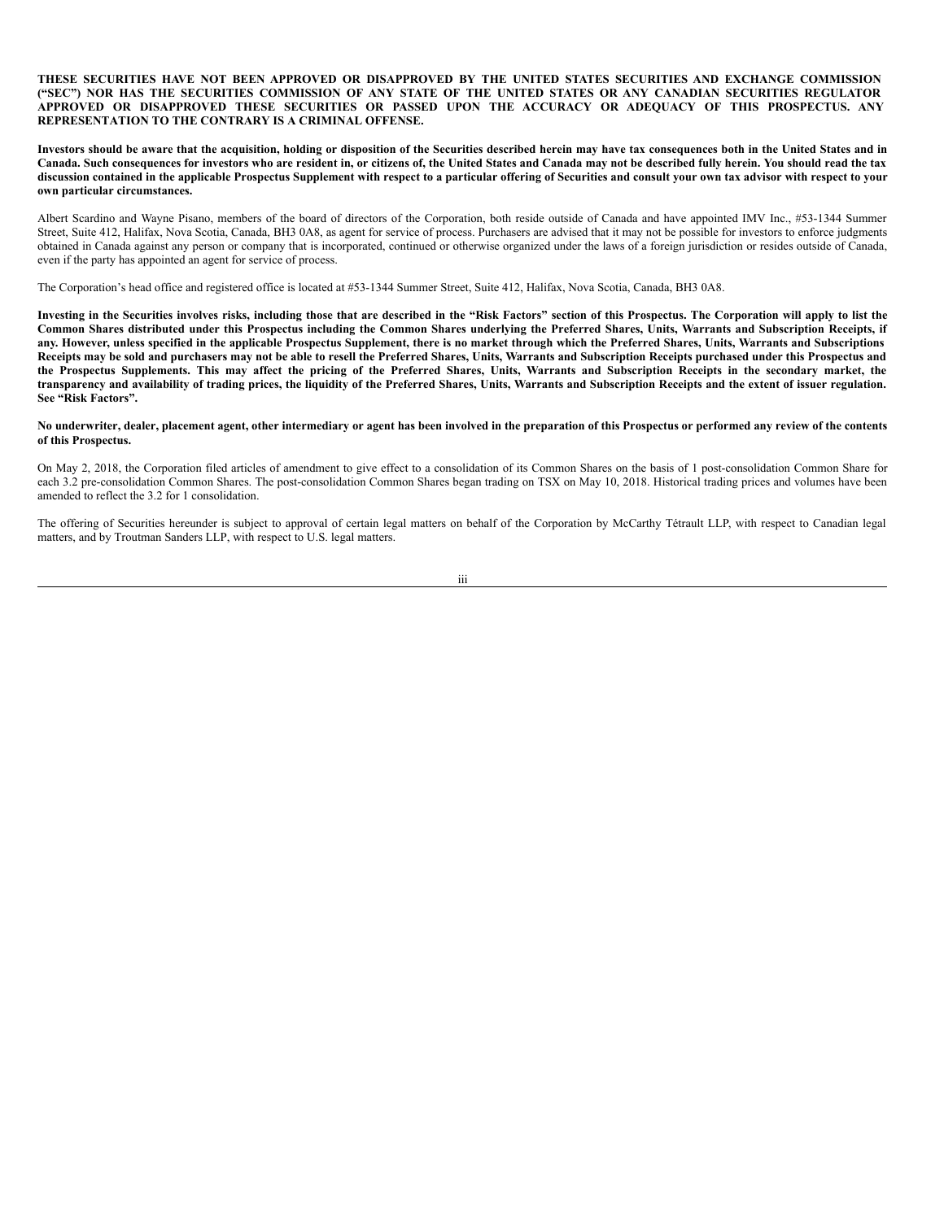**THESE SECURITIES HAVE NOT BEEN APPROVED OR DISAPPROVED BY THE UNITED STATES SECURITIES AND EXCHANGE COMMISSION ("SEC") NOR HAS THE SECURITIES COMMISSION OF ANY STATE OF THE UNITED STATES OR ANY CANADIAN SECURITIES REGULATOR APPROVED OR DISAPPROVED THESE SECURITIES OR PASSED UPON THE ACCURACY OR ADEQUACY OF THIS PROSPECTUS. ANY REPRESENTATION TO THE CONTRARY IS A CRIMINAL OFFENSE.**

**Investors should be aware that the acquisition, holding or disposition of the Securities described herein may have tax consequences both in the United States and in Canada. Such consequences for investors who are resident in, or citizens of, the United States and Canada may not be described fully herein. You should read the tax discussion contained in the applicable Prospectus Supplement with respect to a particular offering of Securities and consult your own tax advisor with respect to your own particular circumstances.**

Albert Scardino and Wayne Pisano, members of the board of directors of the Corporation, both reside outside of Canada and have appointed IMV Inc., #53-1344 Summer Street, Suite 412, Halifax, Nova Scotia, Canada, BH3 0A8, as agent for service of process. Purchasers are advised that it may not be possible for investors to enforce judgments obtained in Canada against any person or company that is incorporated, continued or otherwise organized under the laws of a foreign jurisdiction or resides outside of Canada, even if the party has appointed an agent for service of process.

The Corporation's head office and registered office is located at #53-1344 Summer Street, Suite 412, Halifax, Nova Scotia, Canada, BH3 0A8.

**Investing in the Securities involves risks, including those that are described in the "Risk Factors" section of this Prospectus. The Corporation will apply to list the Common Shares distributed under this Prospectus including the Common Shares underlying the Preferred Shares, Units, Warrants and Subscription Receipts, if any. However, unless specified in the applicable Prospectus Supplement, there is no market through which the Preferred Shares, Units, Warrants and Subscriptions Receipts may be sold and purchasers may not be able to resell the Preferred Shares, Units, Warrants and Subscription Receipts purchased under this Prospectus and the Prospectus Supplements. This may affect the pricing of the Preferred Shares, Units, Warrants and Subscription Receipts in the secondary market, the transparency and availability of trading prices, the liquidity of the Preferred Shares, Units, Warrants and Subscription Receipts and the extent of issuer regulation. See "Risk Factors".**

**No underwriter, dealer, placement agent, other intermediary or agent has been involved in the preparation of this Prospectus or performed any review of the contents of this Prospectus.**

On May 2, 2018, the Corporation filed articles of amendment to give effect to a consolidation of its Common Shares on the basis of 1 post-consolidation Common Share for each 3.2 pre-consolidation Common Shares. The post-consolidation Common Shares began trading on TSX on May 10, 2018. Historical trading prices and volumes have been amended to reflect the 3.2 for 1 consolidation.

The offering of Securities hereunder is subject to approval of certain legal matters on behalf of the Corporation by McCarthy Tétrault LLP, with respect to Canadian legal matters, and by Troutman Sanders LLP, with respect to U.S. legal matters.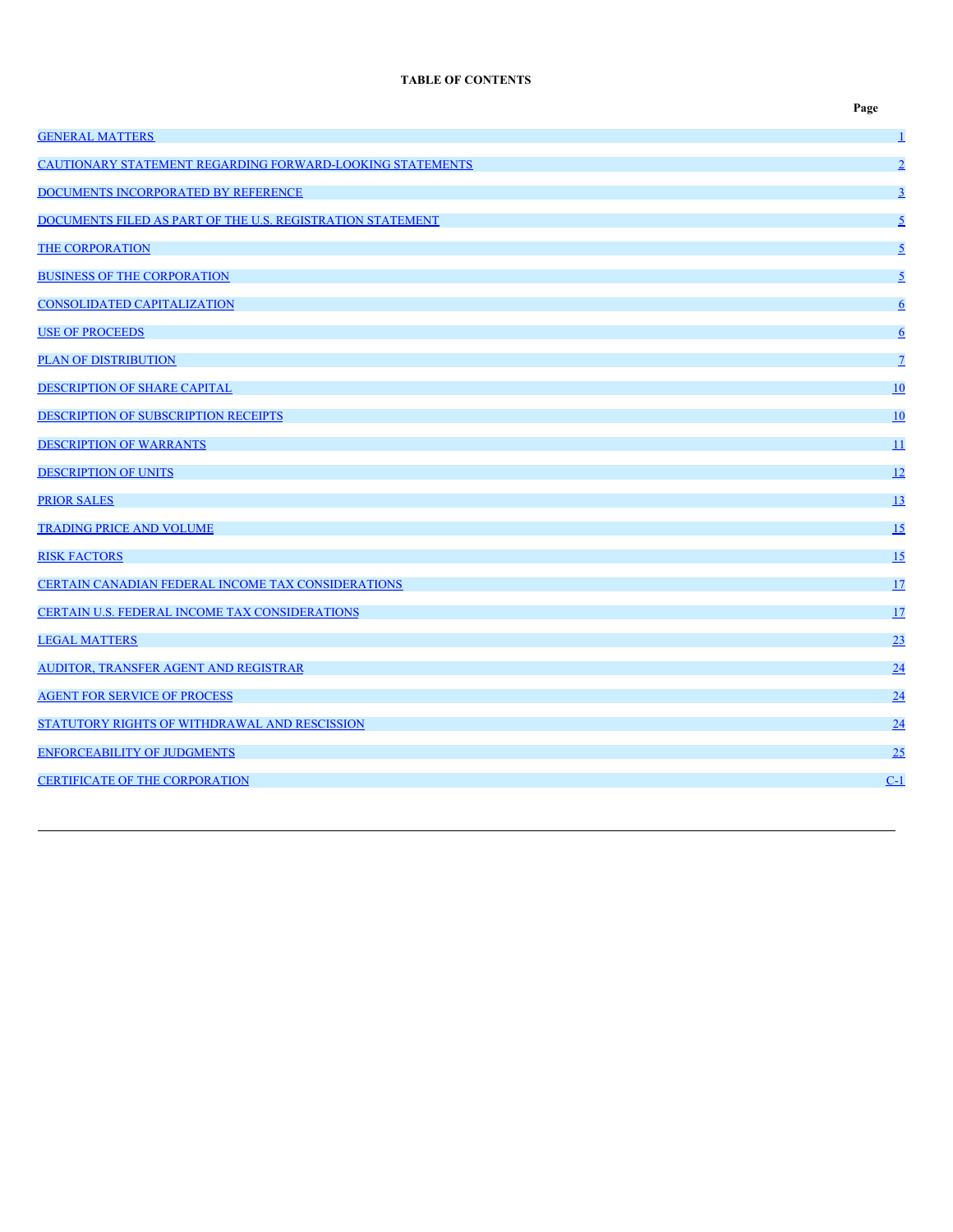**TABLE OF CONTENTS**

| | Page |
|---|---|
| GENERAL MATTERS | 1 |
| CAUTIONARY STATEMENT REGARDING FORWARD-LOOKING STATEMENTS | 2 |
| DOCUMENTS INCORPORATED BY REFERENCE | 3 |
| DOCUMENTS FILED AS PART OF THE U.S. REGISTRATION STATEMENT | 5 |
| THE CORPORATION | 5 |
| BUSINESS OF THE CORPORATION | 5 |
| CONSOLIDATED CAPITALIZATION | 6 |
| USE OF PROCEEDS | 6 |
| PLAN OF DISTRIBUTION | 7 |
| DESCRIPTION OF SHARE CAPITAL | 10 |
| DESCRIPTION OF SUBSCRIPTION RECEIPTS | 10 |
| DESCRIPTION OF WARRANTS | 11 |
| DESCRIPTION OF UNITS | 12 |
| PRIOR SALES | 13 |
| TRADING PRICE AND VOLUME | 15 |
| RISK FACTORS | 15 |
| CERTAIN CANADIAN FEDERAL INCOME TAX CONSIDERATIONS | 17 |
| CERTAIN U.S. FEDERAL INCOME TAX CONSIDERATIONS | 17 |
| LEGAL MATTERS | 23 |
| AUDITOR, TRANSFER AGENT AND REGISTRAR | 24 |
| AGENT FOR SERVICE OF PROCESS | 24 |
| STATUTORY RIGHTS OF WITHDRAWAL AND RESCISSION | 24 |
| ENFORCEABILITY OF JUDGMENTS | 25 |
| CERTIFICATE OF THE CORPORATION | C-1 |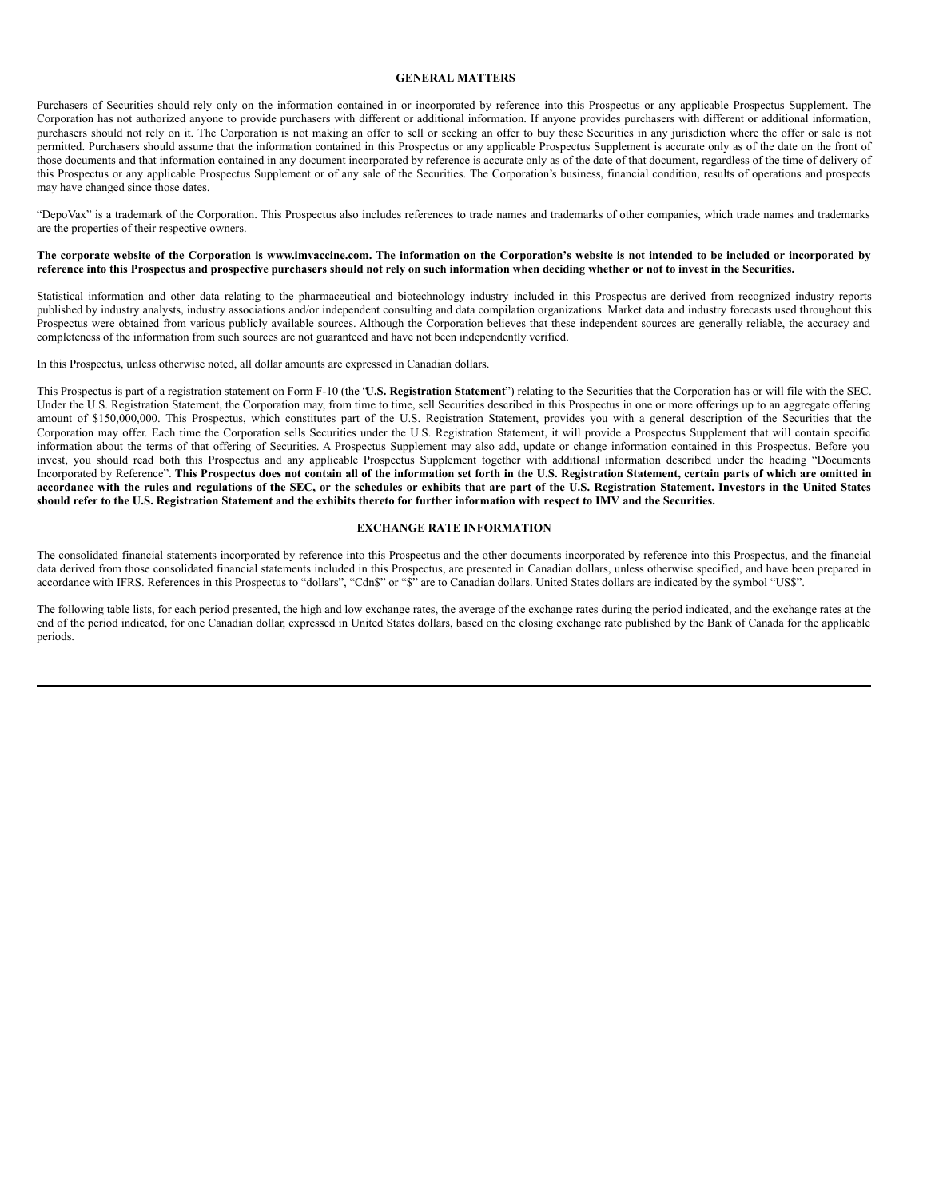## GENERAL MATTERS

Purchasers of Securities should rely only on the information contained in or incorporated by reference into this Prospectus or any applicable Prospectus Supplement. The Corporation has not authorized anyone to provide purchasers with different or additional information. If anyone provides purchasers with different or additional information, purchasers should not rely on it. The Corporation is not making an offer to sell or seeking an offer to buy these Securities in any jurisdiction where the offer or sale is not permitted. Purchasers should assume that the information contained in this Prospectus or any applicable Prospectus Supplement is accurate only as of the date on the front of those documents and that information contained in any document incorporated by reference is accurate only as of the date of that document, regardless of the time of delivery of this Prospectus or any applicable Prospectus Supplement or of any sale of the Securities. The Corporation's business, financial condition, results of operations and prospects may have changed since those dates.

"DepoVax" is a trademark of the Corporation. This Prospectus also includes references to trade names and trademarks of other companies, which trade names and trademarks are the properties of their respective owners.

**The corporate website of the Corporation is www.imvaccine.com. The information on the Corporation's website is not intended to be included or incorporated by reference into this Prospectus and prospective purchasers should not rely on such information when deciding whether or not to invest in the Securities.**

Statistical information and other data relating to the pharmaceutical and biotechnology industry included in this Prospectus are derived from recognized industry reports published by industry analysts, industry associations and/or independent consulting and data compilation organizations. Market data and industry forecasts used throughout this Prospectus were obtained from various publicly available sources. Although the Corporation believes that these independent sources are generally reliable, the accuracy and completeness of the information from such sources are not guaranteed and have not been independently verified.

In this Prospectus, unless otherwise noted, all dollar amounts are expressed in Canadian dollars.

This Prospectus is part of a registration statement on Form F-10 (the '**U.S. Registration Statement**") relating to the Securities that the Corporation has or will file with the SEC. Under the U.S. Registration Statement, the Corporation may, from time to time, sell Securities described in this Prospectus in one or more offerings up to an aggregate offering amount of $150,000,000. This Prospectus, which constitutes part of the U.S. Registration Statement, provides you with a general description of the Securities that the Corporation may offer. Each time the Corporation sells Securities under the U.S. Registration Statement, it will provide a Prospectus Supplement that will contain specific information about the terms of that offering of Securities. A Prospectus Supplement may also add, update or change information contained in this Prospectus. Before you invest, you should read both this Prospectus and any applicable Prospectus Supplement together with additional information described under the heading "Documents Incorporated by Reference". **This Prospectus does not contain all of the information set forth in the U.S. Registration Statement, certain parts of which are omitted in accordance with the rules and regulations of the SEC, or the schedules or exhibits that are part of the U.S. Registration Statement. Investors in the United States should refer to the U.S. Registration Statement and the exhibits thereto for further information with respect to IMV and the Securities.**

## EXCHANGE RATE INFORMATION

The consolidated financial statements incorporated by reference into this Prospectus and the other documents incorporated by reference into this Prospectus, and the financial data derived from those consolidated financial statements included in this Prospectus, are presented in Canadian dollars, unless otherwise specified, and have been prepared in accordance with IFRS. References in this Prospectus to "dollars", "Cdn$" or "$" are to Canadian dollars. United States dollars are indicated by the symbol "US$".

The following table lists, for each period presented, the high and low exchange rates, the average of the exchange rates during the period indicated, and the exchange rates at the end of the period indicated, for one Canadian dollar, expressed in United States dollars, based on the closing exchange rate published by the Bank of Canada for the applicable periods.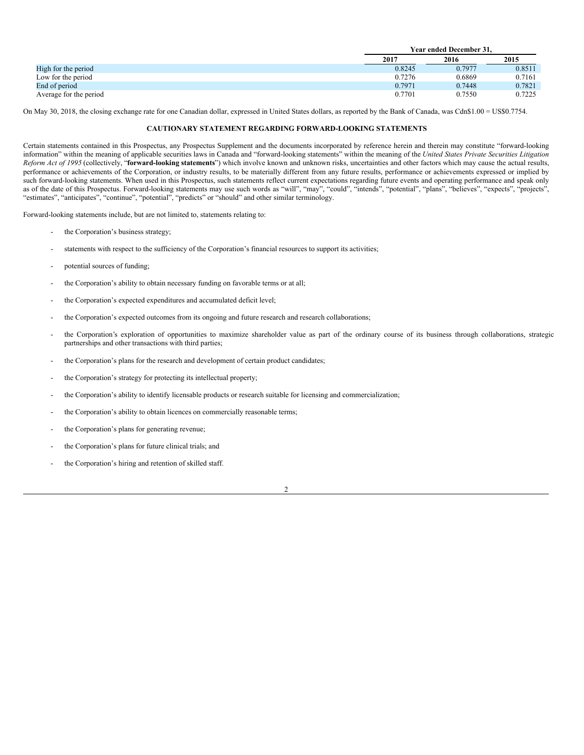| | Year ended December 31, | | |
|---|---|---|---|
| | 2017 | 2016 | 2015 |
| High for the period | 0.8245 | 0.7977 | 0.8511 |
| Low for the period | 0.7276 | 0.6869 | 0.7161 |
| End of period | 0.7971 | 0.7448 | 0.7821 |
| Average for the period | 0.7701 | 0.7550 | 0.7225 |

On May 30, 2018, the closing exchange rate for one Canadian dollar, expressed in United States dollars, as reported by the Bank of Canada, was Cdn$1.00 = US$0.7754.

## CAUTIONARY STATEMENT REGARDING FORWARD-LOOKING STATEMENTS

Certain statements contained in this Prospectus, any Prospectus Supplement and the documents incorporated by reference herein and therein may constitute "forward-looking information" within the meaning of applicable securities laws in Canada and "forward-looking statements" within the meaning of the *United States Private Securities Litigation Reform Act of 1995* (collectively, "**forward-looking statements**") which involve known and unknown risks, uncertainties and other factors which may cause the actual results, performance or achievements of the Corporation, or industry results, to be materially different from any future results, performance or achievements expressed or implied by such forward-looking statements. When used in this Prospectus, such statements reflect current expectations regarding future events and operating performance and speak only as of the date of this Prospectus. Forward-looking statements may use such words as "will", "may", "could", "intends", "potential", "plans", "believes", "expects", "projects", "estimates", "anticipates", "continue", "potential", "predicts" or "should" and other similar terminology.

Forward-looking statements include, but are not limited to, statements relating to:

- the Corporation's business strategy;
- statements with respect to the sufficiency of the Corporation's financial resources to support its activities;
- potential sources of funding;
- the Corporation's ability to obtain necessary funding on favorable terms or at all;
- the Corporation's expected expenditures and accumulated deficit level;
- the Corporation's expected outcomes from its ongoing and future research and research collaborations;
- the Corporation's exploration of opportunities to maximize shareholder value as part of the ordinary course of its business through collaborations, strategic partnerships and other transactions with third parties;
- the Corporation's plans for the research and development of certain product candidates;
- the Corporation's strategy for protecting its intellectual property;
- the Corporation's ability to identify licensable products or research suitable for licensing and commercialization;
- the Corporation's ability to obtain licences on commercially reasonable terms;
- the Corporation's plans for generating revenue;
- the Corporation's plans for future clinical trials; and
- the Corporation's hiring and retention of skilled staff.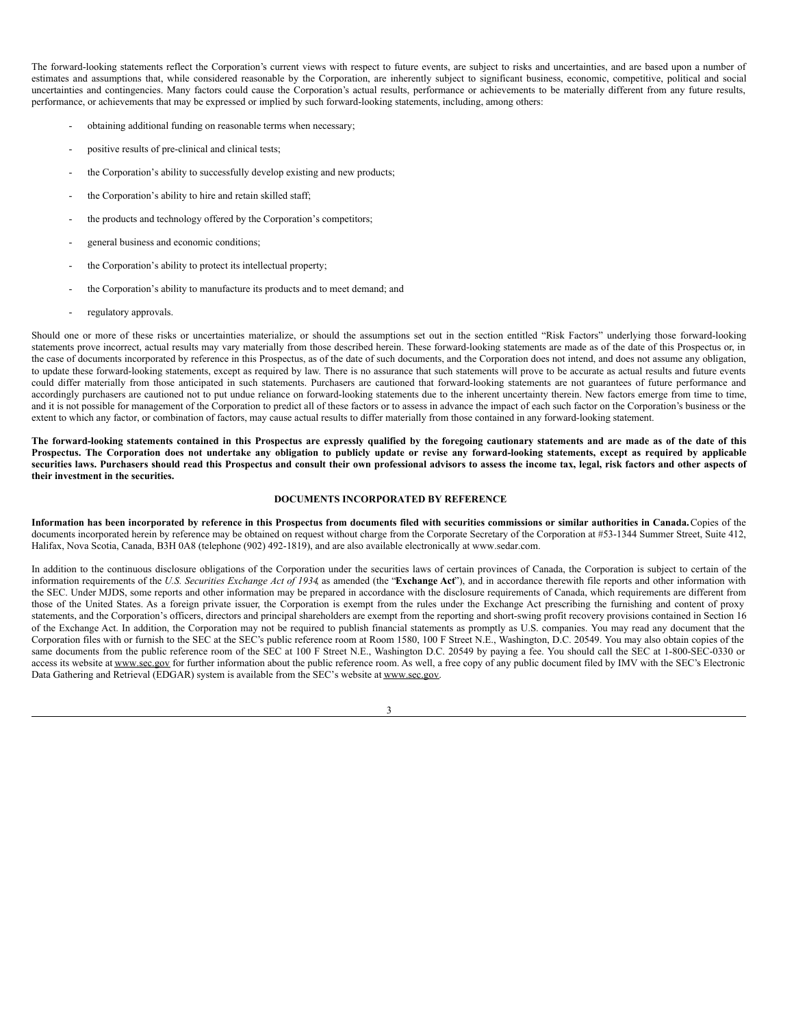The forward-looking statements reflect the Corporation's current views with respect to future events, are subject to risks and uncertainties, and are based upon a number of estimates and assumptions that, while considered reasonable by the Corporation, are inherently subject to significant business, economic, competitive, political and social uncertainties and contingencies. Many factors could cause the Corporation's actual results, performance or achievements to be materially different from any future results, performance, or achievements that may be expressed or implied by such forward-looking statements, including, among others:

- obtaining additional funding on reasonable terms when necessary;
- positive results of pre-clinical and clinical tests;
- the Corporation's ability to successfully develop existing and new products;
- the Corporation's ability to hire and retain skilled staff;
- the products and technology offered by the Corporation's competitors;
- general business and economic conditions;
- the Corporation's ability to protect its intellectual property;
- the Corporation's ability to manufacture its products and to meet demand; and
- regulatory approvals.

Should one or more of these risks or uncertainties materialize, or should the assumptions set out in the section entitled "Risk Factors" underlying those forward-looking statements prove incorrect, actual results may vary materially from those described herein. These forward-looking statements are made as of the date of this Prospectus or, in the case of documents incorporated by reference in this Prospectus, as of the date of such documents, and the Corporation does not intend, and does not assume any obligation, to update these forward-looking statements, except as required by law. There is no assurance that such statements will prove to be accurate as actual results and future events could differ materially from those anticipated in such statements. Purchasers are cautioned that forward-looking statements are not guarantees of future performance and accordingly purchasers are cautioned not to put undue reliance on forward-looking statements due to the inherent uncertainty therein. New factors emerge from time to time, and it is not possible for management of the Corporation to predict all of these factors or to assess in advance the impact of each such factor on the Corporation's business or the extent to which any factor, or combination of factors, may cause actual results to differ materially from those contained in any forward-looking statement.

**The forward-looking statements contained in this Prospectus are expressly qualified by the foregoing cautionary statements and are made as of the date of this Prospectus. The Corporation does not undertake any obligation to publicly update or revise any forward-looking statements, except as required by applicable securities laws. Purchasers should read this Prospectus and consult their own professional advisors to assess the income tax, legal, risk factors and other aspects of their investment in the securities.**

## DOCUMENTS INCORPORATED BY REFERENCE

**Information has been incorporated by reference in this Prospectus from documents filed with securities commissions or similar authorities in Canada.** Copies of the documents incorporated herein by reference may be obtained on request without charge from the Corporate Secretary of the Corporation at #53-1344 Summer Street, Suite 412, Halifax, Nova Scotia, Canada, B3H 0A8 (telephone (902) 492-1819), and are also available electronically at www.sedar.com.

In addition to the continuous disclosure obligations of the Corporation under the securities laws of certain provinces of Canada, the Corporation is subject to certain of the information requirements of the *U.S. Securities Exchange Act of 1934*, as amended (the "**Exchange Act**"), and in accordance therewith file reports and other information with the SEC. Under MJDS, some reports and other information may be prepared in accordance with the disclosure requirements of Canada, which requirements are different from those of the United States. As a foreign private issuer, the Corporation is exempt from the rules under the Exchange Act prescribing the furnishing and content of proxy statements, and the Corporation's officers, directors and principal shareholders are exempt from the reporting and short-swing profit recovery provisions contained in Section 16 of the Exchange Act. In addition, the Corporation may not be required to publish financial statements as promptly as U.S. companies. You may read any document that the Corporation files with or furnish to the SEC at the SEC's public reference room at Room 1580, 100 F Street N.E., Washington, D.C. 20549. You may also obtain copies of the same documents from the public reference room of the SEC at 100 F Street N.E., Washington D.C. 20549 by paying a fee. You should call the SEC at 1-800-SEC-0330 or access its website at www.sec.gov for further information about the public reference room. As well, a free copy of any public document filed by IMV with the SEC's Electronic Data Gathering and Retrieval (EDGAR) system is available from the SEC's website at www.sec.gov.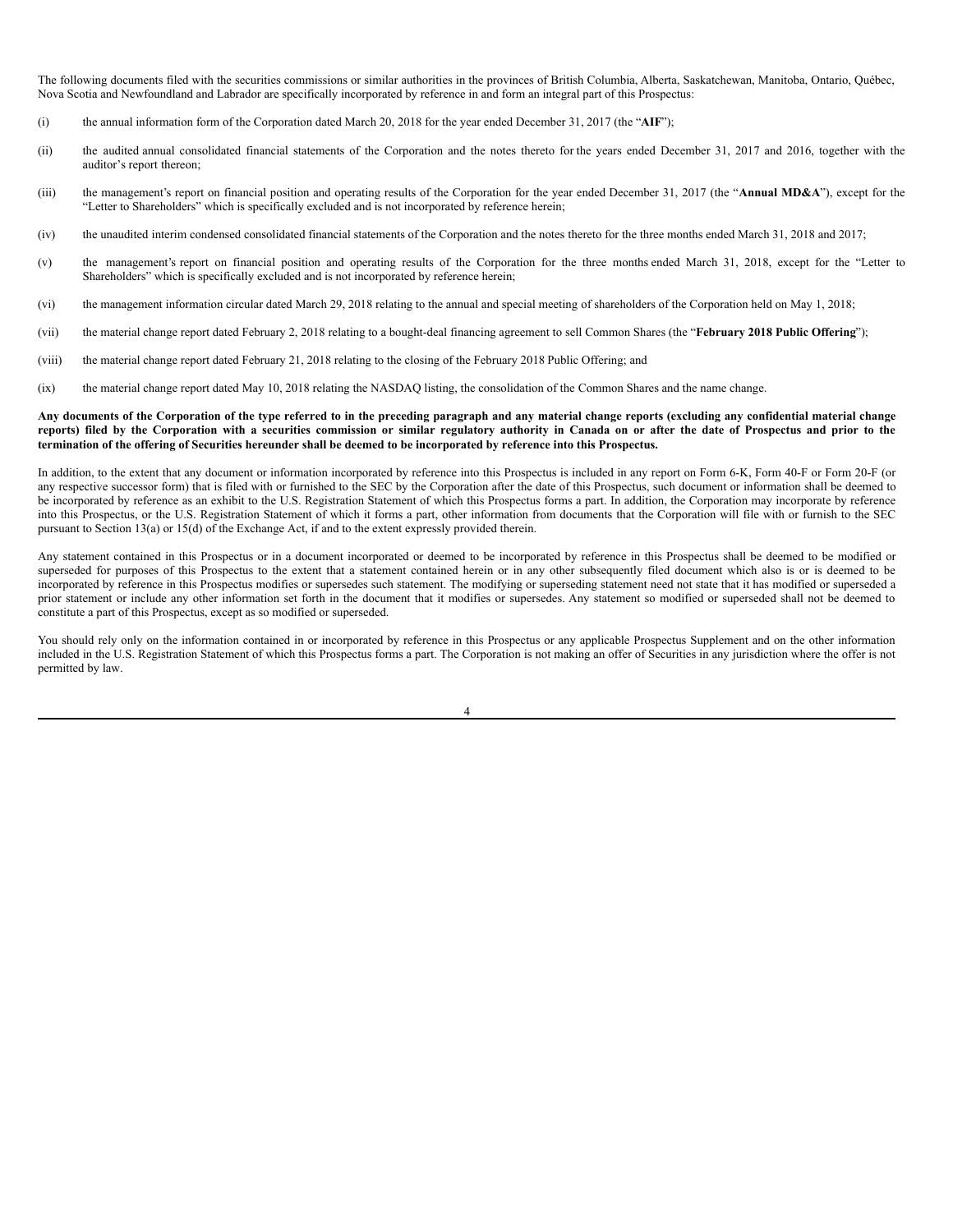The following documents filed with the securities commissions or similar authorities in the provinces of British Columbia, Alberta, Saskatchewan, Manitoba, Ontario, Québec, Nova Scotia and Newfoundland and Labrador are specifically incorporated by reference in and form an integral part of this Prospectus:

(i) the annual information form of the Corporation dated March 20, 2018 for the year ended December 31, 2017 (the "**AIF**");

(ii) the audited annual consolidated financial statements of the Corporation and the notes thereto for the years ended December 31, 2017 and 2016, together with the auditor's report thereon;

(iii) the management's report on financial position and operating results of the Corporation for the year ended December 31, 2017 (the "**Annual MD&A**"), except for the "Letter to Shareholders" which is specifically excluded and is not incorporated by reference herein;

(iv) the unaudited interim condensed consolidated financial statements of the Corporation and the notes thereto for the three months ended March 31, 2018 and 2017;

(v) the management's report on financial position and operating results of the Corporation for the three months ended March 31, 2018, except for the "Letter to Shareholders" which is specifically excluded and is not incorporated by reference herein;

(vi) the management information circular dated March 29, 2018 relating to the annual and special meeting of shareholders of the Corporation held on May 1, 2018;

(vii) the material change report dated February 2, 2018 relating to a bought-deal financing agreement to sell Common Shares (the "**February 2018 Public Offering**");

(viii) the material change report dated February 21, 2018 relating to the closing of the February 2018 Public Offering; and

(ix) the material change report dated May 10, 2018 relating the NASDAQ listing, the consolidation of the Common Shares and the name change.

**Any documents of the Corporation of the type referred to in the preceding paragraph and any material change reports (excluding any confidential material change reports) filed by the Corporation with a securities commission or similar regulatory authority in Canada on or after the date of Prospectus and prior to the termination of the offering of Securities hereunder shall be deemed to be incorporated by reference into this Prospectus.**

In addition, to the extent that any document or information incorporated by reference into this Prospectus is included in any report on Form 6-K, Form 40-F or Form 20-F (or any respective successor form) that is filed with or furnished to the SEC by the Corporation after the date of this Prospectus, such document or information shall be deemed to be incorporated by reference as an exhibit to the U.S. Registration Statement of which this Prospectus forms a part. In addition, the Corporation may incorporate by reference into this Prospectus, or the U.S. Registration Statement of which it forms a part, other information from documents that the Corporation will file with or furnish to the SEC pursuant to Section 13(a) or 15(d) of the Exchange Act, if and to the extent expressly provided therein.

Any statement contained in this Prospectus or in a document incorporated or deemed to be incorporated by reference in this Prospectus shall be deemed to be modified or superseded for purposes of this Prospectus to the extent that a statement contained herein or in any other subsequently filed document which also is or is deemed to be incorporated by reference in this Prospectus modifies or supersedes such statement. The modifying or superseding statement need not state that it has modified or superseded a prior statement or include any other information set forth in the document that it modifies or supersedes. Any statement so modified or superseded shall not be deemed to constitute a part of this Prospectus, except as so modified or superseded.

You should rely only on the information contained in or incorporated by reference in this Prospectus or any applicable Prospectus Supplement and on the other information included in the U.S. Registration Statement of which this Prospectus forms a part. The Corporation is not making an offer of Securities in any jurisdiction where the offer is not permitted by law.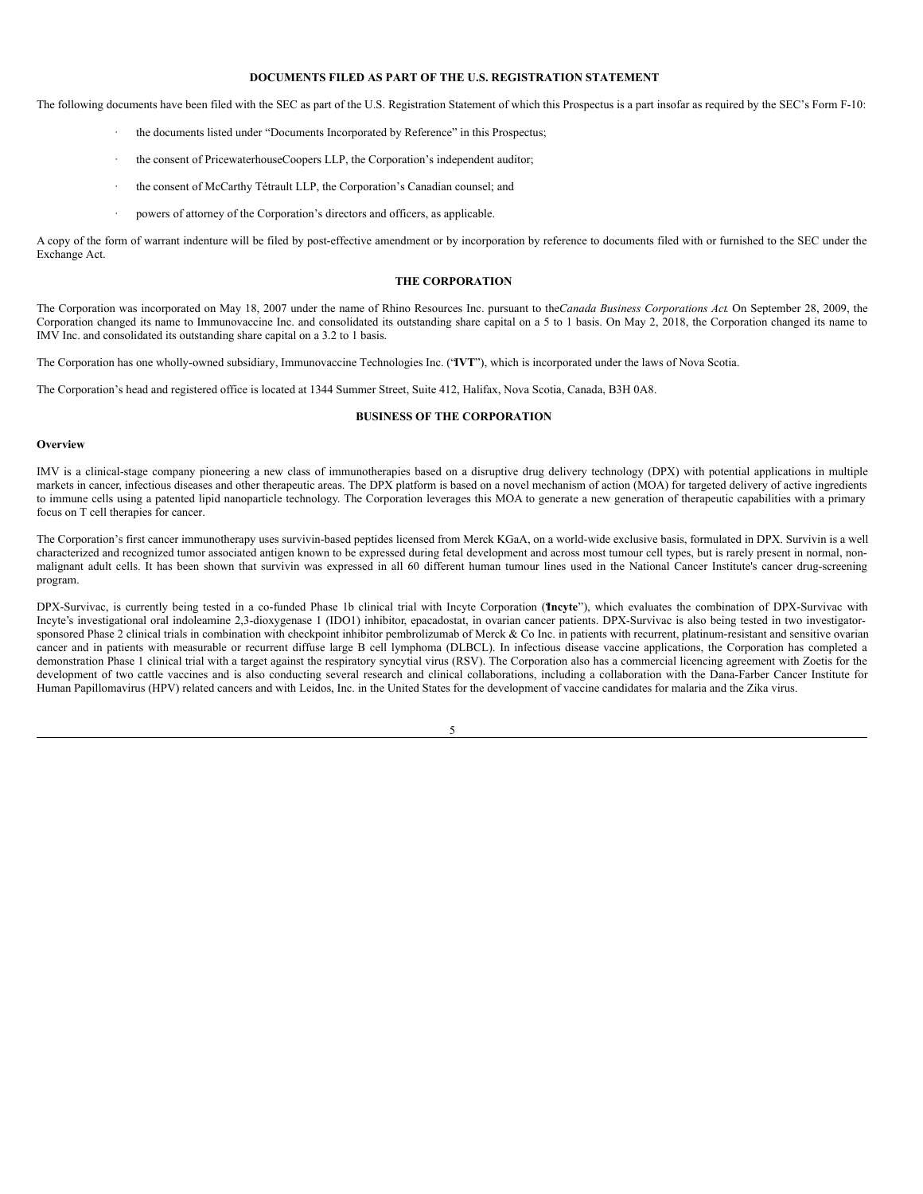## DOCUMENTS FILED AS PART OF THE U.S. REGISTRATION STATEMENT

The following documents have been filed with the SEC as part of the U.S. Registration Statement of which this Prospectus is a part insofar as required by the SEC's Form F-10:

- the documents listed under "Documents Incorporated by Reference" in this Prospectus;
- the consent of PricewaterhouseCoopers LLP, the Corporation's independent auditor;
- the consent of McCarthy Tétrault LLP, the Corporation's Canadian counsel; and
- powers of attorney of the Corporation's directors and officers, as applicable.

A copy of the form of warrant indenture will be filed by post-effective amendment or by incorporation by reference to documents filed with or furnished to the SEC under the Exchange Act.

## THE CORPORATION

The Corporation was incorporated on May 18, 2007 under the name of Rhino Resources Inc. pursuant to the *Canada Business Corporations Act*. On September 28, 2009, the Corporation changed its name to Immunovaccine Inc. and consolidated its outstanding share capital on a 5 to 1 basis. On May 2, 2018, the Corporation changed its name to IMV Inc. and consolidated its outstanding share capital on a 3.2 to 1 basis.

The Corporation has one wholly-owned subsidiary, Immunovaccine Technologies Inc. ("**IVT**"), which is incorporated under the laws of Nova Scotia.

The Corporation's head and registered office is located at 1344 Summer Street, Suite 412, Halifax, Nova Scotia, Canada, B3H 0A8.

## BUSINESS OF THE CORPORATION

### Overview

IMV is a clinical-stage company pioneering a new class of immunotherapies based on a disruptive drug delivery technology (DPX) with potential applications in multiple markets in cancer, infectious diseases and other therapeutic areas. The DPX platform is based on a novel mechanism of action (MOA) for targeted delivery of active ingredients to immune cells using a patented lipid nanoparticle technology. The Corporation leverages this MOA to generate a new generation of therapeutic capabilities with a primary focus on T cell therapies for cancer.

The Corporation's first cancer immunotherapy uses survivin-based peptides licensed from Merck KGaA, on a world-wide exclusive basis, formulated in DPX. Survivin is a well characterized and recognized tumor associated antigen known to be expressed during fetal development and across most tumour cell types, but is rarely present in normal, non-malignant adult cells. It has been shown that survivin was expressed in all 60 different human tumour lines used in the National Cancer Institute's cancer drug-screening program.

DPX-Survivac, is currently being tested in a co-funded Phase 1b clinical trial with Incyte Corporation ("**Incyte**"), which evaluates the combination of DPX-Survivac with Incyte's investigational oral indoleamine 2,3-dioxygenase 1 (IDO1) inhibitor, epacadostat, in ovarian cancer patients. DPX-Survivac is also being tested in two investigator-sponsored Phase 2 clinical trials in combination with checkpoint inhibitor pembrolizumab of Merck & Co Inc. in patients with recurrent, platinum-resistant and sensitive ovarian cancer and in patients with measurable or recurrent diffuse large B cell lymphoma (DLBCL). In infectious disease vaccine applications, the Corporation has completed a demonstration Phase 1 clinical trial with a target against the respiratory syncytial virus (RSV). The Corporation also has a commercial licencing agreement with Zoetis for the development of two cattle vaccines and is also conducting several research and clinical collaborations, including a collaboration with the Dana-Farber Cancer Institute for Human Papillomavirus (HPV) related cancers and with Leidos, Inc. in the United States for the development of vaccine candidates for malaria and the Zika virus.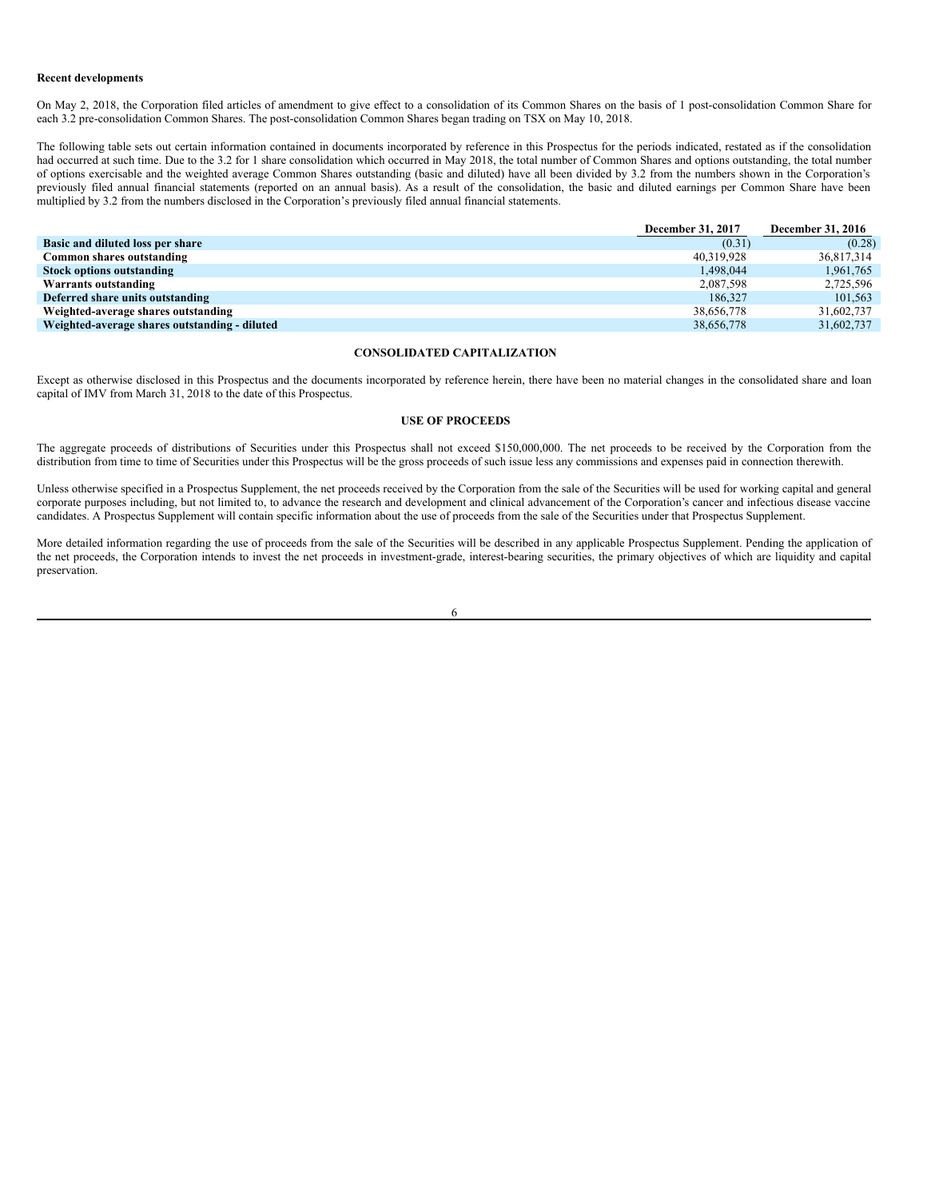**Recent developments**

On May 2, 2018, the Corporation filed articles of amendment to give effect to a consolidation of its Common Shares on the basis of 1 post-consolidation Common Share for each 3.2 pre-consolidation Common Shares. The post-consolidation Common Shares began trading on TSX on May 10, 2018.

The following table sets out certain information contained in documents incorporated by reference in this Prospectus for the periods indicated, restated as if the consolidation had occurred at such time. Due to the 3.2 for 1 share consolidation which occurred in May 2018, the total number of Common Shares and options outstanding, the total number of options exercisable and the weighted average Common Shares outstanding (basic and diluted) have all been divided by 3.2 from the numbers shown in the Corporation's previously filed annual financial statements (reported on an annual basis). As a result of the consolidation, the basic and diluted earnings per Common Share have been multiplied by 3.2 from the numbers disclosed in the Corporation's previously filed annual financial statements.

| | December 31, 2017 | December 31, 2016 |
|---|---|---|
| **Basic and diluted loss per share** | (0.31) | (0.28) |
| **Common shares outstanding** | 40,319,928 | 36,817,314 |
| **Stock options outstanding** | 1,498,044 | 1,961,765 |
| **Warrants outstanding** | 2,087,598 | 2,725,596 |
| **Deferred share units outstanding** | 186,327 | 101,563 |
| **Weighted-average shares outstanding** | 38,656,778 | 31,602,737 |
| **Weighted-average shares outstanding - diluted** | 38,656,778 | 31,602,737 |

## CONSOLIDATED CAPITALIZATION

Except as otherwise disclosed in this Prospectus and the documents incorporated by reference herein, there have been no material changes in the consolidated share and loan capital of IMV from March 31, 2018 to the date of this Prospectus.

## USE OF PROCEEDS

The aggregate proceeds of distributions of Securities under this Prospectus shall not exceed $150,000,000. The net proceeds to be received by the Corporation from the distribution from time to time of Securities under this Prospectus will be the gross proceeds of such issue less any commissions and expenses paid in connection therewith.

Unless otherwise specified in a Prospectus Supplement, the net proceeds received by the Corporation from the sale of the Securities will be used for working capital and general corporate purposes including, but not limited to, to advance the research and development and clinical advancement of the Corporation's cancer and infectious disease vaccine candidates. A Prospectus Supplement will contain specific information about the use of proceeds from the sale of the Securities under that Prospectus Supplement.

More detailed information regarding the use of proceeds from the sale of the Securities will be described in any applicable Prospectus Supplement. Pending the application of the net proceeds, the Corporation intends to invest the net proceeds in investment-grade, interest-bearing securities, the primary objectives of which are liquidity and capital preservation.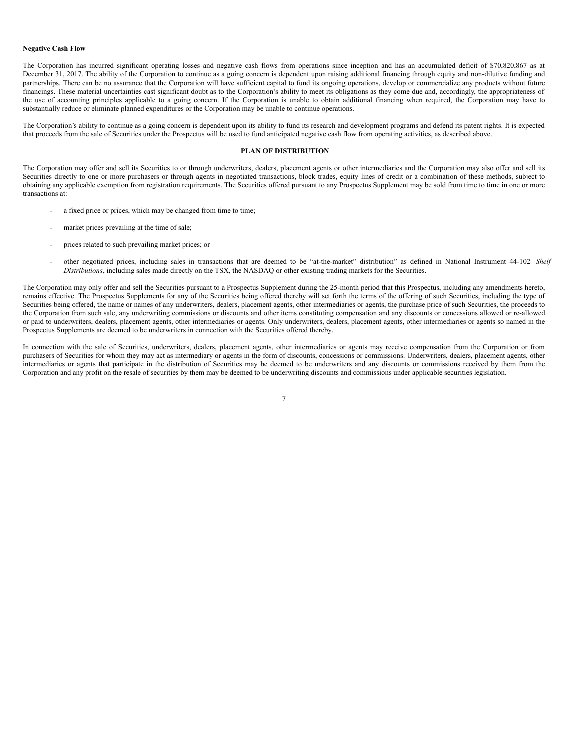**Negative Cash Flow**

The Corporation has incurred significant operating losses and negative cash flows from operations since inception and has an accumulated deficit of $70,820,867 as at December 31, 2017. The ability of the Corporation to continue as a going concern is dependent upon raising additional financing through equity and non-dilutive funding and partnerships. There can be no assurance that the Corporation will have sufficient capital to fund its ongoing operations, develop or commercialize any products without future financings. These material uncertainties cast significant doubt as to the Corporation's ability to meet its obligations as they come due and, accordingly, the appropriateness of the use of accounting principles applicable to a going concern. If the Corporation is unable to obtain additional financing when required, the Corporation may have to substantially reduce or eliminate planned expenditures or the Corporation may be unable to continue operations.

The Corporation's ability to continue as a going concern is dependent upon its ability to fund its research and development programs and defend its patent rights. It is expected that proceeds from the sale of Securities under the Prospectus will be used to fund anticipated negative cash flow from operating activities, as described above.

## PLAN OF DISTRIBUTION

The Corporation may offer and sell its Securities to or through underwriters, dealers, placement agents or other intermediaries and the Corporation may also offer and sell its Securities directly to one or more purchasers or through agents in negotiated transactions, block trades, equity lines of credit or a combination of these methods, subject to obtaining any applicable exemption from registration requirements. The Securities offered pursuant to any Prospectus Supplement may be sold from time to time in one or more transactions at:

- a fixed price or prices, which may be changed from time to time;
- market prices prevailing at the time of sale;
- prices related to such prevailing market prices; or
- other negotiated prices, including sales in transactions that are deemed to be "at-the-market" distribution" as defined in National Instrument 44-102 – *Shelf Distributions*, including sales made directly on the TSX, the NASDAQ or other existing trading markets for the Securities.

The Corporation may only offer and sell the Securities pursuant to a Prospectus Supplement during the 25-month period that this Prospectus, including any amendments hereto, remains effective. The Prospectus Supplements for any of the Securities being offered thereby will set forth the terms of the offering of such Securities, including the type of Securities being offered, the name or names of any underwriters, dealers, placement agents, other intermediaries or agents, the purchase price of such Securities, the proceeds to the Corporation from such sale, any underwriting commissions or discounts and other items constituting compensation and any discounts or concessions allowed or re-allowed or paid to underwriters, dealers, placement agents, other intermediaries or agents. Only underwriters, dealers, placement agents, other intermediaries or agents so named in the Prospectus Supplements are deemed to be underwriters in connection with the Securities offered thereby.

In connection with the sale of Securities, underwriters, dealers, placement agents, other intermediaries or agents may receive compensation from the Corporation or from purchasers of Securities for whom they may act as intermediary or agents in the form of discounts, concessions or commissions. Underwriters, dealers, placement agents, other intermediaries or agents that participate in the distribution of Securities may be deemed to be underwriters and any discounts or commissions received by them from the Corporation and any profit on the resale of securities by them may be deemed to be underwriting discounts and commissions under applicable securities legislation.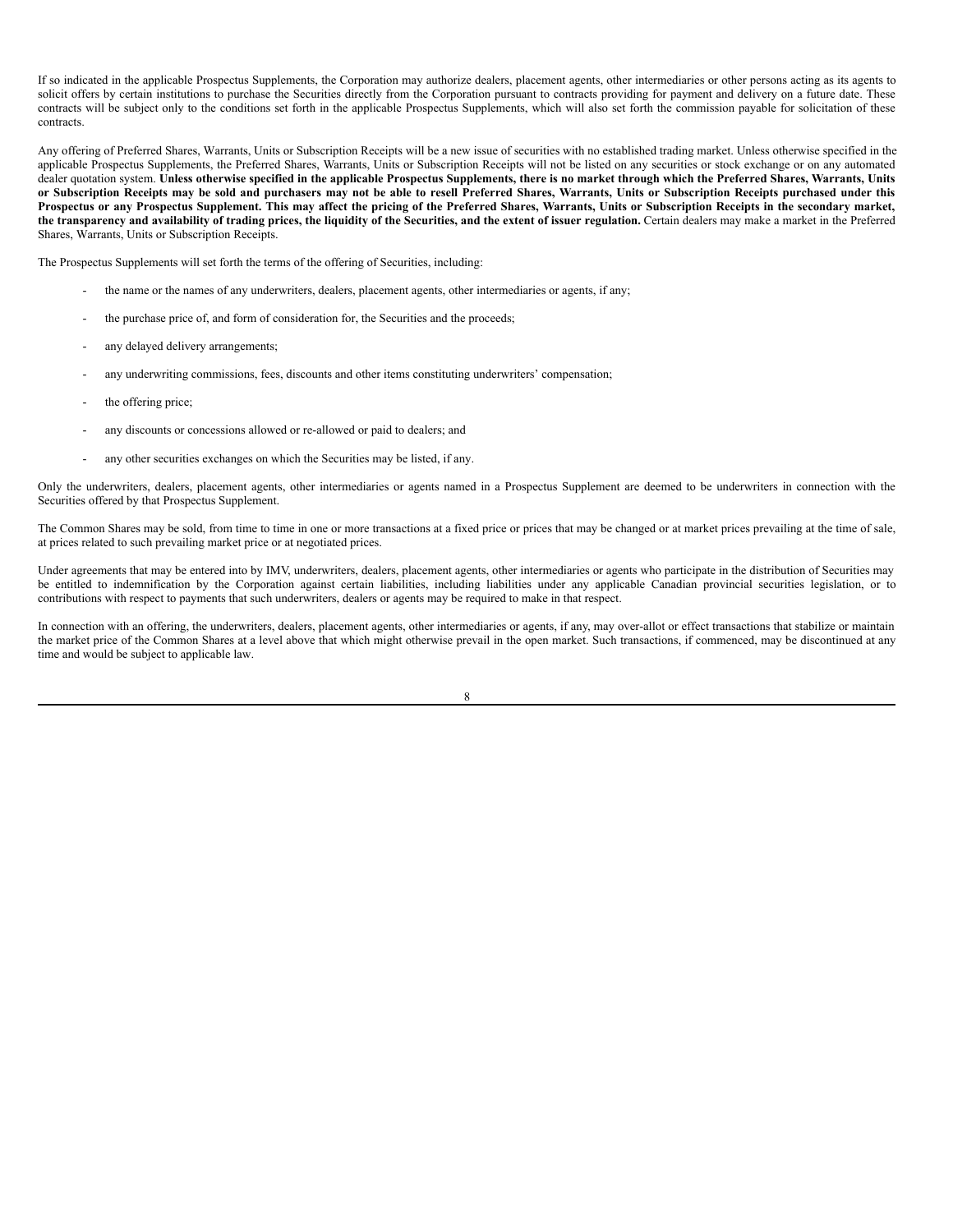If so indicated in the applicable Prospectus Supplements, the Corporation may authorize dealers, placement agents, other intermediaries or other persons acting as its agents to solicit offers by certain institutions to purchase the Securities directly from the Corporation pursuant to contracts providing for payment and delivery on a future date. These contracts will be subject only to the conditions set forth in the applicable Prospectus Supplements, which will also set forth the commission payable for solicitation of these contracts.

Any offering of Preferred Shares, Warrants, Units or Subscription Receipts will be a new issue of securities with no established trading market. Unless otherwise specified in the applicable Prospectus Supplements, the Preferred Shares, Warrants, Units or Subscription Receipts will not be listed on any securities or stock exchange or on any automated dealer quotation system. **Unless otherwise specified in the applicable Prospectus Supplements, there is no market through which the Preferred Shares, Warrants, Units or Subscription Receipts may be sold and purchasers may not be able to resell Preferred Shares, Warrants, Units or Subscription Receipts purchased under this Prospectus or any Prospectus Supplement. This may affect the pricing of the Preferred Shares, Warrants, Units or Subscription Receipts in the secondary market, the transparency and availability of trading prices, the liquidity of the Securities, and the extent of issuer regulation.** Certain dealers may make a market in the Preferred Shares, Warrants, Units or Subscription Receipts.

The Prospectus Supplements will set forth the terms of the offering of Securities, including:

- the name or the names of any underwriters, dealers, placement agents, other intermediaries or agents, if any;
- the purchase price of, and form of consideration for, the Securities and the proceeds;
- any delayed delivery arrangements;
- any underwriting commissions, fees, discounts and other items constituting underwriters' compensation;
- the offering price;
- any discounts or concessions allowed or re-allowed or paid to dealers; and
- any other securities exchanges on which the Securities may be listed, if any.

Only the underwriters, dealers, placement agents, other intermediaries or agents named in a Prospectus Supplement are deemed to be underwriters in connection with the Securities offered by that Prospectus Supplement.

The Common Shares may be sold, from time to time in one or more transactions at a fixed price or prices that may be changed or at market prices prevailing at the time of sale, at prices related to such prevailing market price or at negotiated prices.

Under agreements that may be entered into by IMV, underwriters, dealers, placement agents, other intermediaries or agents who participate in the distribution of Securities may be entitled to indemnification by the Corporation against certain liabilities, including liabilities under any applicable Canadian provincial securities legislation, or to contributions with respect to payments that such underwriters, dealers or agents may be required to make in that respect.

In connection with an offering, the underwriters, dealers, placement agents, other intermediaries or agents, if any, may over-allot or effect transactions that stabilize or maintain the market price of the Common Shares at a level above that which might otherwise prevail in the open market. Such transactions, if commenced, may be discontinued at any time and would be subject to applicable law.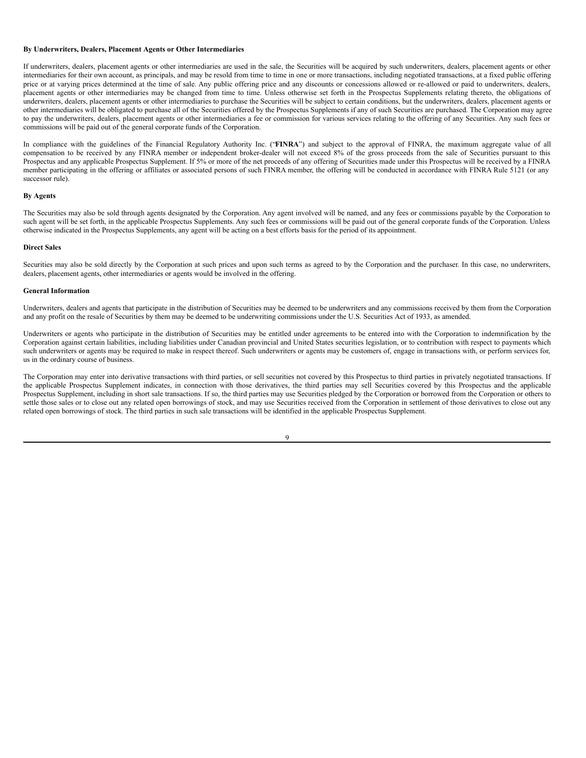**By Underwriters, Dealers, Placement Agents or Other Intermediaries**

If underwriters, dealers, placement agents or other intermediaries are used in the sale, the Securities will be acquired by such underwriters, dealers, placement agents or other intermediaries for their own account, as principals, and may be resold from time to time in one or more transactions, including negotiated transactions, at a fixed public offering price or at varying prices determined at the time of sale. Any public offering price and any discounts or concessions allowed or re-allowed or paid to underwriters, dealers, placement agents or other intermediaries may be changed from time to time. Unless otherwise set forth in the Prospectus Supplements relating thereto, the obligations of underwriters, dealers, placement agents or other intermediaries to purchase the Securities will be subject to certain conditions, but the underwriters, dealers, placement agents or other intermediaries will be obligated to purchase all of the Securities offered by the Prospectus Supplements if any of such Securities are purchased. The Corporation may agree to pay the underwriters, dealers, placement agents or other intermediaries a fee or commission for various services relating to the offering of any Securities. Any such fees or commissions will be paid out of the general corporate funds of the Corporation.

In compliance with the guidelines of the Financial Regulatory Authority Inc. ("**FINRA**") and subject to the approval of FINRA, the maximum aggregate value of all compensation to be received by any FINRA member or independent broker-dealer will not exceed 8% of the gross proceeds from the sale of Securities pursuant to this Prospectus and any applicable Prospectus Supplement. If 5% or more of the net proceeds of any offering of Securities made under this Prospectus will be received by a FINRA member participating in the offering or affiliates or associated persons of such FINRA member, the offering will be conducted in accordance with FINRA Rule 5121 (or any successor rule).

**By Agents**

The Securities may also be sold through agents designated by the Corporation. Any agent involved will be named, and any fees or commissions payable by the Corporation to such agent will be set forth, in the applicable Prospectus Supplements. Any such fees or commissions will be paid out of the general corporate funds of the Corporation. Unless otherwise indicated in the Prospectus Supplements, any agent will be acting on a best efforts basis for the period of its appointment.

**Direct Sales**

Securities may also be sold directly by the Corporation at such prices and upon such terms as agreed to by the Corporation and the purchaser. In this case, no underwriters, dealers, placement agents, other intermediaries or agents would be involved in the offering.

**General Information**

Underwriters, dealers and agents that participate in the distribution of Securities may be deemed to be underwriters and any commissions received by them from the Corporation and any profit on the resale of Securities by them may be deemed to be underwriting commissions under the U.S. Securities Act of 1933, as amended.

Underwriters or agents who participate in the distribution of Securities may be entitled under agreements to be entered into with the Corporation to indemnification by the Corporation against certain liabilities, including liabilities under Canadian provincial and United States securities legislation, or to contribution with respect to payments which such underwriters or agents may be required to make in respect thereof. Such underwriters or agents may be customers of, engage in transactions with, or perform services for, us in the ordinary course of business.

The Corporation may enter into derivative transactions with third parties, or sell securities not covered by this Prospectus to third parties in privately negotiated transactions. If the applicable Prospectus Supplement indicates, in connection with those derivatives, the third parties may sell Securities covered by this Prospectus and the applicable Prospectus Supplement, including in short sale transactions. If so, the third parties may use Securities pledged by the Corporation or borrowed from the Corporation or others to settle those sales or to close out any related open borrowings of stock, and may use Securities received from the Corporation in settlement of those derivatives to close out any related open borrowings of stock. The third parties in such sale transactions will be identified in the applicable Prospectus Supplement.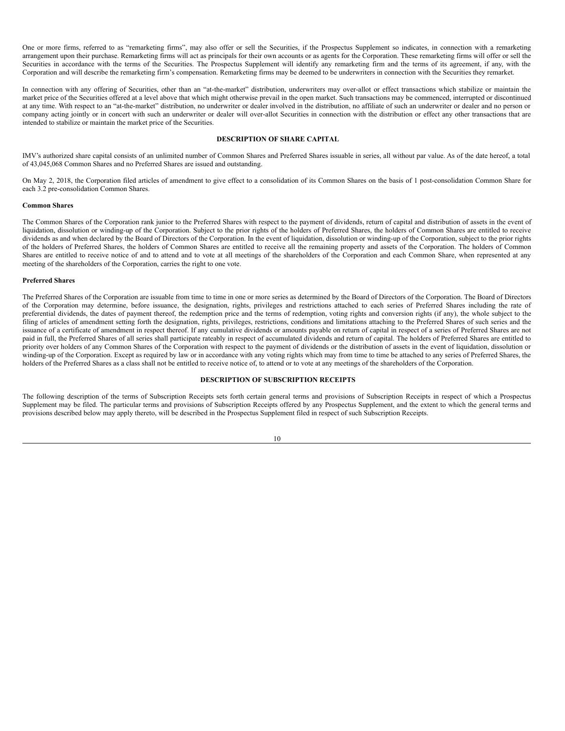One or more firms, referred to as "remarketing firms", may also offer or sell the Securities, if the Prospectus Supplement so indicates, in connection with a remarketing arrangement upon their purchase. Remarketing firms will act as principals for their own accounts or as agents for the Corporation. These remarketing firms will offer or sell the Securities in accordance with the terms of the Securities. The Prospectus Supplement will identify any remarketing firm and the terms of its agreement, if any, with the Corporation and will describe the remarketing firm's compensation. Remarketing firms may be deemed to be underwriters in connection with the Securities they remarket.

In connection with any offering of Securities, other than an "at-the-market" distribution, underwriters may over-allot or effect transactions which stabilize or maintain the market price of the Securities offered at a level above that which might otherwise prevail in the open market. Such transactions may be commenced, interrupted or discontinued at any time. With respect to an "at-the-market" distribution, no underwriter or dealer involved in the distribution, no affiliate of such an underwriter or dealer and no person or company acting jointly or in concert with such an underwriter or dealer will over-allot Securities in connection with the distribution or effect any other transactions that are intended to stabilize or maintain the market price of the Securities.

## DESCRIPTION OF SHARE CAPITAL

IMV's authorized share capital consists of an unlimited number of Common Shares and Preferred Shares issuable in series, all without par value. As of the date hereof, a total of 43,045,068 Common Shares and no Preferred Shares are issued and outstanding.

On May 2, 2018, the Corporation filed articles of amendment to give effect to a consolidation of its Common Shares on the basis of 1 post-consolidation Common Share for each 3.2 pre-consolidation Common Shares.

### Common Shares

The Common Shares of the Corporation rank junior to the Preferred Shares with respect to the payment of dividends, return of capital and distribution of assets in the event of liquidation, dissolution or winding-up of the Corporation. Subject to the prior rights of the holders of Preferred Shares, the holders of Common Shares are entitled to receive dividends as and when declared by the Board of Directors of the Corporation. In the event of liquidation, dissolution or winding-up of the Corporation, subject to the prior rights of the holders of Preferred Shares, the holders of Common Shares are entitled to receive all the remaining property and assets of the Corporation. The holders of Common Shares are entitled to receive notice of and to attend and to vote at all meetings of the shareholders of the Corporation and each Common Share, when represented at any meeting of the shareholders of the Corporation, carries the right to one vote.

### Preferred Shares

The Preferred Shares of the Corporation are issuable from time to time in one or more series as determined by the Board of Directors of the Corporation. The Board of Directors of the Corporation may determine, before issuance, the designation, rights, privileges and restrictions attached to each series of Preferred Shares including the rate of preferential dividends, the dates of payment thereof, the redemption price and the terms of redemption, voting rights and conversion rights (if any), the whole subject to the filing of articles of amendment setting forth the designation, rights, privileges, restrictions, conditions and limitations attaching to the Preferred Shares of such series and the issuance of a certificate of amendment in respect thereof. If any cumulative dividends or amounts payable on return of capital in respect of a series of Preferred Shares are not paid in full, the Preferred Shares of all series shall participate rateably in respect of accumulated dividends and return of capital. The holders of Preferred Shares are entitled to priority over holders of any Common Shares of the Corporation with respect to the payment of dividends or the distribution of assets in the event of liquidation, dissolution or winding-up of the Corporation. Except as required by law or in accordance with any voting rights which may from time to time be attached to any series of Preferred Shares, the holders of the Preferred Shares as a class shall not be entitled to receive notice of, to attend or to vote at any meetings of the shareholders of the Corporation.

## DESCRIPTION OF SUBSCRIPTION RECEIPTS

The following description of the terms of Subscription Receipts sets forth certain general terms and provisions of Subscription Receipts in respect of which a Prospectus Supplement may be filed. The particular terms and provisions of Subscription Receipts offered by any Prospectus Supplement, and the extent to which the general terms and provisions described below may apply thereto, will be described in the Prospectus Supplement filed in respect of such Subscription Receipts.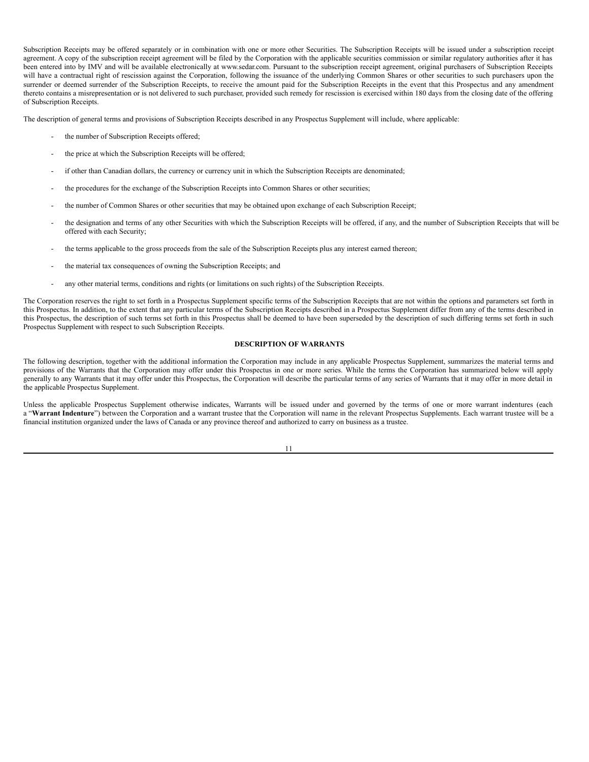Subscription Receipts may be offered separately or in combination with one or more other Securities. The Subscription Receipts will be issued under a subscription receipt agreement. A copy of the subscription receipt agreement will be filed by the Corporation with the applicable securities commission or similar regulatory authorities after it has been entered into by IMV and will be available electronically at www.sedar.com. Pursuant to the subscription receipt agreement, original purchasers of Subscription Receipts will have a contractual right of rescission against the Corporation, following the issuance of the underlying Common Shares or other securities to such purchasers upon the surrender or deemed surrender of the Subscription Receipts, to receive the amount paid for the Subscription Receipts in the event that this Prospectus and any amendment thereto contains a misrepresentation or is not delivered to such purchaser, provided such remedy for rescission is exercised within 180 days from the closing date of the offering of Subscription Receipts.

The description of general terms and provisions of Subscription Receipts described in any Prospectus Supplement will include, where applicable:

- the number of Subscription Receipts offered;
- the price at which the Subscription Receipts will be offered;
- if other than Canadian dollars, the currency or currency unit in which the Subscription Receipts are denominated;
- the procedures for the exchange of the Subscription Receipts into Common Shares or other securities;
- the number of Common Shares or other securities that may be obtained upon exchange of each Subscription Receipt;
- the designation and terms of any other Securities with which the Subscription Receipts will be offered, if any, and the number of Subscription Receipts that will be offered with each Security;
- the terms applicable to the gross proceeds from the sale of the Subscription Receipts plus any interest earned thereon;
- the material tax consequences of owning the Subscription Receipts; and
- any other material terms, conditions and rights (or limitations on such rights) of the Subscription Receipts.

The Corporation reserves the right to set forth in a Prospectus Supplement specific terms of the Subscription Receipts that are not within the options and parameters set forth in this Prospectus. In addition, to the extent that any particular terms of the Subscription Receipts described in a Prospectus Supplement differ from any of the terms described in this Prospectus, the description of such terms set forth in this Prospectus shall be deemed to have been superseded by the description of such differing terms set forth in such Prospectus Supplement with respect to such Subscription Receipts.

## DESCRIPTION OF WARRANTS

The following description, together with the additional information the Corporation may include in any applicable Prospectus Supplement, summarizes the material terms and provisions of the Warrants that the Corporation may offer under this Prospectus in one or more series. While the terms the Corporation has summarized below will apply generally to any Warrants that it may offer under this Prospectus, the Corporation will describe the particular terms of any series of Warrants that it may offer in more detail in the applicable Prospectus Supplement.

Unless the applicable Prospectus Supplement otherwise indicates, Warrants will be issued under and governed by the terms of one or more warrant indentures (each a "**Warrant Indenture**") between the Corporation and a warrant trustee that the Corporation will name in the relevant Prospectus Supplements. Each warrant trustee will be a financial institution organized under the laws of Canada or any province thereof and authorized to carry on business as a trustee.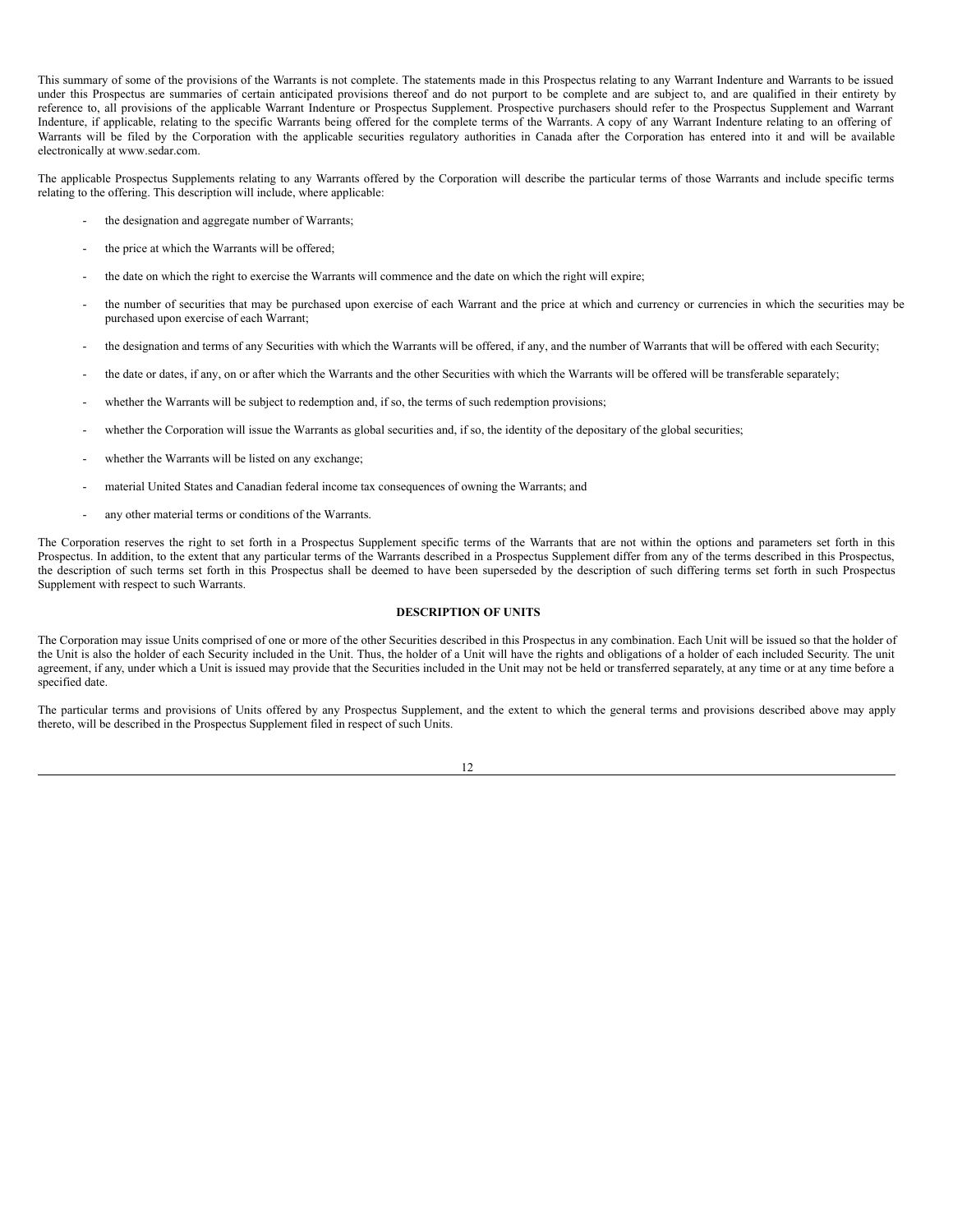This summary of some of the provisions of the Warrants is not complete. The statements made in this Prospectus relating to any Warrant Indenture and Warrants to be issued under this Prospectus are summaries of certain anticipated provisions thereof and do not purport to be complete and are subject to, and are qualified in their entirety by reference to, all provisions of the applicable Warrant Indenture or Prospectus Supplement. Prospective purchasers should refer to the Prospectus Supplement and Warrant Indenture, if applicable, relating to the specific Warrants being offered for the complete terms of the Warrants. A copy of any Warrant Indenture relating to an offering of Warrants will be filed by the Corporation with the applicable securities regulatory authorities in Canada after the Corporation has entered into it and will be available electronically at www.sedar.com.

The applicable Prospectus Supplements relating to any Warrants offered by the Corporation will describe the particular terms of those Warrants and include specific terms relating to the offering. This description will include, where applicable:

- the designation and aggregate number of Warrants;
- the price at which the Warrants will be offered;
- the date on which the right to exercise the Warrants will commence and the date on which the right will expire;
- the number of securities that may be purchased upon exercise of each Warrant and the price at which and currency or currencies in which the securities may be purchased upon exercise of each Warrant;
- the designation and terms of any Securities with which the Warrants will be offered, if any, and the number of Warrants that will be offered with each Security;
- the date or dates, if any, on or after which the Warrants and the other Securities with which the Warrants will be offered will be transferable separately;
- whether the Warrants will be subject to redemption and, if so, the terms of such redemption provisions;
- whether the Corporation will issue the Warrants as global securities and, if so, the identity of the depositary of the global securities;
- whether the Warrants will be listed on any exchange;
- material United States and Canadian federal income tax consequences of owning the Warrants; and
- any other material terms or conditions of the Warrants.

The Corporation reserves the right to set forth in a Prospectus Supplement specific terms of the Warrants that are not within the options and parameters set forth in this Prospectus. In addition, to the extent that any particular terms of the Warrants described in a Prospectus Supplement differ from any of the terms described in this Prospectus, the description of such terms set forth in this Prospectus shall be deemed to have been superseded by the description of such differing terms set forth in such Prospectus Supplement with respect to such Warrants.

## DESCRIPTION OF UNITS

The Corporation may issue Units comprised of one or more of the other Securities described in this Prospectus in any combination. Each Unit will be issued so that the holder of the Unit is also the holder of each Security included in the Unit. Thus, the holder of a Unit will have the rights and obligations of a holder of each included Security. The unit agreement, if any, under which a Unit is issued may provide that the Securities included in the Unit may not be held or transferred separately, at any time or at any time before a specified date.

The particular terms and provisions of Units offered by any Prospectus Supplement, and the extent to which the general terms and provisions described above may apply thereto, will be described in the Prospectus Supplement filed in respect of such Units.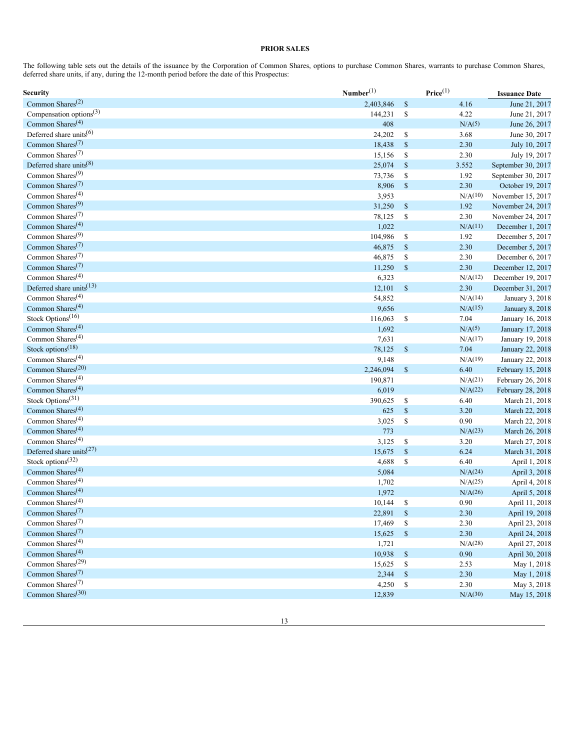## PRIOR SALES

The following table sets out the details of the issuance by the Corporation of Common Shares, options to purchase Common Shares, warrants to purchase Common Shares, deferred share units, if any, during the 12-month period before the date of this Prospectus:

| Security | Number[(1)] | Price[(1)] | Issuance Date |
|---|---|---|---|
| Common Shares[(2)] | 2,403,846 | $ 4.16 | June 21, 2017 |
| Compensation options[(3)] | 144,231 | $ 4.22 | June 21, 2017 |
| Common Shares[(4)] | 408 | N/A(5) | June 26, 2017 |
| Deferred share units[(6)] | 24,202 | $ 3.68 | June 30, 2017 |
| Common Shares[(7)] | 18,438 | $ 2.30 | July 10, 2017 |
| Common Shares[(7)] | 15,156 | $ 2.30 | July 19, 2017 |
| Deferred share units[(8)] | 25,074 | $ 3.552 | September 30, 2017 |
| Common Shares[(9)] | 73,736 | $ 1.92 | September 30, 2017 |
| Common Shares[(7)] | 8,906 | $ 2.30 | October 19, 2017 |
| Common Shares[(4)] | 3,953 | N/A(10) | November 15, 2017 |
| Common Shares[(9)] | 31,250 | $ 1.92 | November 24, 2017 |
| Common Shares[(7)] | 78,125 | $ 2.30 | November 24, 2017 |
| Common Shares[(4)] | 1,022 | N/A(11) | December 1, 2017 |
| Common Shares[(9)] | 104,986 | $ 1.92 | December 5, 2017 |
| Common Shares[(7)] | 46,875 | $ 2.30 | December 5, 2017 |
| Common Shares[(7)] | 46,875 | $ 2.30 | December 6, 2017 |
| Common Shares[(7)] | 11,250 | $ 2.30 | December 12, 2017 |
| Common Shares[(4)] | 6,323 | N/A(12) | December 19, 2017 |
| Deferred share units[(13)] | 12,101 | $ 2.30 | December 31, 2017 |
| Common Shares[(4)] | 54,852 | N/A(14) | January 3, 2018 |
| Common Shares[(4)] | 9,656 | N/A(15) | January 8, 2018 |
| Stock Options[(16)] | 116,063 | $ 7.04 | January 16, 2018 |
| Common Shares[(4)] | 1,692 | N/A(5) | January 17, 2018 |
| Common Shares[(4)] | 7,631 | N/A(17) | January 19, 2018 |
| Stock options[(18)] | 78,125 | $ 7.04 | January 22, 2018 |
| Common Shares[(4)] | 9,148 | N/A(19) | January 22, 2018 |
| Common Shares[(20)] | 2,246,094 | $ 6.40 | February 15, 2018 |
| Common Shares[(4)] | 190,871 | N/A(21) | February 26, 2018 |
| Common Shares[(4)] | 6,019 | N/A(22) | February 28, 2018 |
| Stock Options[(31)] | 390,625 | $ 6.40 | March 21, 2018 |
| Common Shares[(4)] | 625 | $ 3.20 | March 22, 2018 |
| Common Shares[(4)] | 3,025 | $ 0.90 | March 22, 2018 |
| Common Shares[(4)] | 773 | N/A(23) | March 26, 2018 |
| Common Shares[(4)] | 3,125 | $ 3.20 | March 27, 2018 |
| Deferred share units[(27)] | 15,675 | $ 6.24 | March 31, 2018 |
| Stock options[(32)] | 4,688 | $ 6.40 | April 1, 2018 |
| Common Shares[(4)] | 5,084 | N/A(24) | April 3, 2018 |
| Common Shares[(4)] | 1,702 | N/A(25) | April 4, 2018 |
| Common Shares[(4)] | 1,972 | N/A(26) | April 5, 2018 |
| Common Shares[(4)] | 10,144 | $ 0.90 | April 11, 2018 |
| Common Shares[(7)] | 22,891 | $ 2.30 | April 19, 2018 |
| Common Shares[(7)] | 17,469 | $ 2.30 | April 23, 2018 |
| Common Shares[(7)] | 15,625 | $ 2.30 | April 24, 2018 |
| Common Shares[(4)] | 1,721 | N/A(28) | April 27, 2018 |
| Common Shares[(4)] | 10,938 | $ 0.90 | April 30, 2018 |
| Common Shares[(29)] | 15,625 | $ 2.53 | May 1, 2018 |
| Common Shares[(7)] | 2,344 | $ 2.30 | May 1, 2018 |
| Common Shares[(7)] | 4,250 | $ 2.30 | May 3, 2018 |
| Common Shares[(30)] | 12,839 | N/A(30) | May 15, 2018 |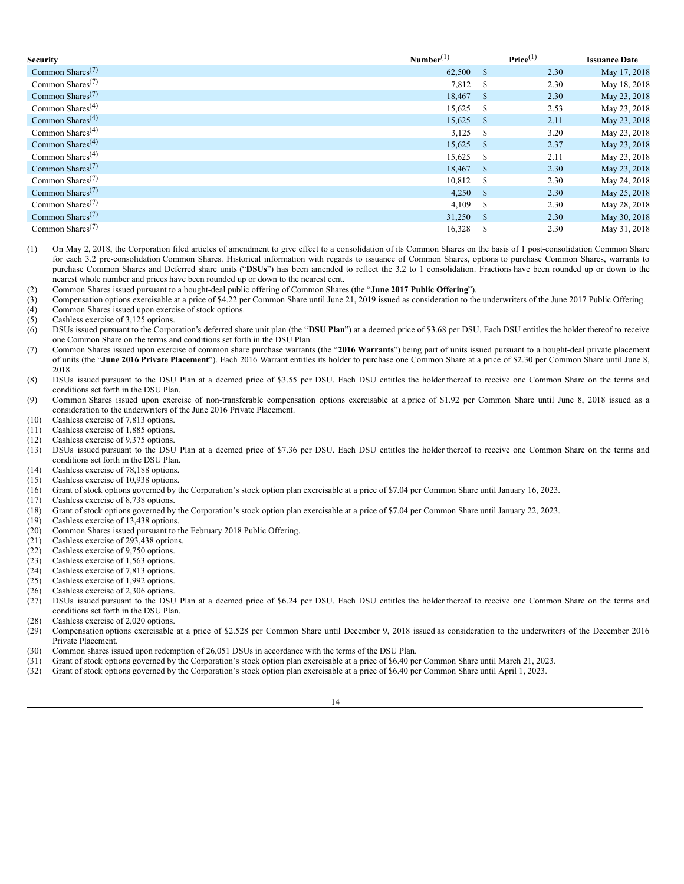| Security | Number[(1)] | Price[(1)] | Issuance Date |
| --- | --- | --- | --- |
| Common Shares[(7)] | 62,500 | $ 2.30 | May 17, 2018 |
| Common Shares[(7)] | 7,812 | $ 2.30 | May 18, 2018 |
| Common Shares[(7)] | 18,467 | $ 2.30 | May 23, 2018 |
| Common Shares[(4)] | 15,625 | $ 2.53 | May 23, 2018 |
| Common Shares[(4)] | 15,625 | $ 2.11 | May 23, 2018 |
| Common Shares[(4)] | 3,125 | $ 3.20 | May 23, 2018 |
| Common Shares[(4)] | 15,625 | $ 2.37 | May 23, 2018 |
| Common Shares[(4)] | 15,625 | $ 2.11 | May 23, 2018 |
| Common Shares[(7)] | 18,467 | $ 2.30 | May 23, 2018 |
| Common Shares[(7)] | 10,812 | $ 2.30 | May 24, 2018 |
| Common Shares[(7)] | 4,250 | $ 2.30 | May 25, 2018 |
| Common Shares[(7)] | 4,109 | $ 2.30 | May 28, 2018 |
| Common Shares[(7)] | 31,250 | $ 2.30 | May 30, 2018 |
| Common Shares[(7)] | 16,328 | $ 2.30 | May 31, 2018 |

(1) On May 2, 2018, the Corporation filed articles of amendment to give effect to a consolidation of its Common Shares on the basis of 1 post-consolidation Common Share for each 3.2 pre-consolidation Common Shares. Historical information with regards to issuance of Common Shares, options to purchase Common Shares, warrants to purchase Common Shares and Deferred share units ("**DSUs**") has been amended to reflect the 3.2 to 1 consolidation. Fractions have been rounded up or down to the nearest whole number and prices have been rounded up or down to the nearest cent.

(2) Common Shares issued pursuant to a bought-deal public offering of Common Shares (the "**June 2017 Public Offering**").

(3) Compensation options exercisable at a price of $4.22 per Common Share until June 21, 2019 issued as consideration to the underwriters of the June 2017 Public Offering.

(4) Common Shares issued upon exercise of stock options.

(5) Cashless exercise of 3,125 options.

(6) DSUs issued pursuant to the Corporation's deferred share unit plan (the "**DSU Plan**") at a deemed price of $3.68 per DSU. Each DSU entitles the holder thereof to receive one Common Share on the terms and conditions set forth in the DSU Plan.

(7) Common Shares issued upon exercise of common share purchase warrants (the "**2016 Warrants**") being part of units issued pursuant to a bought-deal private placement of units (the "**June 2016 Private Placement**"). Each 2016 Warrant entitles its holder to purchase one Common Share at a price of $2.30 per Common Share until June 8, 2018.

(8) DSUs issued pursuant to the DSU Plan at a deemed price of $3.55 per DSU. Each DSU entitles the holder thereof to receive one Common Share on the terms and conditions set forth in the DSU Plan.

(9) Common Shares issued upon exercise of non-transferable compensation options exercisable at a price of $1.92 per Common Share until June 8, 2018 issued as a consideration to the underwriters of the June 2016 Private Placement.

(10) Cashless exercise of 7,813 options.

(11) Cashless exercise of 1,885 options.

(12) Cashless exercise of 9,375 options.

(13) DSUs issued pursuant to the DSU Plan at a deemed price of $7.36 per DSU. Each DSU entitles the holder thereof to receive one Common Share on the terms and conditions set forth in the DSU Plan.

(14) Cashless exercise of 78,188 options.

(15) Cashless exercise of 10,938 options.

(16) Grant of stock options governed by the Corporation's stock option plan exercisable at a price of $7.04 per Common Share until January 16, 2023.

(17) Cashless exercise of 8,738 options.

(18) Grant of stock options governed by the Corporation's stock option plan exercisable at a price of $7.04 per Common Share until January 22, 2023.

(19) Cashless exercise of 13,438 options.

(20) Common Shares issued pursuant to the February 2018 Public Offering.

(21) Cashless exercise of 293,438 options.

(22) Cashless exercise of 9,750 options.

(23) Cashless exercise of 1,563 options.

(24) Cashless exercise of 7,813 options.

(25) Cashless exercise of 1,992 options.

(26) Cashless exercise of 2,306 options.

(27) DSUs issued pursuant to the DSU Plan at a deemed price of $6.24 per DSU. Each DSU entitles the holder thereof to receive one Common Share on the terms and conditions set forth in the DSU Plan.

(28) Cashless exercise of 2,020 options.

(29) Compensation options exercisable at a price of $2.528 per Common Share until December 9, 2018 issued as consideration to the underwriters of the December 2016 Private Placement.

(30) Common shares issued upon redemption of 26,051 DSUs in accordance with the terms of the DSU Plan.

(31) Grant of stock options governed by the Corporation's stock option plan exercisable at a price of $6.40 per Common Share until March 21, 2023.

(32) Grant of stock options governed by the Corporation's stock option plan exercisable at a price of $6.40 per Common Share until April 1, 2023.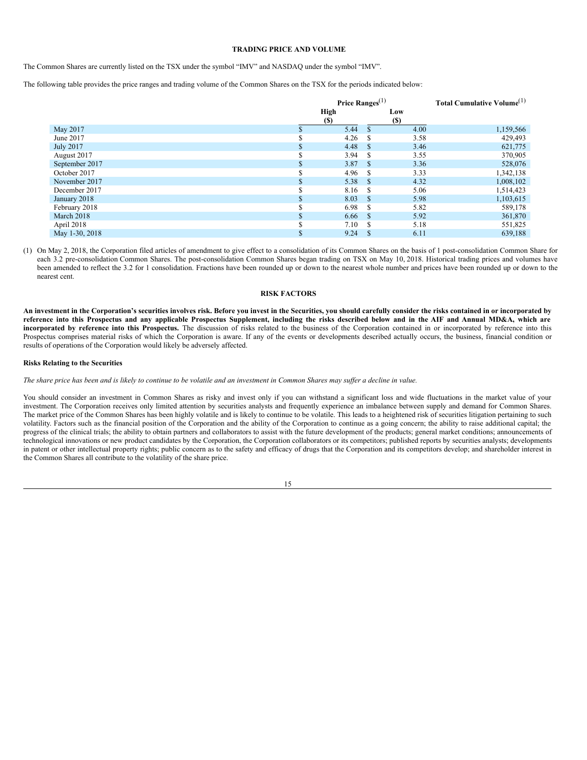## TRADING PRICE AND VOLUME

The Common Shares are currently listed on the TSX under the symbol "IMV" and NASDAQ under the symbol "IMV".

The following table provides the price ranges and trading volume of the Common Shares on the TSX for the periods indicated below:

| | Price Ranges[(1)] | | Total Cumulative Volume[(1)] |
|---|---|---|---|
| | High ($) | Low ($) | |
| May 2017 | $ 5.44 | $ 4.00 | 1,159,566 |
| June 2017 | $ 4.26 | $ 3.58 | 429,493 |
| July 2017 | $ 4.48 | $ 3.46 | 621,775 |
| August 2017 | $ 3.94 | $ 3.55 | 370,905 |
| September 2017 | $ 3.87 | $ 3.36 | 528,076 |
| October 2017 | $ 4.96 | $ 3.33 | 1,342,138 |
| November 2017 | $ 5.38 | $ 4.32 | 1,008,102 |
| December 2017 | $ 8.16 | $ 5.06 | 1,514,423 |
| January 2018 | $ 8.03 | $ 5.98 | 1,103,615 |
| February 2018 | $ 6.98 | $ 5.82 | 589,178 |
| March 2018 | $ 6.66 | $ 5.92 | 361,870 |
| April 2018 | $ 7.10 | $ 5.18 | 551,825 |
| May 1-30, 2018 | $ 9.24 | $ 6.11 | 639,188 |

(1) On May 2, 2018, the Corporation filed articles of amendment to give effect to a consolidation of its Common Shares on the basis of 1 post-consolidation Common Share for each 3.2 pre-consolidation Common Shares. The post-consolidation Common Shares began trading on TSX on May 10, 2018. Historical trading prices and volumes have been amended to reflect the 3.2 for 1 consolidation. Fractions have been rounded up or down to the nearest whole number and prices have been rounded up or down to the nearest cent.

## RISK FACTORS

**An investment in the Corporation's securities involves risk. Before you invest in the Securities, you should carefully consider the risks contained in or incorporated by reference into this Prospectus and any applicable Prospectus Supplement, including the risks described below and in the AIF and Annual MD&A, which are incorporated by reference into this Prospectus.** The discussion of risks related to the business of the Corporation contained in or incorporated by reference into this Prospectus comprises material risks of which the Corporation is aware. If any of the events or developments described actually occurs, the business, financial condition or results of operations of the Corporation would likely be adversely affected.

### Risks Relating to the Securities

*The share price has been and is likely to continue to be volatile and an investment in Common Shares may suffer a decline in value.*

You should consider an investment in Common Shares as risky and invest only if you can withstand a significant loss and wide fluctuations in the market value of your investment. The Corporation receives only limited attention by securities analysts and frequently experience an imbalance between supply and demand for Common Shares. The market price of the Common Shares has been highly volatile and is likely to continue to be volatile. This leads to a heightened risk of securities litigation pertaining to such volatility. Factors such as the financial position of the Corporation and the ability of the Corporation to continue as a going concern; the ability to raise additional capital; the progress of the clinical trials; the ability to obtain partners and collaborators to assist with the future development of the products; general market conditions; announcements of technological innovations or new product candidates by the Corporation, the Corporation collaborators or its competitors; published reports by securities analysts; developments in patent or other intellectual property rights; public concern as to the safety and efficacy of drugs that the Corporation and its competitors develop; and shareholder interest in the Common Shares all contribute to the volatility of the share price.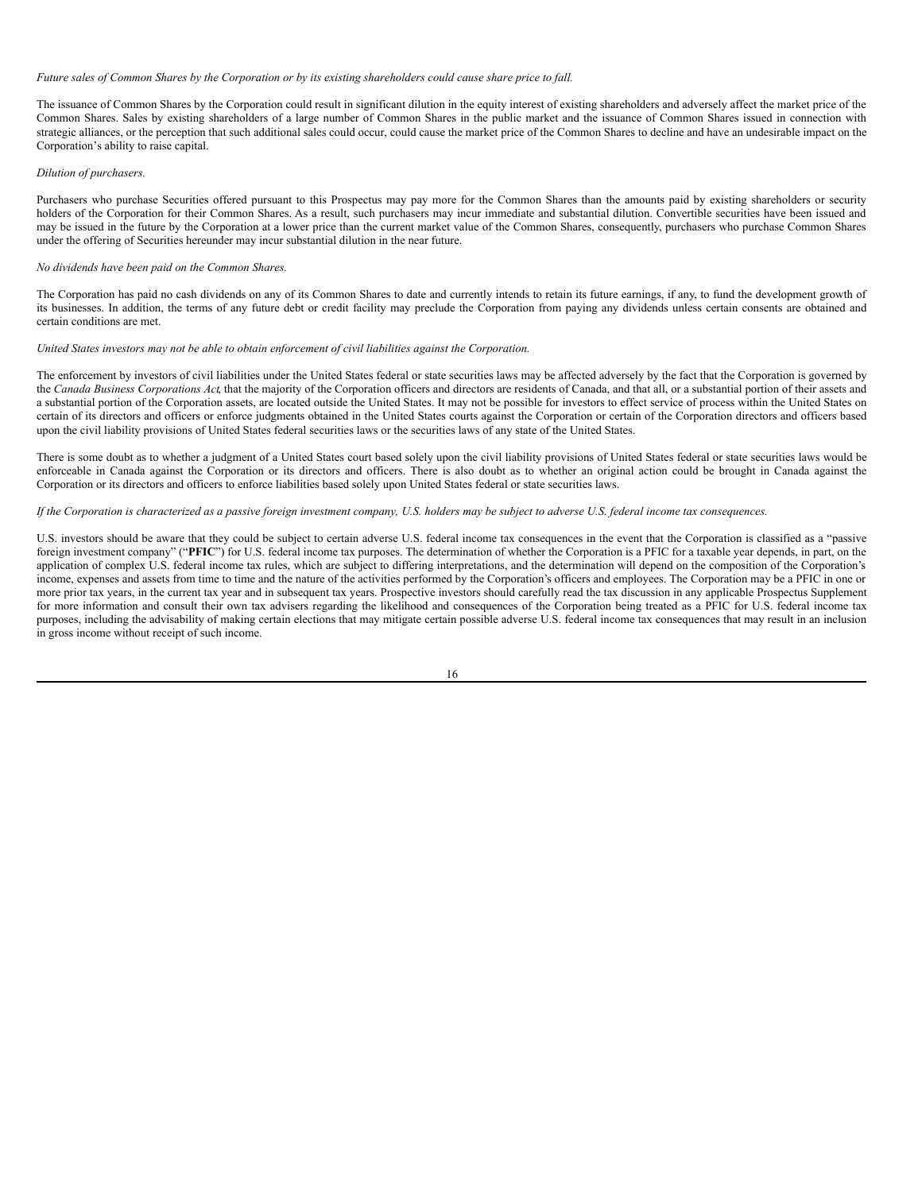*Future sales of Common Shares by the Corporation or by its existing shareholders could cause share price to fall.*

The issuance of Common Shares by the Corporation could result in significant dilution in the equity interest of existing shareholders and adversely affect the market price of the Common Shares. Sales by existing shareholders of a large number of Common Shares in the public market and the issuance of Common Shares issued in connection with strategic alliances, or the perception that such additional sales could occur, could cause the market price of the Common Shares to decline and have an undesirable impact on the Corporation's ability to raise capital.

*Dilution of purchasers.*

Purchasers who purchase Securities offered pursuant to this Prospectus may pay more for the Common Shares than the amounts paid by existing shareholders or security holders of the Corporation for their Common Shares. As a result, such purchasers may incur immediate and substantial dilution. Convertible securities have been issued and may be issued in the future by the Corporation at a lower price than the current market value of the Common Shares, consequently, purchasers who purchase Common Shares under the offering of Securities hereunder may incur substantial dilution in the near future.

*No dividends have been paid on the Common Shares.*

The Corporation has paid no cash dividends on any of its Common Shares to date and currently intends to retain its future earnings, if any, to fund the development growth of its businesses. In addition, the terms of any future debt or credit facility may preclude the Corporation from paying any dividends unless certain consents are obtained and certain conditions are met.

*United States investors may not be able to obtain enforcement of civil liabilities against the Corporation.*

The enforcement by investors of civil liabilities under the United States federal or state securities laws may be affected adversely by the fact that the Corporation is governed by the *Canada Business Corporations Act*, that the majority of the Corporation officers and directors are residents of Canada, and that all, or a substantial portion of their assets and a substantial portion of the Corporation assets, are located outside the United States. It may not be possible for investors to effect service of process within the United States on certain of its directors and officers or enforce judgments obtained in the United States courts against the Corporation or certain of the Corporation directors and officers based upon the civil liability provisions of United States federal securities laws or the securities laws of any state of the United States.

There is some doubt as to whether a judgment of a United States court based solely upon the civil liability provisions of United States federal or state securities laws would be enforceable in Canada against the Corporation or its directors and officers. There is also doubt as to whether an original action could be brought in Canada against the Corporation or its directors and officers to enforce liabilities based solely upon United States federal or state securities laws.

*If the Corporation is characterized as a passive foreign investment company, U.S. holders may be subject to adverse U.S. federal income tax consequences.*

U.S. investors should be aware that they could be subject to certain adverse U.S. federal income tax consequences in the event that the Corporation is classified as a "passive foreign investment company" ("**PFIC**") for U.S. federal income tax purposes. The determination of whether the Corporation is a PFIC for a taxable year depends, in part, on the application of complex U.S. federal income tax rules, which are subject to differing interpretations, and the determination will depend on the composition of the Corporation's income, expenses and assets from time to time and the nature of the activities performed by the Corporation's officers and employees. The Corporation may be a PFIC in one or more prior tax years, in the current tax year and in subsequent tax years. Prospective investors should carefully read the tax discussion in any applicable Prospectus Supplement for more information and consult their own tax advisers regarding the likelihood and consequences of the Corporation being treated as a PFIC for U.S. federal income tax purposes, including the advisability of making certain elections that may mitigate certain possible adverse U.S. federal income tax consequences that may result in an inclusion in gross income without receipt of such income.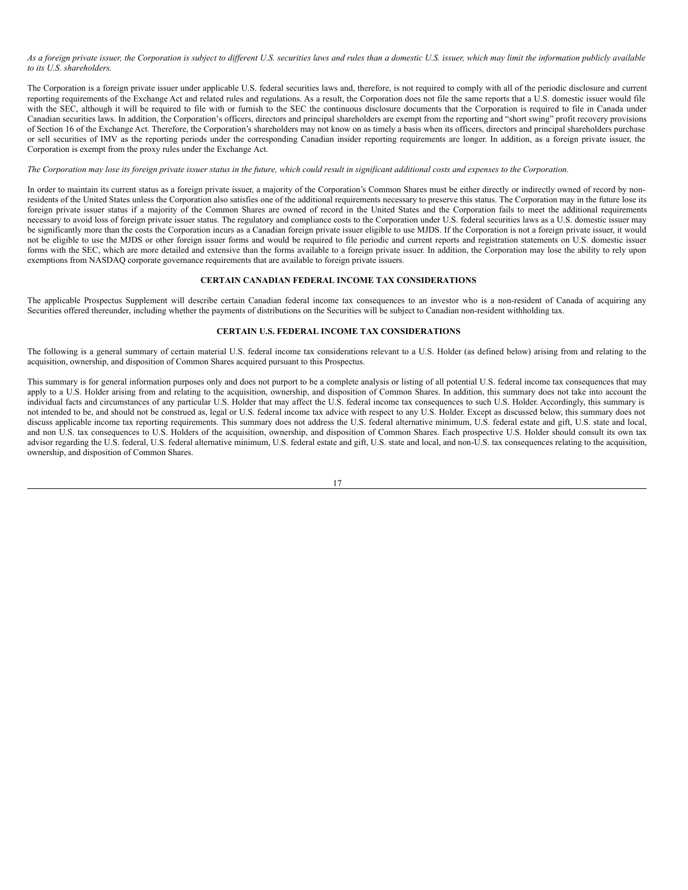*As a foreign private issuer, the Corporation is subject to different U.S. securities laws and rules than a domestic U.S. issuer, which may limit the information publicly available to its U.S. shareholders.*

The Corporation is a foreign private issuer under applicable U.S. federal securities laws and, therefore, is not required to comply with all of the periodic disclosure and current reporting requirements of the Exchange Act and related rules and regulations. As a result, the Corporation does not file the same reports that a U.S. domestic issuer would file with the SEC, although it will be required to file with or furnish to the SEC the continuous disclosure documents that the Corporation is required to file in Canada under Canadian securities laws. In addition, the Corporation's officers, directors and principal shareholders are exempt from the reporting and "short swing" profit recovery provisions of Section 16 of the Exchange Act. Therefore, the Corporation's shareholders may not know on as timely a basis when its officers, directors and principal shareholders purchase or sell securities of IMV as the reporting periods under the corresponding Canadian insider reporting requirements are longer. In addition, as a foreign private issuer, the Corporation is exempt from the proxy rules under the Exchange Act.

*The Corporation may lose its foreign private issuer status in the future, which could result in significant additional costs and expenses to the Corporation.*

In order to maintain its current status as a foreign private issuer, a majority of the Corporation's Common Shares must be either directly or indirectly owned of record by non-residents of the United States unless the Corporation also satisfies one of the additional requirements necessary to preserve this status. The Corporation may in the future lose its foreign private issuer status if a majority of the Common Shares are owned of record in the United States and the Corporation fails to meet the additional requirements necessary to avoid loss of foreign private issuer status. The regulatory and compliance costs to the Corporation under U.S. federal securities laws as a U.S. domestic issuer may be significantly more than the costs the Corporation incurs as a Canadian foreign private issuer eligible to use MJDS. If the Corporation is not a foreign private issuer, it would not be eligible to use the MJDS or other foreign issuer forms and would be required to file periodic and current reports and registration statements on U.S. domestic issuer forms with the SEC, which are more detailed and extensive than the forms available to a foreign private issuer. In addition, the Corporation may lose the ability to rely upon exemptions from NASDAQ corporate governance requirements that are available to foreign private issuers.

## CERTAIN CANADIAN FEDERAL INCOME TAX CONSIDERATIONS

The applicable Prospectus Supplement will describe certain Canadian federal income tax consequences to an investor who is a non-resident of Canada of acquiring any Securities offered thereunder, including whether the payments of distributions on the Securities will be subject to Canadian non-resident withholding tax.

## CERTAIN U.S. FEDERAL INCOME TAX CONSIDERATIONS

The following is a general summary of certain material U.S. federal income tax considerations relevant to a U.S. Holder (as defined below) arising from and relating to the acquisition, ownership, and disposition of Common Shares acquired pursuant to this Prospectus.

This summary is for general information purposes only and does not purport to be a complete analysis or listing of all potential U.S. federal income tax consequences that may apply to a U.S. Holder arising from and relating to the acquisition, ownership, and disposition of Common Shares. In addition, this summary does not take into account the individual facts and circumstances of any particular U.S. Holder that may affect the U.S. federal income tax consequences to such U.S. Holder. Accordingly, this summary is not intended to be, and should not be construed as, legal or U.S. federal income tax advice with respect to any U.S. Holder. Except as discussed below, this summary does not discuss applicable income tax reporting requirements. This summary does not address the U.S. federal alternative minimum, U.S. federal estate and gift, U.S. state and local, and non U.S. tax consequences to U.S. Holders of the acquisition, ownership, and disposition of Common Shares. Each prospective U.S. Holder should consult its own tax advisor regarding the U.S. federal, U.S. federal alternative minimum, U.S. federal estate and gift, U.S. state and local, and non-U.S. tax consequences relating to the acquisition, ownership, and disposition of Common Shares.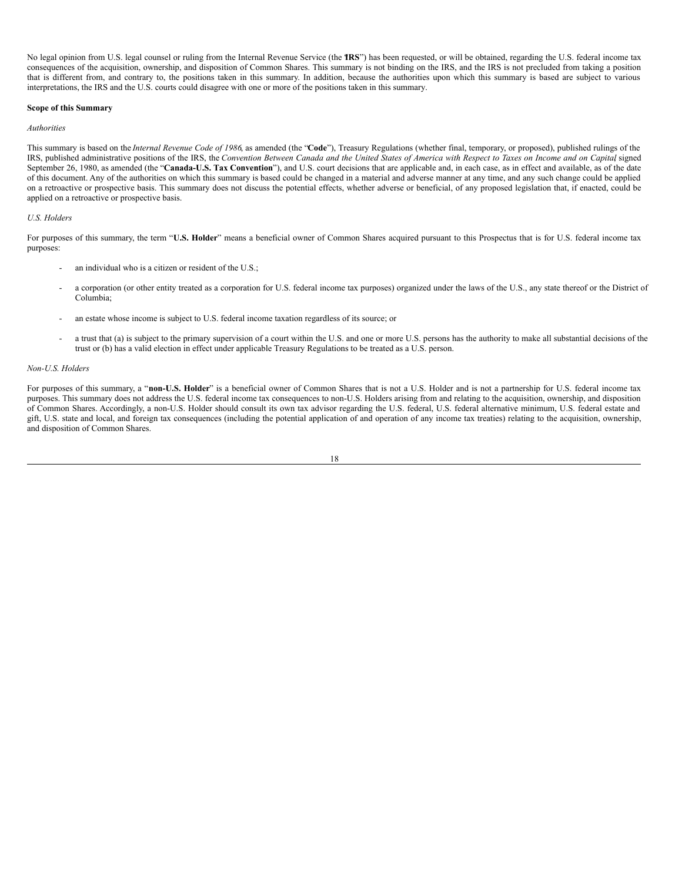No legal opinion from U.S. legal counsel or ruling from the Internal Revenue Service (the "**IRS**") has been requested, or will be obtained, regarding the U.S. federal income tax consequences of the acquisition, ownership, and disposition of Common Shares. This summary is not binding on the IRS, and the IRS is not precluded from taking a position that is different from, and contrary to, the positions taken in this summary. In addition, because the authorities upon which this summary is based are subject to various interpretations, the IRS and the U.S. courts could disagree with one or more of the positions taken in this summary.

**Scope of this Summary**

*Authorities*

This summary is based on the *Internal Revenue Code of 1986*, as amended (the "**Code**"), Treasury Regulations (whether final, temporary, or proposed), published rulings of the IRS, published administrative positions of the IRS, the *Convention Between Canada and the United States of America with Respect to Taxes on Income and on Capital*, signed September 26, 1980, as amended (the "**Canada-U.S. Tax Convention**"), and U.S. court decisions that are applicable and, in each case, as in effect and available, as of the date of this document. Any of the authorities on which this summary is based could be changed in a material and adverse manner at any time, and any such change could be applied on a retroactive or prospective basis. This summary does not discuss the potential effects, whether adverse or beneficial, of any proposed legislation that, if enacted, could be applied on a retroactive or prospective basis.

*U.S. Holders*

For purposes of this summary, the term "**U.S. Holder**" means a beneficial owner of Common Shares acquired pursuant to this Prospectus that is for U.S. federal income tax purposes:

- an individual who is a citizen or resident of the U.S.;
- a corporation (or other entity treated as a corporation for U.S. federal income tax purposes) organized under the laws of the U.S., any state thereof or the District of Columbia;
- an estate whose income is subject to U.S. federal income taxation regardless of its source; or
- a trust that (a) is subject to the primary supervision of a court within the U.S. and one or more U.S. persons has the authority to make all substantial decisions of the trust or (b) has a valid election in effect under applicable Treasury Regulations to be treated as a U.S. person.

*Non-U.S. Holders*

For purposes of this summary, a "**non-U.S. Holder**" is a beneficial owner of Common Shares that is not a U.S. Holder and is not a partnership for U.S. federal income tax purposes. This summary does not address the U.S. federal income tax consequences to non-U.S. Holders arising from and relating to the acquisition, ownership, and disposition of Common Shares. Accordingly, a non-U.S. Holder should consult its own tax advisor regarding the U.S. federal, U.S. federal alternative minimum, U.S. federal estate and gift, U.S. state and local, and foreign tax consequences (including the potential application of and operation of any income tax treaties) relating to the acquisition, ownership, and disposition of Common Shares.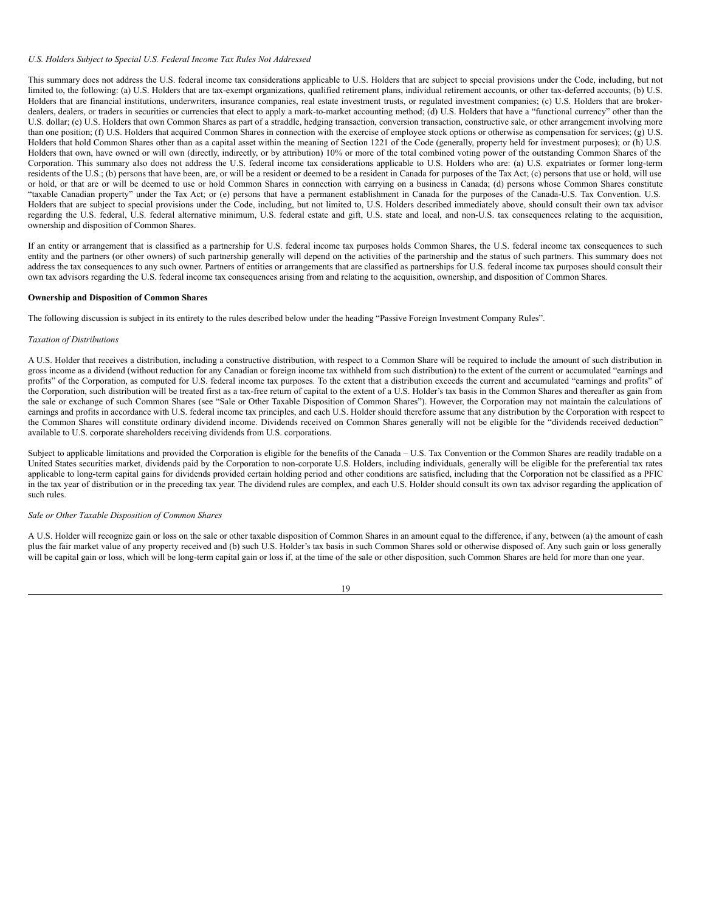*U.S. Holders Subject to Special U.S. Federal Income Tax Rules Not Addressed*

This summary does not address the U.S. federal income tax considerations applicable to U.S. Holders that are subject to special provisions under the Code, including, but not limited to, the following: (a) U.S. Holders that are tax-exempt organizations, qualified retirement plans, individual retirement accounts, or other tax-deferred accounts; (b) U.S. Holders that are financial institutions, underwriters, insurance companies, real estate investment trusts, or regulated investment companies; (c) U.S. Holders that are broker-dealers, dealers, or traders in securities or currencies that elect to apply a mark-to-market accounting method; (d) U.S. Holders that have a "functional currency" other than the U.S. dollar; (e) U.S. Holders that own Common Shares as part of a straddle, hedging transaction, conversion transaction, constructive sale, or other arrangement involving more than one position; (f) U.S. Holders that acquired Common Shares in connection with the exercise of employee stock options or otherwise as compensation for services; (g) U.S. Holders that hold Common Shares other than as a capital asset within the meaning of Section 1221 of the Code (generally, property held for investment purposes); or (h) U.S. Holders that own, have owned or will own (directly, indirectly, or by attribution) 10% or more of the total combined voting power of the outstanding Common Shares of the Corporation. This summary also does not address the U.S. federal income tax considerations applicable to U.S. Holders who are: (a) U.S. expatriates or former long-term residents of the U.S.; (b) persons that have been, are, or will be a resident or deemed to be a resident in Canada for purposes of the Tax Act; (c) persons that use or hold, will use or hold, or that are or will be deemed to use or hold Common Shares in connection with carrying on a business in Canada; (d) persons whose Common Shares constitute "taxable Canadian property" under the Tax Act; or (e) persons that have a permanent establishment in Canada for the purposes of the Canada-U.S. Tax Convention. U.S. Holders that are subject to special provisions under the Code, including, but not limited to, U.S. Holders described immediately above, should consult their own tax advisor regarding the U.S. federal, U.S. federal alternative minimum, U.S. federal estate and gift, U.S. state and local, and non-U.S. tax consequences relating to the acquisition, ownership and disposition of Common Shares.

If an entity or arrangement that is classified as a partnership for U.S. federal income tax purposes holds Common Shares, the U.S. federal income tax consequences to such entity and the partners (or other owners) of such partnership generally will depend on the activities of the partnership and the status of such partners. This summary does not address the tax consequences to any such owner. Partners of entities or arrangements that are classified as partnerships for U.S. federal income tax purposes should consult their own tax advisors regarding the U.S. federal income tax consequences arising from and relating to the acquisition, ownership, and disposition of Common Shares.

**Ownership and Disposition of Common Shares**

The following discussion is subject in its entirety to the rules described below under the heading "Passive Foreign Investment Company Rules".

*Taxation of Distributions*

A U.S. Holder that receives a distribution, including a constructive distribution, with respect to a Common Share will be required to include the amount of such distribution in gross income as a dividend (without reduction for any Canadian or foreign income tax withheld from such distribution) to the extent of the current or accumulated "earnings and profits" of the Corporation, as computed for U.S. federal income tax purposes. To the extent that a distribution exceeds the current and accumulated "earnings and profits" of the Corporation, such distribution will be treated first as a tax-free return of capital to the extent of a U.S. Holder's tax basis in the Common Shares and thereafter as gain from the sale or exchange of such Common Shares (see "Sale or Other Taxable Disposition of Common Shares"). However, the Corporation may not maintain the calculations of earnings and profits in accordance with U.S. federal income tax principles, and each U.S. Holder should therefore assume that any distribution by the Corporation with respect to the Common Shares will constitute ordinary dividend income. Dividends received on Common Shares generally will not be eligible for the "dividends received deduction" available to U.S. corporate shareholders receiving dividends from U.S. corporations.

Subject to applicable limitations and provided the Corporation is eligible for the benefits of the Canada – U.S. Tax Convention or the Common Shares are readily tradable on a United States securities market, dividends paid by the Corporation to non-corporate U.S. Holders, including individuals, generally will be eligible for the preferential tax rates applicable to long-term capital gains for dividends provided certain holding period and other conditions are satisfied, including that the Corporation not be classified as a PFIC in the tax year of distribution or in the preceding tax year. The dividend rules are complex, and each U.S. Holder should consult its own tax advisor regarding the application of such rules.

*Sale or Other Taxable Disposition of Common Shares*

A U.S. Holder will recognize gain or loss on the sale or other taxable disposition of Common Shares in an amount equal to the difference, if any, between (a) the amount of cash plus the fair market value of any property received and (b) such U.S. Holder's tax basis in such Common Shares sold or otherwise disposed of. Any such gain or loss generally will be capital gain or loss, which will be long-term capital gain or loss if, at the time of the sale or other disposition, such Common Shares are held for more than one year.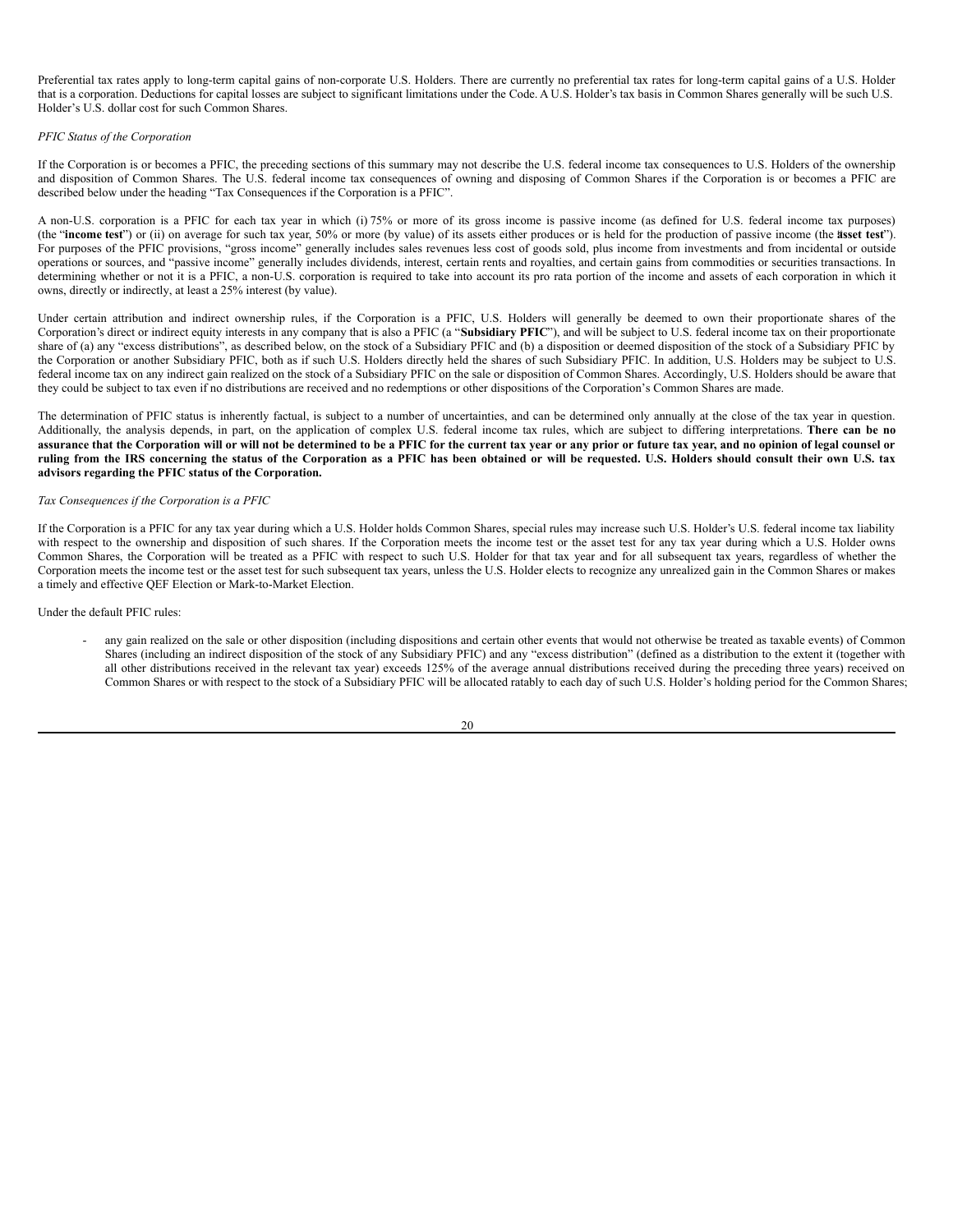Preferential tax rates apply to long-term capital gains of non-corporate U.S. Holders. There are currently no preferential tax rates for long-term capital gains of a U.S. Holder that is a corporation. Deductions for capital losses are subject to significant limitations under the Code. A U.S. Holder's tax basis in Common Shares generally will be such U.S. Holder's U.S. dollar cost for such Common Shares.

*PFIC Status of the Corporation*

If the Corporation is or becomes a PFIC, the preceding sections of this summary may not describe the U.S. federal income tax consequences to U.S. Holders of the ownership and disposition of Common Shares. The U.S. federal income tax consequences of owning and disposing of Common Shares if the Corporation is or becomes a PFIC are described below under the heading "Tax Consequences if the Corporation is a PFIC".

A non-U.S. corporation is a PFIC for each tax year in which (i) 75% or more of its gross income is passive income (as defined for U.S. federal income tax purposes) (the "**income test**") or (ii) on average for such tax year, 50% or more (by value) of its assets either produces or is held for the production of passive income (the "**asset test**"). For purposes of the PFIC provisions, "gross income" generally includes sales revenues less cost of goods sold, plus income from investments and from incidental or outside operations or sources, and "passive income" generally includes dividends, interest, certain rents and royalties, and certain gains from commodities or securities transactions. In determining whether or not it is a PFIC, a non-U.S. corporation is required to take into account its pro rata portion of the income and assets of each corporation in which it owns, directly or indirectly, at least a 25% interest (by value).

Under certain attribution and indirect ownership rules, if the Corporation is a PFIC, U.S. Holders will generally be deemed to own their proportionate shares of the Corporation's direct or indirect equity interests in any company that is also a PFIC (a "**Subsidiary PFIC**"), and will be subject to U.S. federal income tax on their proportionate share of (a) any "excess distributions", as described below, on the stock of a Subsidiary PFIC and (b) a disposition or deemed disposition of the stock of a Subsidiary PFIC by the Corporation or another Subsidiary PFIC, both as if such U.S. Holders directly held the shares of such Subsidiary PFIC. In addition, U.S. Holders may be subject to U.S. federal income tax on any indirect gain realized on the stock of a Subsidiary PFIC on the sale or disposition of Common Shares. Accordingly, U.S. Holders should be aware that they could be subject to tax even if no distributions are received and no redemptions or other dispositions of the Corporation's Common Shares are made.

The determination of PFIC status is inherently factual, is subject to a number of uncertainties, and can be determined only annually at the close of the tax year in question. Additionally, the analysis depends, in part, on the application of complex U.S. federal income tax rules, which are subject to differing interpretations. **There can be no assurance that the Corporation will or will not be determined to be a PFIC for the current tax year or any prior or future tax year, and no opinion of legal counsel or ruling from the IRS concerning the status of the Corporation as a PFIC has been obtained or will be requested. U.S. Holders should consult their own U.S. tax advisors regarding the PFIC status of the Corporation.**

*Tax Consequences if the Corporation is a PFIC*

If the Corporation is a PFIC for any tax year during which a U.S. Holder holds Common Shares, special rules may increase such U.S. Holder's U.S. federal income tax liability with respect to the ownership and disposition of such shares. If the Corporation meets the income test or the asset test for any tax year during which a U.S. Holder owns Common Shares, the Corporation will be treated as a PFIC with respect to such U.S. Holder for that tax year and for all subsequent tax years, regardless of whether the Corporation meets the income test or the asset test for such subsequent tax years, unless the U.S. Holder elects to recognize any unrealized gain in the Common Shares or makes a timely and effective QEF Election or Mark-to-Market Election.

Under the default PFIC rules:

- any gain realized on the sale or other disposition (including dispositions and certain other events that would not otherwise be treated as taxable events) of Common Shares (including an indirect disposition of the stock of any Subsidiary PFIC) and any "excess distribution" (defined as a distribution to the extent it (together with all other distributions received in the relevant tax year) exceeds 125% of the average annual distributions received during the preceding three years) received on Common Shares or with respect to the stock of a Subsidiary PFIC will be allocated ratably to each day of such U.S. Holder's holding period for the Common Shares;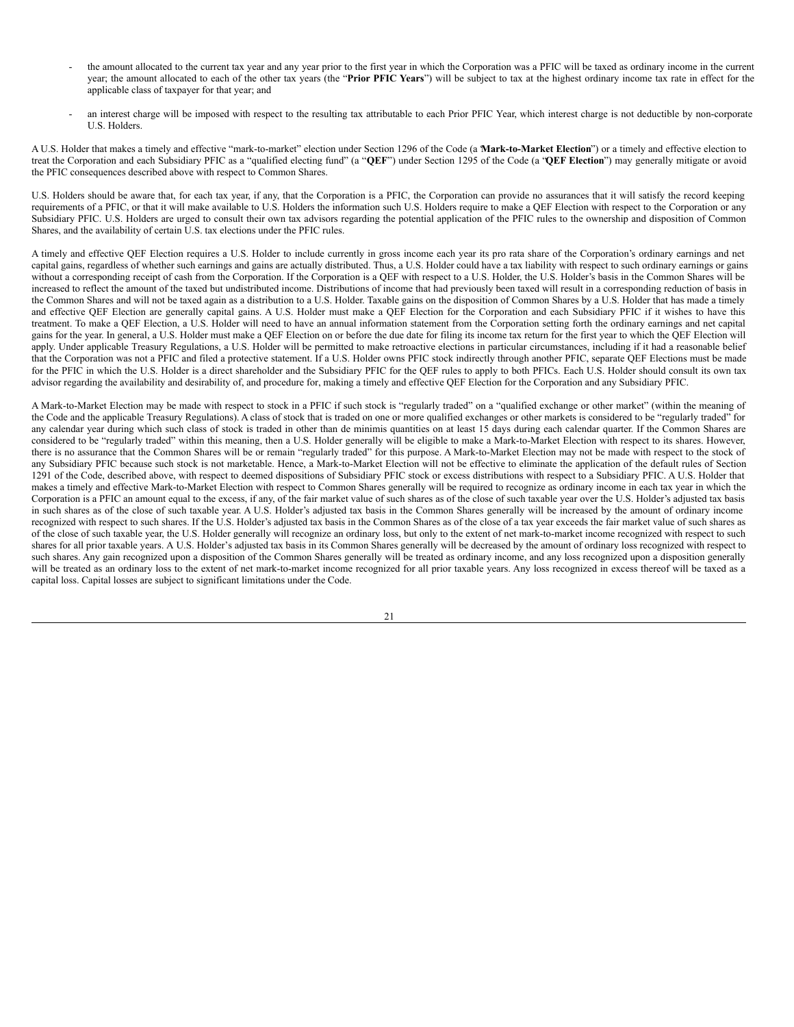- the amount allocated to the current tax year and any year prior to the first year in which the Corporation was a PFIC will be taxed as ordinary income in the current year; the amount allocated to each of the other tax years (the "**Prior PFIC Years**") will be subject to tax at the highest ordinary income tax rate in effect for the applicable class of taxpayer for that year; and

- an interest charge will be imposed with respect to the resulting tax attributable to each Prior PFIC Year, which interest charge is not deductible by non-corporate U.S. Holders.

A U.S. Holder that makes a timely and effective "mark-to-market" election under Section 1296 of the Code (a "**Mark-to-Market Election**") or a timely and effective election to treat the Corporation and each Subsidiary PFIC as a "qualified electing fund" (a "**QEF**") under Section 1295 of the Code (a "**QEF Election**") may generally mitigate or avoid the PFIC consequences described above with respect to Common Shares.

U.S. Holders should be aware that, for each tax year, if any, that the Corporation is a PFIC, the Corporation can provide no assurances that it will satisfy the record keeping requirements of a PFIC, or that it will make available to U.S. Holders the information such U.S. Holders require to make a QEF Election with respect to the Corporation or any Subsidiary PFIC. U.S. Holders are urged to consult their own tax advisors regarding the potential application of the PFIC rules to the ownership and disposition of Common Shares, and the availability of certain U.S. tax elections under the PFIC rules.

A timely and effective QEF Election requires a U.S. Holder to include currently in gross income each year its pro rata share of the Corporation's ordinary earnings and net capital gains, regardless of whether such earnings and gains are actually distributed. Thus, a U.S. Holder could have a tax liability with respect to such ordinary earnings or gains without a corresponding receipt of cash from the Corporation. If the Corporation is a QEF with respect to a U.S. Holder, the U.S. Holder's basis in the Common Shares will be increased to reflect the amount of the taxed but undistributed income. Distributions of income that had previously been taxed will result in a corresponding reduction of basis in the Common Shares and will not be taxed again as a distribution to a U.S. Holder. Taxable gains on the disposition of Common Shares by a U.S. Holder that has made a timely and effective QEF Election are generally capital gains. A U.S. Holder must make a QEF Election for the Corporation and each Subsidiary PFIC if it wishes to have this treatment. To make a QEF Election, a U.S. Holder will need to have an annual information statement from the Corporation setting forth the ordinary earnings and net capital gains for the year. In general, a U.S. Holder must make a QEF Election on or before the due date for filing its income tax return for the first year to which the QEF Election will apply. Under applicable Treasury Regulations, a U.S. Holder will be permitted to make retroactive elections in particular circumstances, including if it had a reasonable belief that the Corporation was not a PFIC and filed a protective statement. If a U.S. Holder owns PFIC stock indirectly through another PFIC, separate QEF Elections must be made for the PFIC in which the U.S. Holder is a direct shareholder and the Subsidiary PFIC for the QEF rules to apply to both PFICs. Each U.S. Holder should consult its own tax advisor regarding the availability and desirability of, and procedure for, making a timely and effective QEF Election for the Corporation and any Subsidiary PFIC.

A Mark-to-Market Election may be made with respect to stock in a PFIC if such stock is "regularly traded" on a "qualified exchange or other market" (within the meaning of the Code and the applicable Treasury Regulations). A class of stock that is traded on one or more qualified exchanges or other markets is considered to be "regularly traded" for any calendar year during which such class of stock is traded in other than de minimis quantities on at least 15 days during each calendar quarter. If the Common Shares are considered to be "regularly traded" within this meaning, then a U.S. Holder generally will be eligible to make a Mark-to-Market Election with respect to its shares. However, there is no assurance that the Common Shares will be or remain "regularly traded" for this purpose. A Mark-to-Market Election may not be made with respect to the stock of any Subsidiary PFIC because such stock is not marketable. Hence, a Mark-to-Market Election will not be effective to eliminate the application of the default rules of Section 1291 of the Code, described above, with respect to deemed dispositions of Subsidiary PFIC stock or excess distributions with respect to a Subsidiary PFIC. A U.S. Holder that makes a timely and effective Mark-to-Market Election with respect to Common Shares generally will be required to recognize as ordinary income in each tax year in which the Corporation is a PFIC an amount equal to the excess, if any, of the fair market value of such shares as of the close of such taxable year over the U.S. Holder's adjusted tax basis in such shares as of the close of such taxable year. A U.S. Holder's adjusted tax basis in the Common Shares generally will be increased by the amount of ordinary income recognized with respect to such shares. If the U.S. Holder's adjusted tax basis in the Common Shares as of the close of a tax year exceeds the fair market value of such shares as of the close of such taxable year, the U.S. Holder generally will recognize an ordinary loss, but only to the extent of net mark-to-market income recognized with respect to such shares for all prior taxable years. A U.S. Holder's adjusted tax basis in its Common Shares generally will be decreased by the amount of ordinary loss recognized with respect to such shares. Any gain recognized upon a disposition of the Common Shares generally will be treated as ordinary income, and any loss recognized upon a disposition generally will be treated as an ordinary loss to the extent of net mark-to-market income recognized for all prior taxable years. Any loss recognized in excess thereof will be taxed as a capital loss. Capital losses are subject to significant limitations under the Code.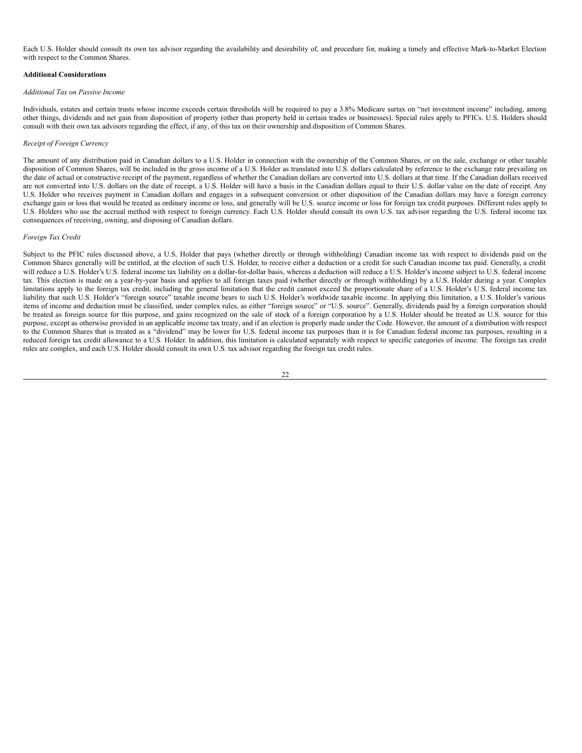Each U.S. Holder should consult its own tax advisor regarding the availability and desirability of, and procedure for, making a timely and effective Mark-to-Market Election with respect to the Common Shares.

**Additional Considerations**

*Additional Tax on Passive Income*

Individuals, estates and certain trusts whose income exceeds certain thresholds will be required to pay a 3.8% Medicare surtax on "net investment income" including, among other things, dividends and net gain from disposition of property (other than property held in certain trades or businesses). Special rules apply to PFICs. U.S. Holders should consult with their own tax advisors regarding the effect, if any, of this tax on their ownership and disposition of Common Shares.

*Receipt of Foreign Currency*

The amount of any distribution paid in Canadian dollars to a U.S. Holder in connection with the ownership of the Common Shares, or on the sale, exchange or other taxable disposition of Common Shares, will be included in the gross income of a U.S. Holder as translated into U.S. dollars calculated by reference to the exchange rate prevailing on the date of actual or constructive receipt of the payment, regardless of whether the Canadian dollars are converted into U.S. dollars at that time. If the Canadian dollars received are not converted into U.S. dollars on the date of receipt, a U.S. Holder will have a basis in the Canadian dollars equal to their U.S. dollar value on the date of receipt. Any U.S. Holder who receives payment in Canadian dollars and engages in a subsequent conversion or other disposition of the Canadian dollars may have a foreign currency exchange gain or loss that would be treated as ordinary income or loss, and generally will be U.S. source income or loss for foreign tax credit purposes. Different rules apply to U.S. Holders who use the accrual method with respect to foreign currency. Each U.S. Holder should consult its own U.S. tax advisor regarding the U.S. federal income tax consequences of receiving, owning, and disposing of Canadian dollars.

*Foreign Tax Credit*

Subject to the PFIC rules discussed above, a U.S. Holder that pays (whether directly or through withholding) Canadian income tax with respect to dividends paid on the Common Shares generally will be entitled, at the election of such U.S. Holder, to receive either a deduction or a credit for such Canadian income tax paid. Generally, a credit will reduce a U.S. Holder's U.S. federal income tax liability on a dollar-for-dollar basis, whereas a deduction will reduce a U.S. Holder's income subject to U.S. federal income tax. This election is made on a year-by-year basis and applies to all foreign taxes paid (whether directly or through withholding) by a U.S. Holder during a year. Complex limitations apply to the foreign tax credit, including the general limitation that the credit cannot exceed the proportionate share of a U.S. Holder's U.S. federal income tax liability that such U.S. Holder's "foreign source" taxable income bears to such U.S. Holder's worldwide taxable income. In applying this limitation, a U.S. Holder's various items of income and deduction must be classified, under complex rules, as either "foreign source" or "U.S. source". Generally, dividends paid by a foreign corporation should be treated as foreign source for this purpose, and gains recognized on the sale of stock of a foreign corporation by a U.S. Holder should be treated as U.S. source for this purpose, except as otherwise provided in an applicable income tax treaty, and if an election is properly made under the Code. However, the amount of a distribution with respect to the Common Shares that is treated as a "dividend" may be lower for U.S. federal income tax purposes than it is for Canadian federal income tax purposes, resulting in a reduced foreign tax credit allowance to a U.S. Holder. In addition, this limitation is calculated separately with respect to specific categories of income. The foreign tax credit rules are complex, and each U.S. Holder should consult its own U.S. tax advisor regarding the foreign tax credit rules.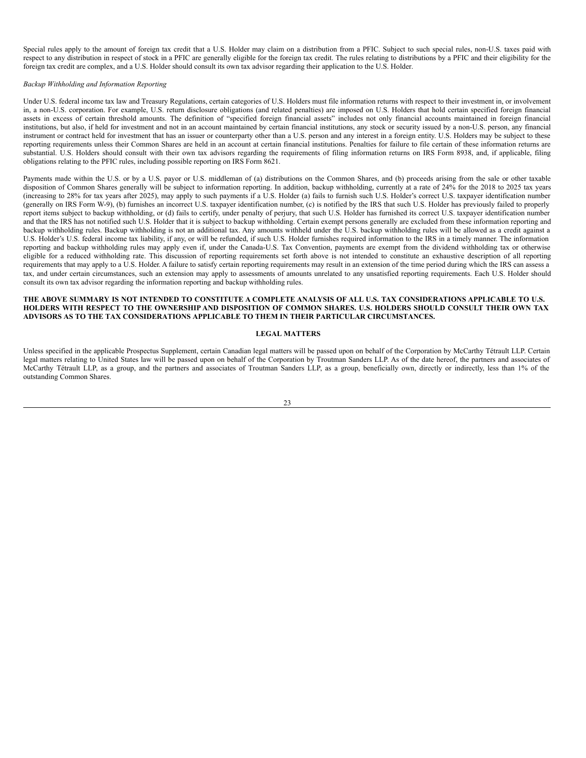Special rules apply to the amount of foreign tax credit that a U.S. Holder may claim on a distribution from a PFIC. Subject to such special rules, non-U.S. taxes paid with respect to any distribution in respect of stock in a PFIC are generally eligible for the foreign tax credit. The rules relating to distributions by a PFIC and their eligibility for the foreign tax credit are complex, and a U.S. Holder should consult its own tax advisor regarding their application to the U.S. Holder.

*Backup Withholding and Information Reporting*

Under U.S. federal income tax law and Treasury Regulations, certain categories of U.S. Holders must file information returns with respect to their investment in, or involvement in, a non-U.S. corporation. For example, U.S. return disclosure obligations (and related penalties) are imposed on U.S. Holders that hold certain specified foreign financial assets in excess of certain threshold amounts. The definition of "specified foreign financial assets" includes not only financial accounts maintained in foreign financial institutions, but also, if held for investment and not in an account maintained by certain financial institutions, any stock or security issued by a non-U.S. person, any financial instrument or contract held for investment that has an issuer or counterparty other than a U.S. person and any interest in a foreign entity. U.S. Holders may be subject to these reporting requirements unless their Common Shares are held in an account at certain financial institutions. Penalties for failure to file certain of these information returns are substantial. U.S. Holders should consult with their own tax advisors regarding the requirements of filing information returns on IRS Form 8938, and, if applicable, filing obligations relating to the PFIC rules, including possible reporting on IRS Form 8621.

Payments made within the U.S. or by a U.S. payor or U.S. middleman of (a) distributions on the Common Shares, and (b) proceeds arising from the sale or other taxable disposition of Common Shares generally will be subject to information reporting. In addition, backup withholding, currently at a rate of 24% for the 2018 to 2025 tax years (increasing to 28% for tax years after 2025), may apply to such payments if a U.S. Holder (a) fails to furnish such U.S. Holder's correct U.S. taxpayer identification number (generally on IRS Form W-9), (b) furnishes an incorrect U.S. taxpayer identification number, (c) is notified by the IRS that such U.S. Holder has previously failed to properly report items subject to backup withholding, or (d) fails to certify, under penalty of perjury, that such U.S. Holder has furnished its correct U.S. taxpayer identification number and that the IRS has not notified such U.S. Holder that it is subject to backup withholding. Certain exempt persons generally are excluded from these information reporting and backup withholding rules. Backup withholding is not an additional tax. Any amounts withheld under the U.S. backup withholding rules will be allowed as a credit against a U.S. Holder's U.S. federal income tax liability, if any, or will be refunded, if such U.S. Holder furnishes required information to the IRS in a timely manner. The information reporting and backup withholding rules may apply even if, under the Canada-U.S. Tax Convention, payments are exempt from the dividend withholding tax or otherwise eligible for a reduced withholding rate. This discussion of reporting requirements set forth above is not intended to constitute an exhaustive description of all reporting requirements that may apply to a U.S. Holder. A failure to satisfy certain reporting requirements may result in an extension of the time period during which the IRS can assess a tax, and under certain circumstances, such an extension may apply to assessments of amounts unrelated to any unsatisfied reporting requirements. Each U.S. Holder should consult its own tax advisor regarding the information reporting and backup withholding rules.

**THE ABOVE SUMMARY IS NOT INTENDED TO CONSTITUTE A COMPLETE ANALYSIS OF ALL U.S. TAX CONSIDERATIONS APPLICABLE TO U.S. HOLDERS WITH RESPECT TO THE OWNERSHIP AND DISPOSITION OF COMMON SHARES. U.S. HOLDERS SHOULD CONSULT THEIR OWN TAX ADVISORS AS TO THE TAX CONSIDERATIONS APPLICABLE TO THEM IN THEIR PARTICULAR CIRCUMSTANCES.**

## LEGAL MATTERS

Unless specified in the applicable Prospectus Supplement, certain Canadian legal matters will be passed upon on behalf of the Corporation by McCarthy Tétrault LLP. Certain legal matters relating to United States law will be passed upon on behalf of the Corporation by Troutman Sanders LLP. As of the date hereof, the partners and associates of McCarthy Tétrault LLP, as a group, and the partners and associates of Troutman Sanders LLP, as a group, beneficially own, directly or indirectly, less than 1% of the outstanding Common Shares.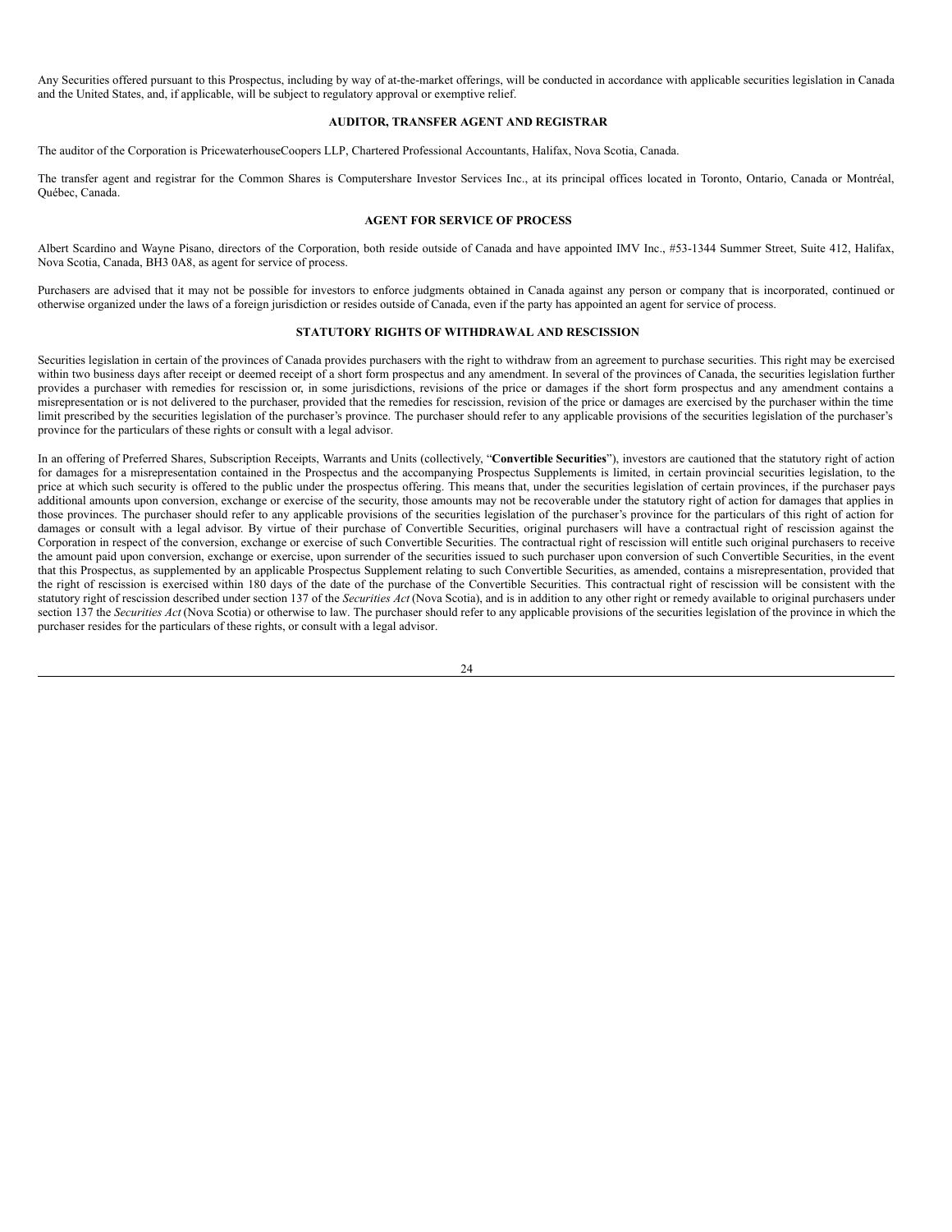Any Securities offered pursuant to this Prospectus, including by way of at-the-market offerings, will be conducted in accordance with applicable securities legislation in Canada and the United States, and, if applicable, will be subject to regulatory approval or exemptive relief.

## AUDITOR, TRANSFER AGENT AND REGISTRAR

The auditor of the Corporation is PricewaterhouseCoopers LLP, Chartered Professional Accountants, Halifax, Nova Scotia, Canada.

The transfer agent and registrar for the Common Shares is Computershare Investor Services Inc., at its principal offices located in Toronto, Ontario, Canada or Montréal, Québec, Canada.

## AGENT FOR SERVICE OF PROCESS

Albert Scardino and Wayne Pisano, directors of the Corporation, both reside outside of Canada and have appointed IMV Inc., #53-1344 Summer Street, Suite 412, Halifax, Nova Scotia, Canada, BH3 0A8, as agent for service of process.

Purchasers are advised that it may not be possible for investors to enforce judgments obtained in Canada against any person or company that is incorporated, continued or otherwise organized under the laws of a foreign jurisdiction or resides outside of Canada, even if the party has appointed an agent for service of process.

## STATUTORY RIGHTS OF WITHDRAWAL AND RESCISSION

Securities legislation in certain of the provinces of Canada provides purchasers with the right to withdraw from an agreement to purchase securities. This right may be exercised within two business days after receipt or deemed receipt of a short form prospectus and any amendment. In several of the provinces of Canada, the securities legislation further provides a purchaser with remedies for rescission or, in some jurisdictions, revisions of the price or damages if the short form prospectus and any amendment contains a misrepresentation or is not delivered to the purchaser, provided that the remedies for rescission, revision of the price or damages are exercised by the purchaser within the time limit prescribed by the securities legislation of the purchaser's province. The purchaser should refer to any applicable provisions of the securities legislation of the purchaser's province for the particulars of these rights or consult with a legal advisor.

In an offering of Preferred Shares, Subscription Receipts, Warrants and Units (collectively, "**Convertible Securities**"), investors are cautioned that the statutory right of action for damages for a misrepresentation contained in the Prospectus and the accompanying Prospectus Supplements is limited, in certain provincial securities legislation, to the price at which such security is offered to the public under the prospectus offering. This means that, under the securities legislation of certain provinces, if the purchaser pays additional amounts upon conversion, exchange or exercise of the security, those amounts may not be recoverable under the statutory right of action for damages that applies in those provinces. The purchaser should refer to any applicable provisions of the securities legislation of the purchaser's province for the particulars of this right of action for damages or consult with a legal advisor. By virtue of their purchase of Convertible Securities, original purchasers will have a contractual right of rescission against the Corporation in respect of the conversion, exchange or exercise of such Convertible Securities. The contractual right of rescission will entitle such original purchasers to receive the amount paid upon conversion, exchange or exercise, upon surrender of the securities issued to such purchaser upon conversion of such Convertible Securities, in the event that this Prospectus, as supplemented by an applicable Prospectus Supplement relating to such Convertible Securities, as amended, contains a misrepresentation, provided that the right of rescission is exercised within 180 days of the date of the purchase of the Convertible Securities. This contractual right of rescission will be consistent with the statutory right of rescission described under section 137 of the *Securities Act* (Nova Scotia), and is in addition to any other right or remedy available to original purchasers under section 137 the *Securities Act* (Nova Scotia) or otherwise to law. The purchaser should refer to any applicable provisions of the securities legislation of the province in which the purchaser resides for the particulars of these rights, or consult with a legal advisor.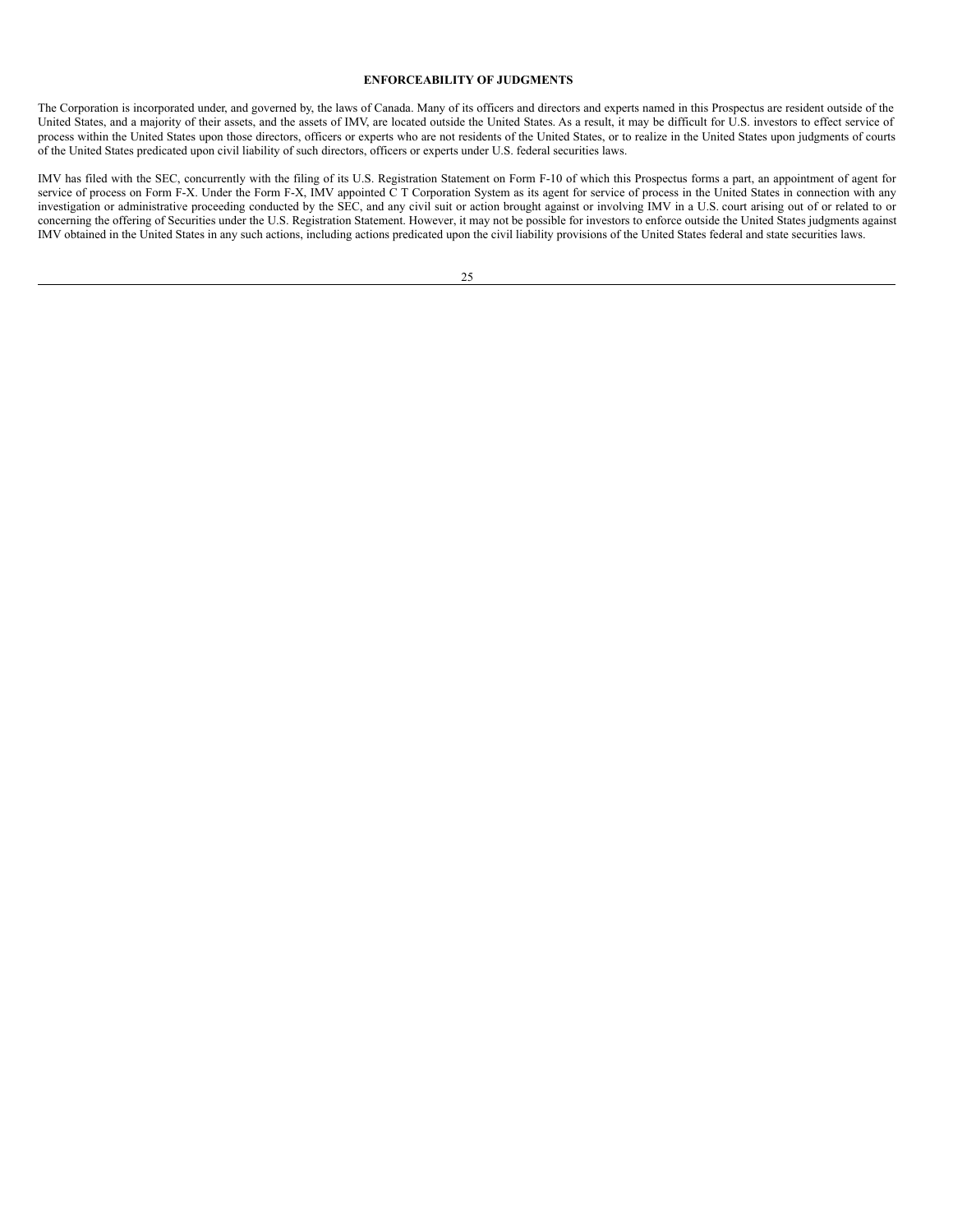## ENFORCEABILITY OF JUDGMENTS

The Corporation is incorporated under, and governed by, the laws of Canada. Many of its officers and directors and experts named in this Prospectus are resident outside of the United States, and a majority of their assets, and the assets of IMV, are located outside the United States. As a result, it may be difficult for U.S. investors to effect service of process within the United States upon those directors, officers or experts who are not residents of the United States, or to realize in the United States upon judgments of courts of the United States predicated upon civil liability of such directors, officers or experts under U.S. federal securities laws.

IMV has filed with the SEC, concurrently with the filing of its U.S. Registration Statement on Form F-10 of which this Prospectus forms a part, an appointment of agent for service of process on Form F-X. Under the Form F-X, IMV appointed C T Corporation System as its agent for service of process in the United States in connection with any investigation or administrative proceeding conducted by the SEC, and any civil suit or action brought against or involving IMV in a U.S. court arising out of or related to or concerning the offering of Securities under the U.S. Registration Statement. However, it may not be possible for investors to enforce outside the United States judgments against IMV obtained in the United States in any such actions, including actions predicated upon the civil liability provisions of the United States federal and state securities laws.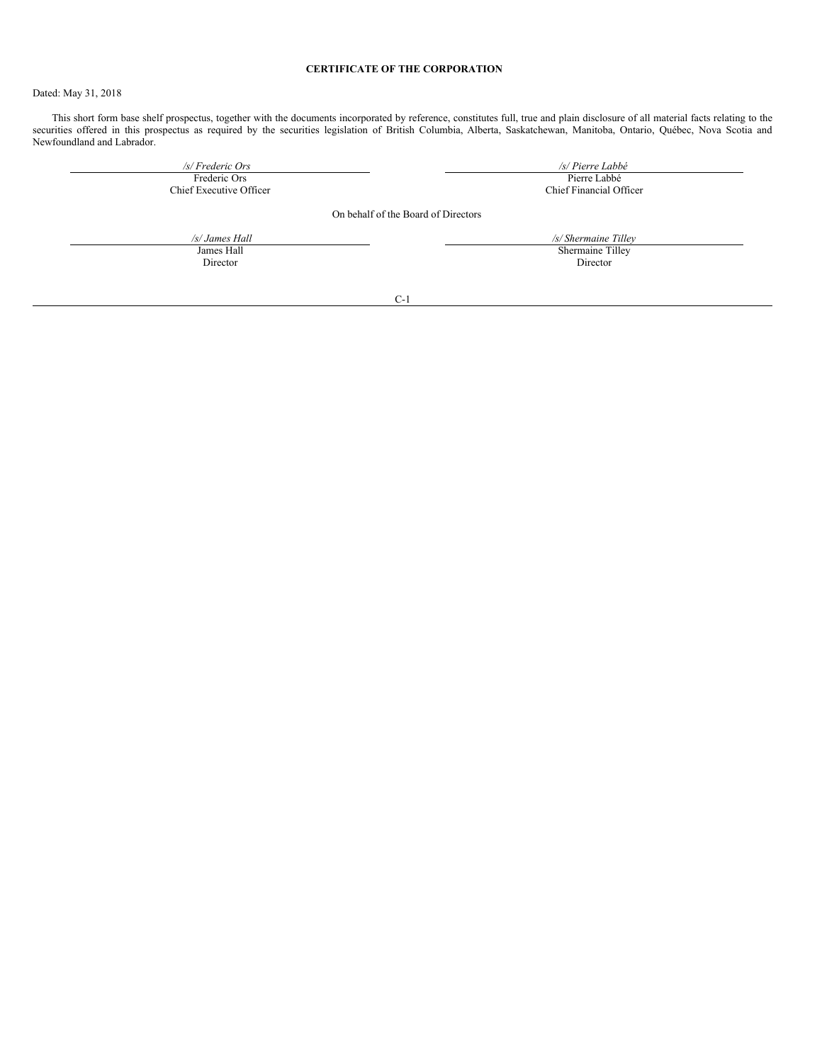## CERTIFICATE OF THE CORPORATION

Dated: May 31, 2018

This short form base shelf prospectus, together with the documents incorporated by reference, constitutes full, true and plain disclosure of all material facts relating to the securities offered in this prospectus as required by the securities legislation of British Columbia, Alberta, Saskatchewan, Manitoba, Ontario, Québec, Nova Scotia and Newfoundland and Labrador.

| | |
|---|---|
| */s/ Frederic Ors* | */s/ Pierre Labbé* |
| Frederic Ors | Pierre Labbé |
| Chief Executive Officer | Chief Financial Officer |

On behalf of the Board of Directors

| | |
|---|---|
| */s/ James Hall* | */s/ Shermaine Tilley* |
| James Hall | Shermaine Tilley |
| Director | Director |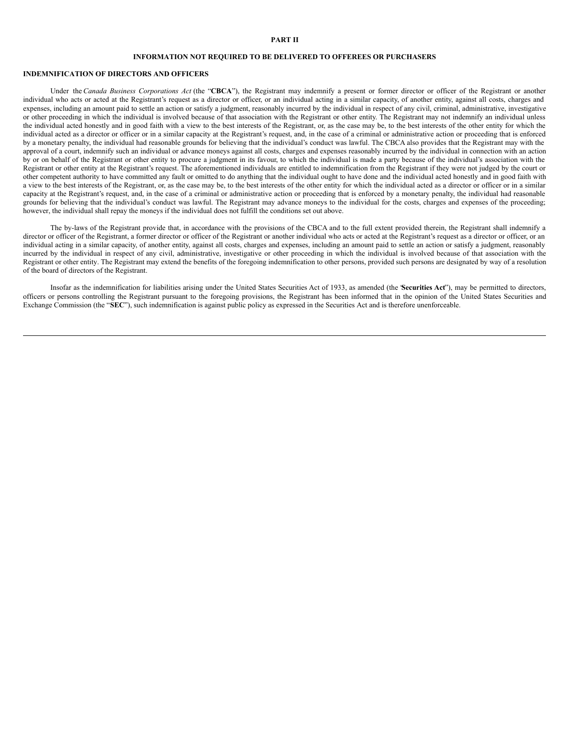## PART II

## INFORMATION NOT REQUIRED TO BE DELIVERED TO OFFEREES OR PURCHASERS

### INDEMNIFICATION OF DIRECTORS AND OFFICERS

Under the *Canada Business Corporations Act* (the "**CBCA**"), the Registrant may indemnify a present or former director or officer of the Registrant or another individual who acts or acted at the Registrant's request as a director or officer, or an individual acting in a similar capacity, of another entity, against all costs, charges and expenses, including an amount paid to settle an action or satisfy a judgment, reasonably incurred by the individual in respect of any civil, criminal, administrative, investigative or other proceeding in which the individual is involved because of that association with the Registrant or other entity. The Registrant may not indemnify an individual unless the individual acted honestly and in good faith with a view to the best interests of the Registrant, or, as the case may be, to the best interests of the other entity for which the individual acted as a director or officer or in a similar capacity at the Registrant's request, and, in the case of a criminal or administrative action or proceeding that is enforced by a monetary penalty, the individual had reasonable grounds for believing that the individual's conduct was lawful. The CBCA also provides that the Registrant may with the approval of a court, indemnify such an individual or advance moneys against all costs, charges and expenses reasonably incurred by the individual in connection with an action by or on behalf of the Registrant or other entity to procure a judgment in its favour, to which the individual is made a party because of the individual's association with the Registrant or other entity at the Registrant's request. The aforementioned individuals are entitled to indemnification from the Registrant if they were not judged by the court or other competent authority to have committed any fault or omitted to do anything that the individual ought to have done and the individual acted honestly and in good faith with a view to the best interests of the Registrant, or, as the case may be, to the best interests of the other entity for which the individual acted as a director or officer or in a similar capacity at the Registrant's request, and, in the case of a criminal or administrative action or proceeding that is enforced by a monetary penalty, the individual had reasonable grounds for believing that the individual's conduct was lawful. The Registrant may advance moneys to the individual for the costs, charges and expenses of the proceeding; however, the individual shall repay the moneys if the individual does not fulfill the conditions set out above.

The by-laws of the Registrant provide that, in accordance with the provisions of the CBCA and to the full extent provided therein, the Registrant shall indemnify a director or officer of the Registrant, a former director or officer of the Registrant or another individual who acts or acted at the Registrant's request as a director or officer, or an individual acting in a similar capacity, of another entity, against all costs, charges and expenses, including an amount paid to settle an action or satisfy a judgment, reasonably incurred by the individual in respect of any civil, administrative, investigative or other proceeding in which the individual is involved because of that association with the Registrant or other entity. The Registrant may extend the benefits of the foregoing indemnification to other persons, provided such persons are designated by way of a resolution of the board of directors of the Registrant.

Insofar as the indemnification for liabilities arising under the United States Securities Act of 1933, as amended (the "**Securities Act**"), may be permitted to directors, officers or persons controlling the Registrant pursuant to the foregoing provisions, the Registrant has been informed that in the opinion of the United States Securities and Exchange Commission (the "**SEC**"), such indemnification is against public policy as expressed in the Securities Act and is therefore unenforceable.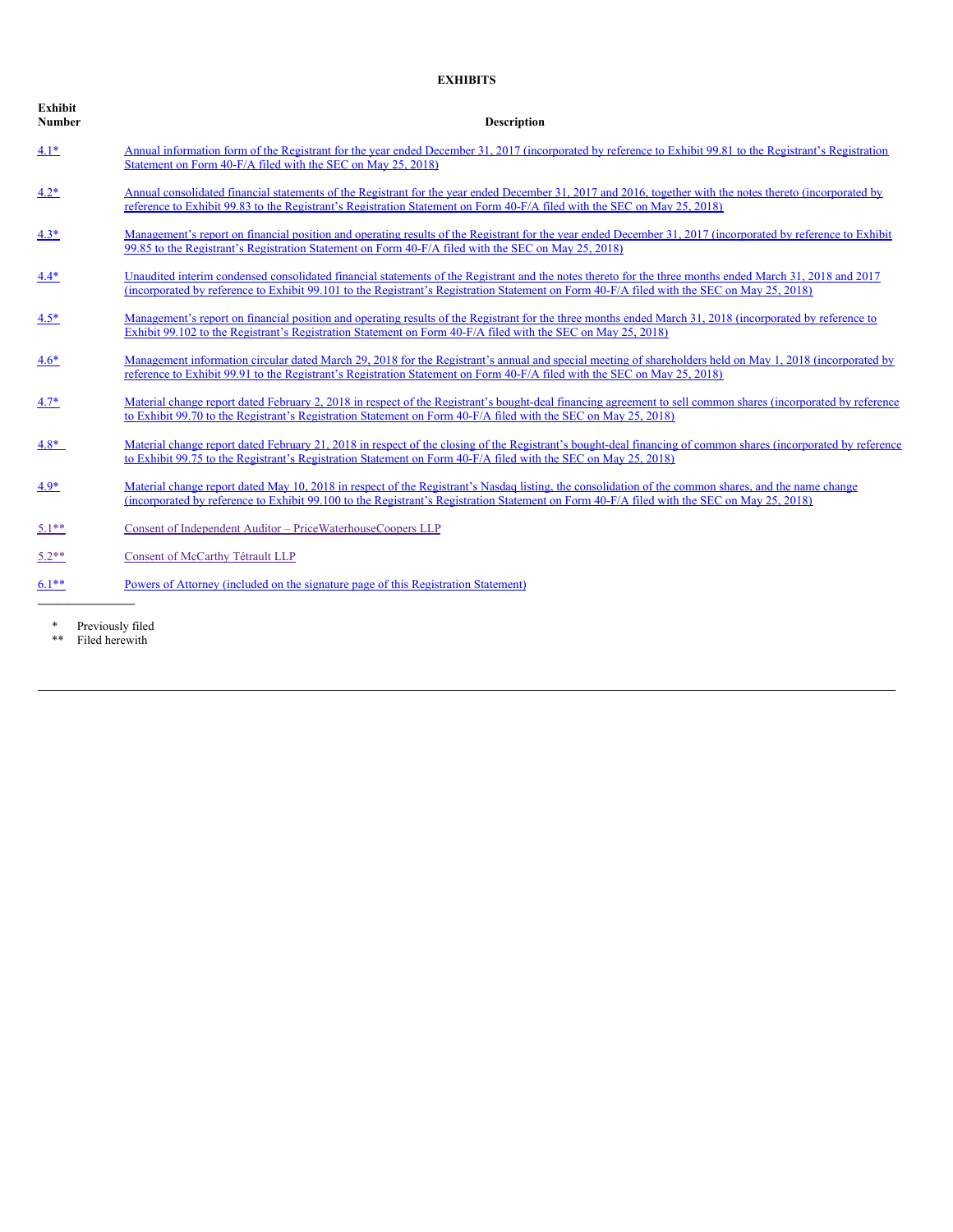## EXHIBITS

| Exhibit Number | Description |
|---|---|
| 4.1* | Annual information form of the Registrant for the year ended December 31, 2017 (incorporated by reference to Exhibit 99.81 to the Registrant's Registration Statement on Form 40-F/A filed with the SEC on May 25, 2018) |
| 4.2* | Annual consolidated financial statements of the Registrant for the year ended December 31, 2017 and 2016, together with the notes thereto (incorporated by reference to Exhibit 99.83 to the Registrant's Registration Statement on Form 40-F/A filed with the SEC on May 25, 2018) |
| 4.3* | Management's report on financial position and operating results of the Registrant for the year ended December 31, 2017 (incorporated by reference to Exhibit 99.85 to the Registrant's Registration Statement on Form 40-F/A filed with the SEC on May 25, 2018) |
| 4.4* | Unaudited interim condensed consolidated financial statements of the Registrant and the notes thereto for the three months ended March 31, 2018 and 2017 (incorporated by reference to Exhibit 99.101 to the Registrant's Registration Statement on Form 40-F/A filed with the SEC on May 25, 2018) |
| 4.5* | Management's report on financial position and operating results of the Registrant for the three months ended March 31, 2018 (incorporated by reference to Exhibit 99.102 to the Registrant's Registration Statement on Form 40-F/A filed with the SEC on May 25, 2018) |
| 4.6* | Management information circular dated March 29, 2018 for the Registrant's annual and special meeting of shareholders held on May 1, 2018 (incorporated by reference to Exhibit 99.91 to the Registrant's Registration Statement on Form 40-F/A filed with the SEC on May 25, 2018) |
| 4.7* | Material change report dated February 2, 2018 in respect of the Registrant's bought-deal financing agreement to sell common shares (incorporated by reference to Exhibit 99.70 to the Registrant's Registration Statement on Form 40-F/A filed with the SEC on May 25, 2018) |
| 4.8* | Material change report dated February 21, 2018 in respect of the closing of the Registrant's bought-deal financing of common shares (incorporated by reference to Exhibit 99.75 to the Registrant's Registration Statement on Form 40-F/A filed with the SEC on May 25, 2018) |
| 4.9* | Material change report dated May 10, 2018 in respect of the Registrant's Nasdaq listing, the consolidation of the common shares, and the name change (incorporated by reference to Exhibit 99.100 to the Registrant's Registration Statement on Form 40-F/A filed with the SEC on May 25, 2018) |
| 5.1** | Consent of Independent Auditor – PriceWaterhouseCoopers LLP |
| 5.2** | Consent of McCarthy Tétrault LLP |
| 6.1** | Powers of Attorney (included on the signature page of this Registration Statement) |

\* Previously filed

\*\* Filed herewith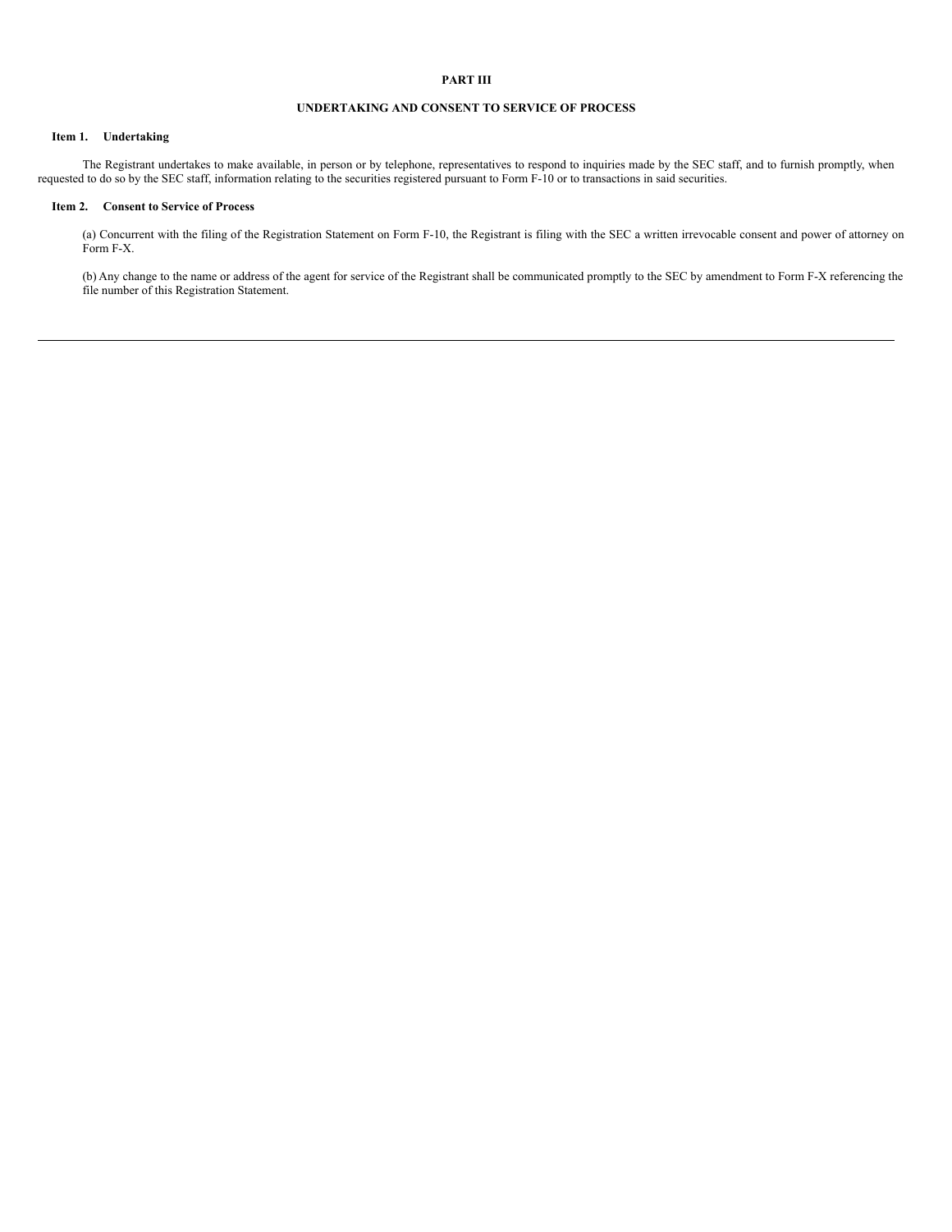# PART III

## UNDERTAKING AND CONSENT TO SERVICE OF PROCESS

### Item 1. Undertaking

The Registrant undertakes to make available, in person or by telephone, representatives to respond to inquiries made by the SEC staff, and to furnish promptly, when requested to do so by the SEC staff, information relating to the securities registered pursuant to Form F-10 or to transactions in said securities.

### Item 2. Consent to Service of Process

(a) Concurrent with the filing of the Registration Statement on Form F-10, the Registrant is filing with the SEC a written irrevocable consent and power of attorney on Form F-X.

(b) Any change to the name or address of the agent for service of the Registrant shall be communicated promptly to the SEC by amendment to Form F-X referencing the file number of this Registration Statement.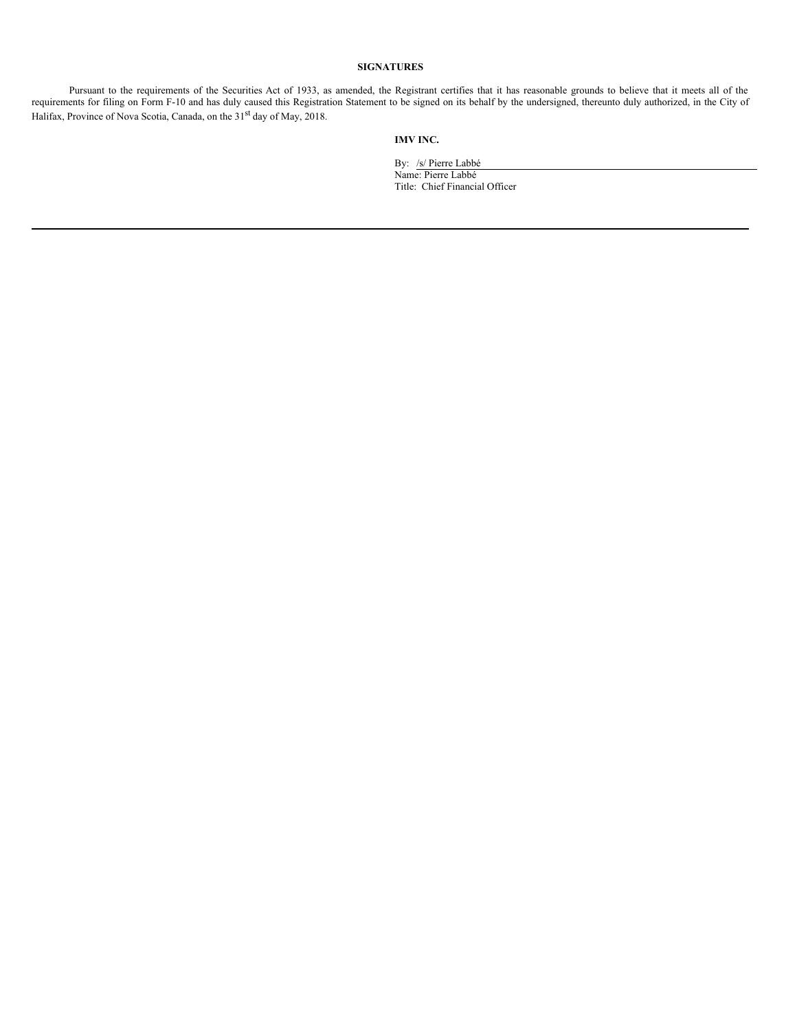## SIGNATURES

Pursuant to the requirements of the Securities Act of 1933, as amended, the Registrant certifies that it has reasonable grounds to believe that it meets all of the requirements for filing on Form F-10 and has duly caused this Registration Statement to be signed on its behalf by the undersigned, thereunto duly authorized, in the City of Halifax, Province of Nova Scotia, Canada, on the 31st day of May, 2018.

**IMV INC.**

By: /s/ Pierre Labbé
Name: Pierre Labbé
Title: Chief Financial Officer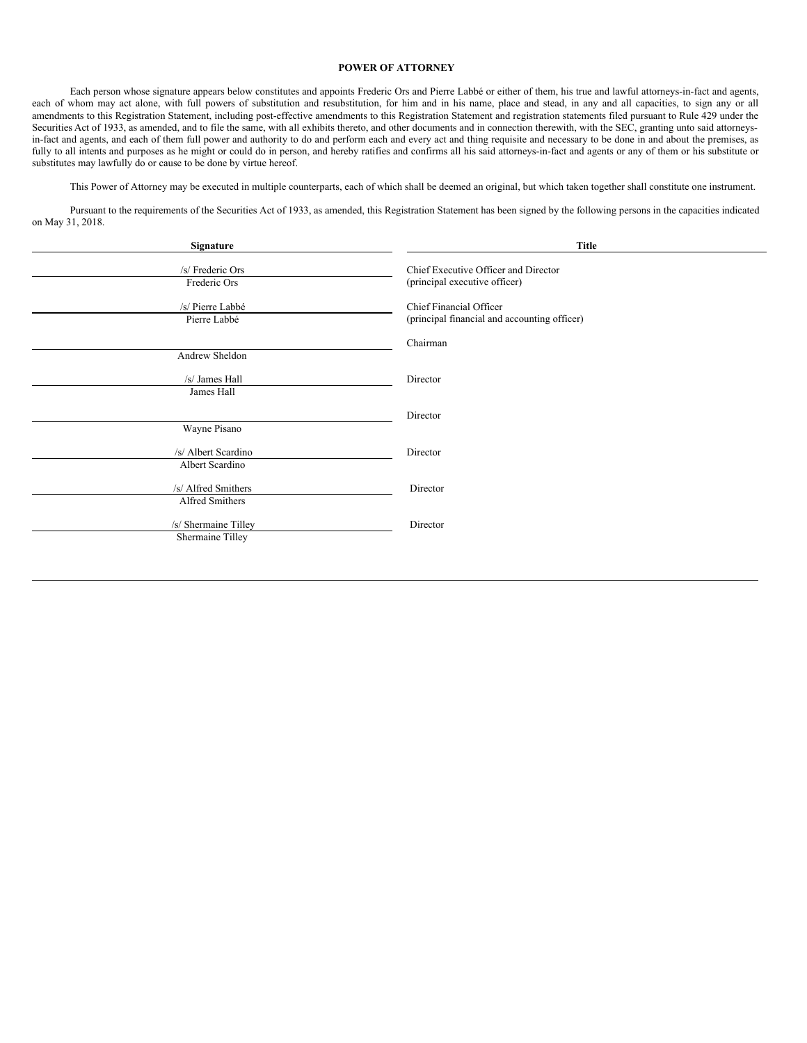**POWER OF ATTORNEY**

Each person whose signature appears below constitutes and appoints Frederic Ors and Pierre Labbé or either of them, his true and lawful attorneys-in-fact and agents, each of whom may act alone, with full powers of substitution and resubstitution, for him and in his name, place and stead, in any and all capacities, to sign any or all amendments to this Registration Statement, including post-effective amendments to this Registration Statement and registration statements filed pursuant to Rule 429 under the Securities Act of 1933, as amended, and to file the same, with all exhibits thereto, and other documents and in connection therewith, with the SEC, granting unto said attorneys-in-fact and agents, and each of them full power and authority to do and perform each and every act and thing requisite and necessary to be done in and about the premises, as fully to all intents and purposes as he might or could do in person, and hereby ratifies and confirms all his said attorneys-in-fact and agents or any of them or his substitute or substitutes may lawfully do or cause to be done by virtue hereof.

This Power of Attorney may be executed in multiple counterparts, each of which shall be deemed an original, but which taken together shall constitute one instrument.

Pursuant to the requirements of the Securities Act of 1933, as amended, this Registration Statement has been signed by the following persons in the capacities indicated on May 31, 2018.

| Signature | Title |
|---|---|
| /s/ Frederic Ors<br>Frederic Ors | Chief Executive Officer and Director<br>(principal executive officer) |
| /s/ Pierre Labbé<br>Pierre Labbé | Chief Financial Officer<br>(principal financial and accounting officer) |
| Andrew Sheldon | Chairman |
| /s/ James Hall<br>James Hall | Director |
| Wayne Pisano | Director |
| /s/ Albert Scardino<br>Albert Scardino | Director |
| /s/ Alfred Smithers<br>Alfred Smithers | Director |
| /s/ Shermaine Tilley<br>Shermaine Tilley | Director |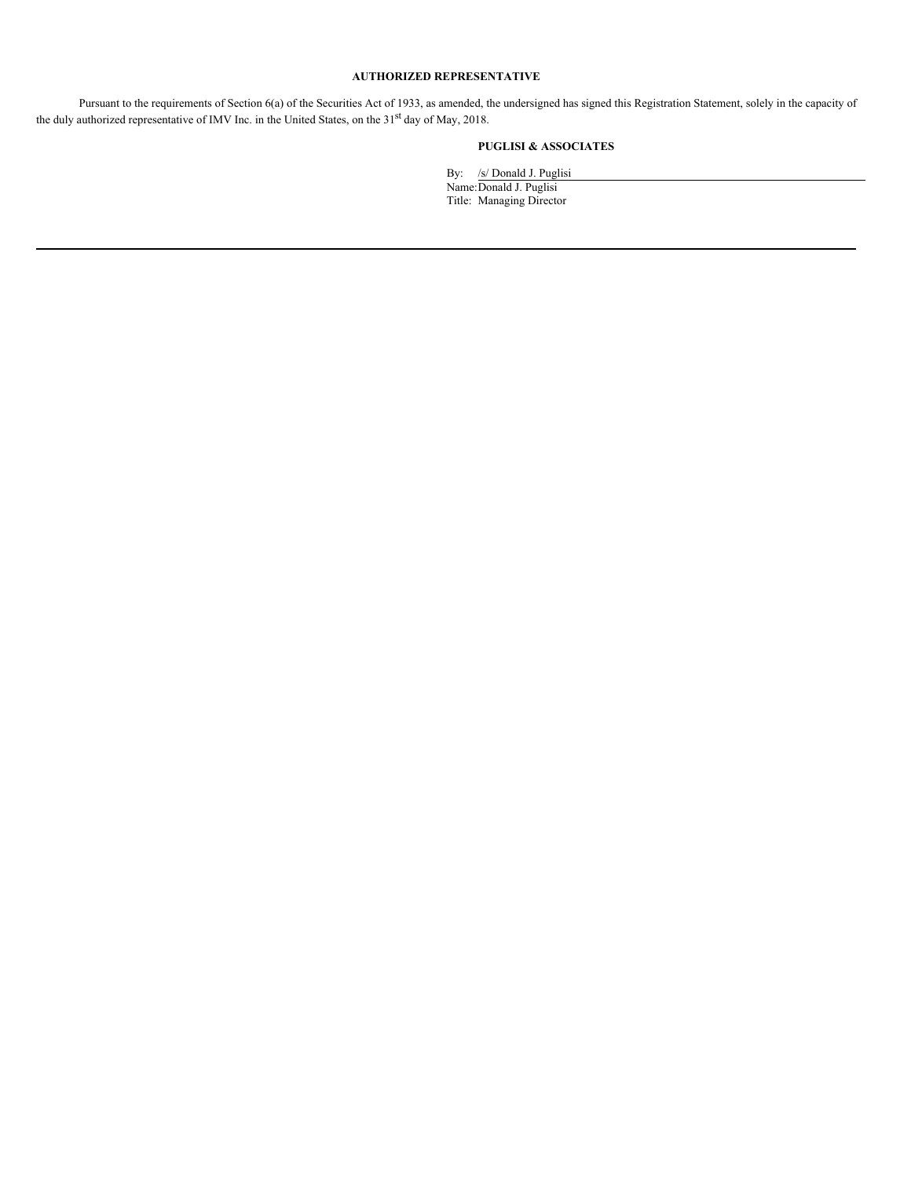**AUTHORIZED REPRESENTATIVE**

Pursuant to the requirements of Section 6(a) of the Securities Act of 1933, as amended, the undersigned has signed this Registration Statement, solely in the capacity of the duly authorized representative of IMV Inc. in the United States, on the 31st day of May, 2018.

**PUGLISI & ASSOCIATES**

By: /s/ Donald J. Puglisi
Name: Donald J. Puglisi
Title: Managing Director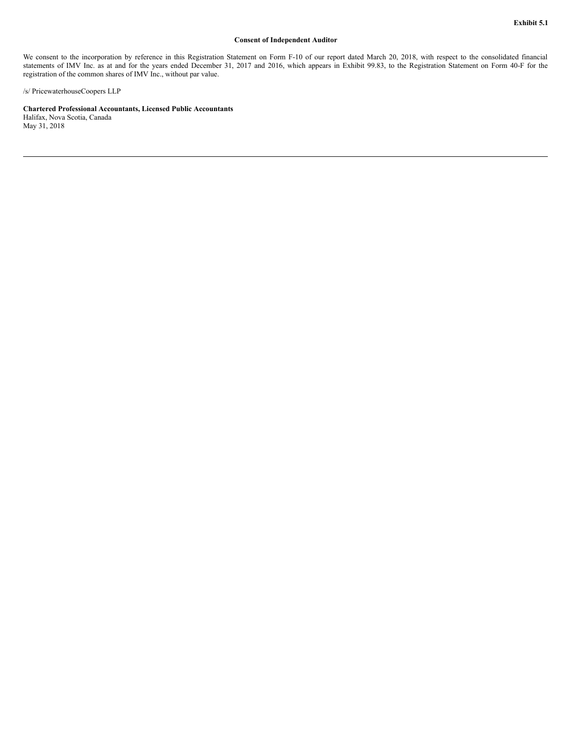**Exhibit 5.1**

**Consent of Independent Auditor**

We consent to the incorporation by reference in this Registration Statement on Form F-10 of our report dated March 20, 2018, with respect to the consolidated financial statements of IMV Inc. as at and for the years ended December 31, 2017 and 2016, which appears in Exhibit 99.83, to the Registration Statement on Form 40-F for the registration of the common shares of IMV Inc., without par value.

/s/ PricewaterhouseCoopers LLP

**Chartered Professional Accountants, Licensed Public Accountants**
Halifax, Nova Scotia, Canada
May 31, 2018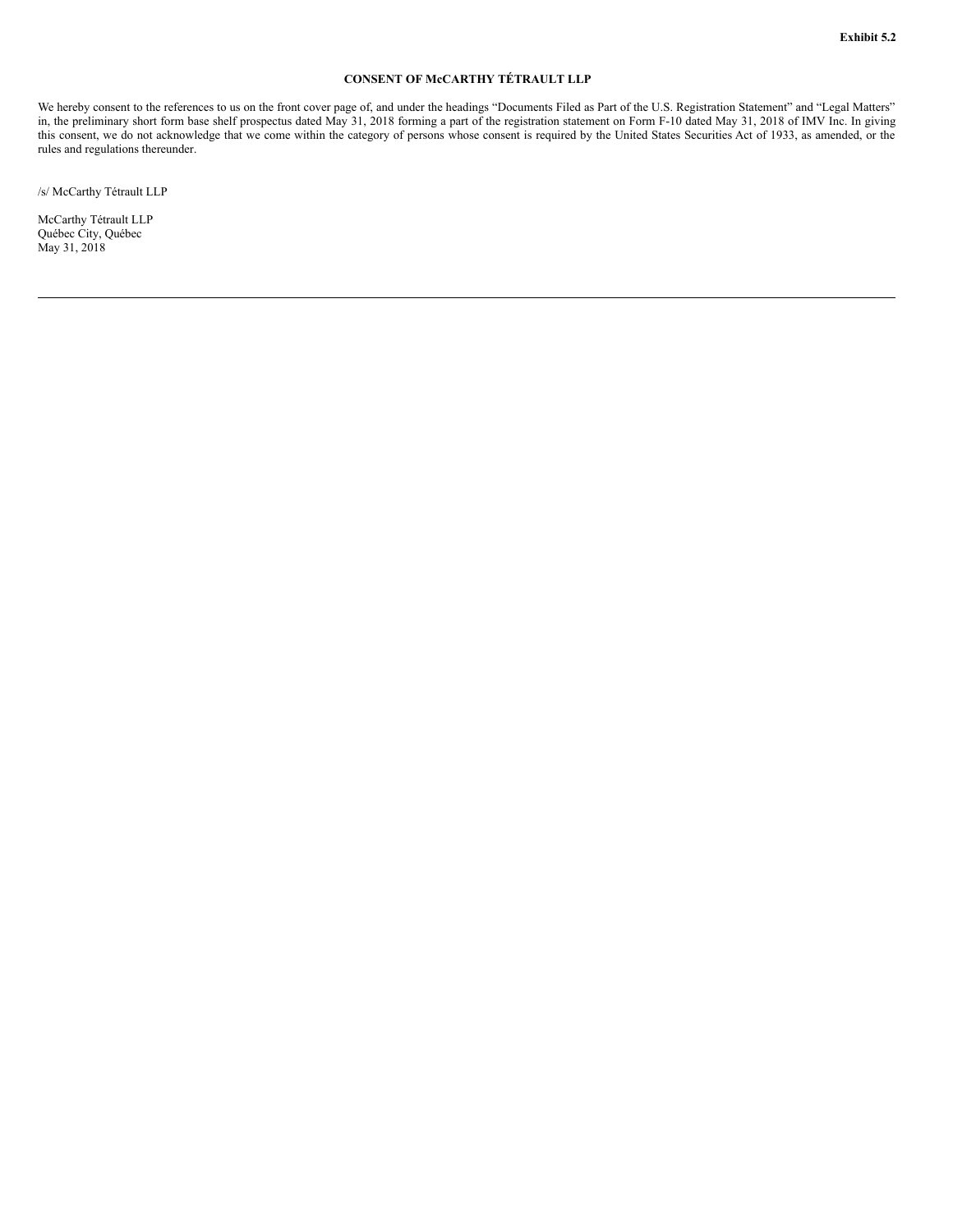**Exhibit 5.2**

**CONSENT OF McCARTHY TÉTRAULT LLP**

We hereby consent to the references to us on the front cover page of, and under the headings "Documents Filed as Part of the U.S. Registration Statement" and "Legal Matters" in, the preliminary short form base shelf prospectus dated May 31, 2018 forming a part of the registration statement on Form F-10 dated May 31, 2018 of IMV Inc. In giving this consent, we do not acknowledge that we come within the category of persons whose consent is required by the United States Securities Act of 1933, as amended, or the rules and regulations thereunder.

/s/ McCarthy Tétrault LLP

McCarthy Tétrault LLP
Québec City, Québec
May 31, 2018